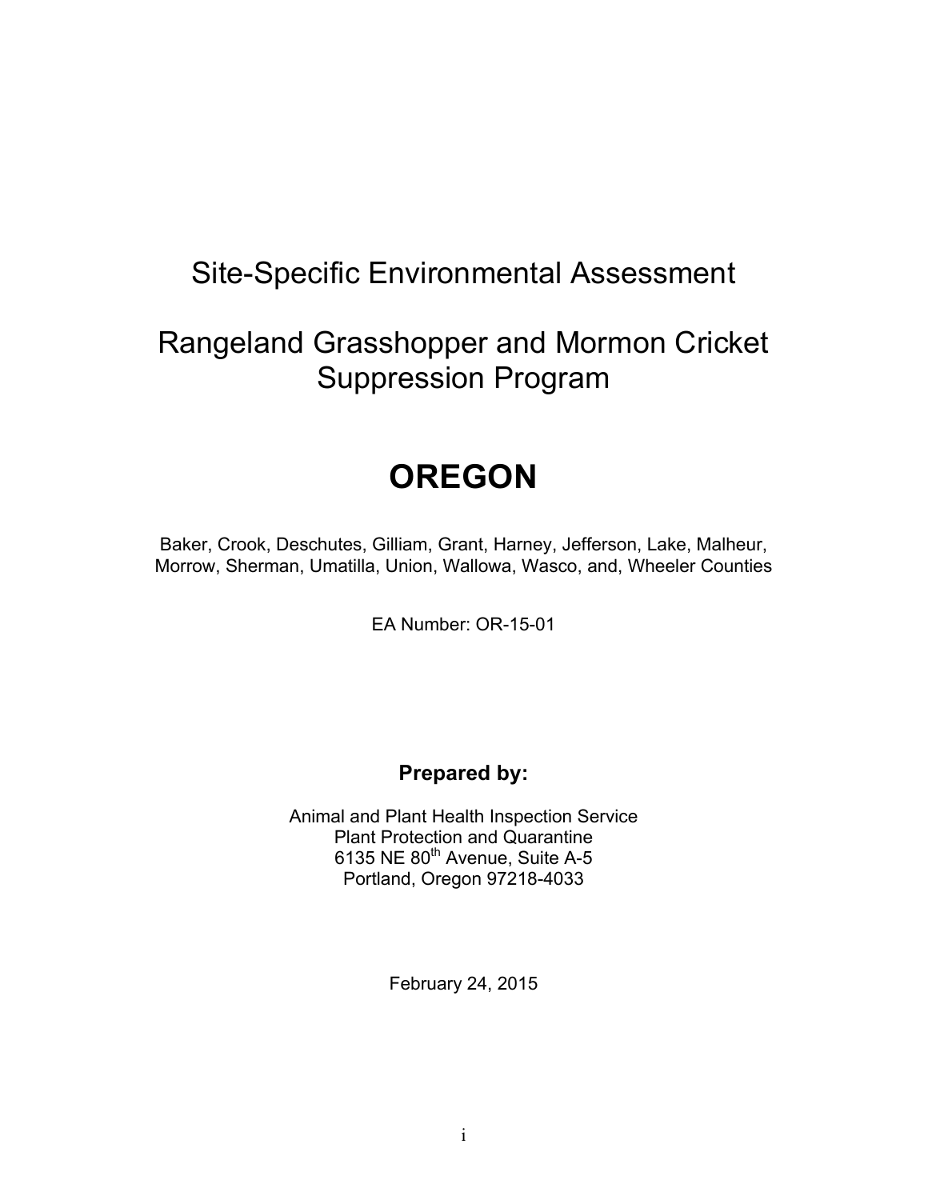# Site-Specific Environmental Assessment

# Rangeland Grasshopper and Mormon Cricket Suppression Program

# OREGON

Baker, Crook, Deschutes, Gilliam, Grant, Harney, Jefferson, Lake, Malheur, Morrow, Sherman, Umatilla, Union, Wallowa, Wasco, and, Wheeler Counties

EA Number: OR-15-01

**Prepared by:**

Animal and Plant Health Inspection Service
Plant Protection and Quarantine
6135 NE 80th Avenue, Suite A-5
Portland, Oregon 97218-4033

February 24, 2015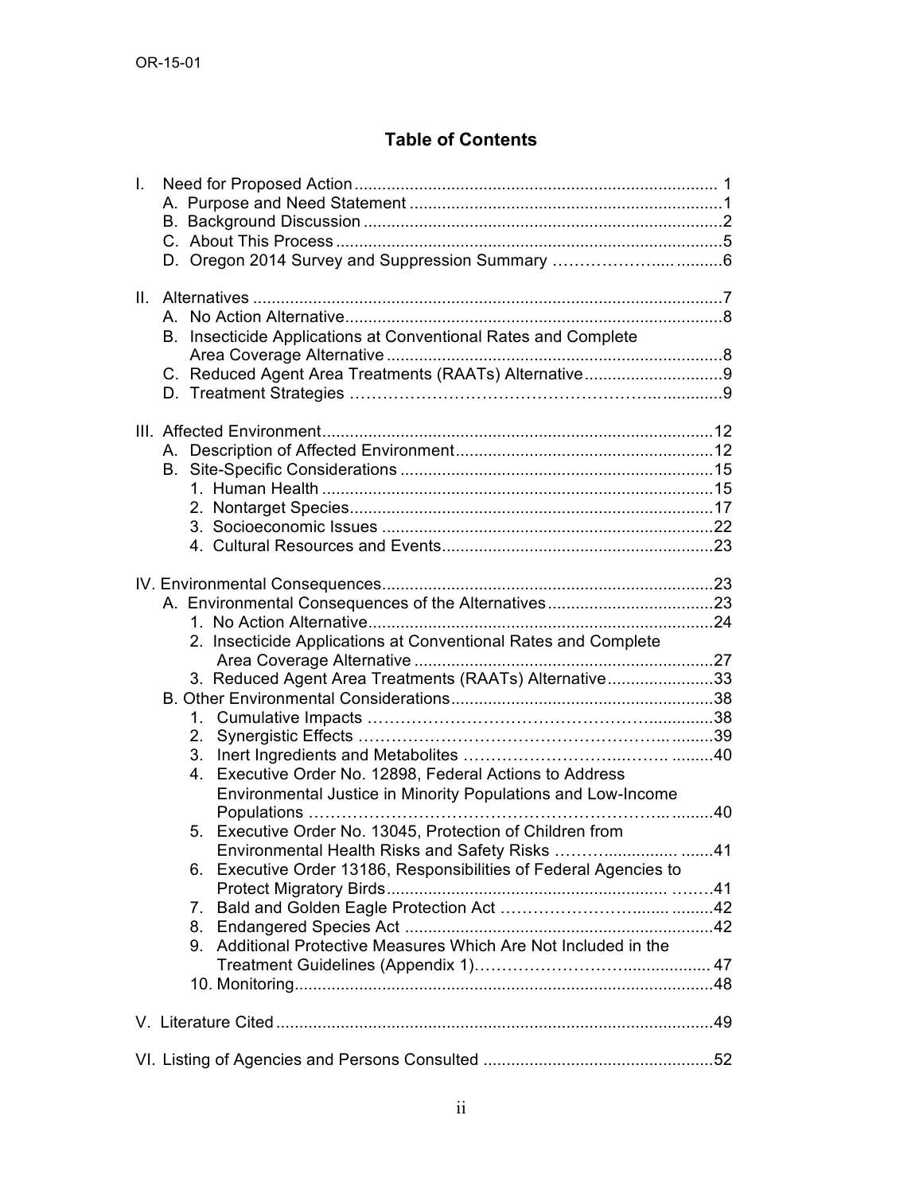# Table of Contents

I. Need for Proposed Action ... 1
- A. Purpose and Need Statement ... 1
- B. Background Discussion ... 2
- C. About This Process ... 5
- D. Oregon 2014 Survey and Suppression Summary ... 6

II. Alternatives ... 7
- A. No Action Alternative ... 8
- B. Insecticide Applications at Conventional Rates and Complete Area Coverage Alternative ... 8
- C. Reduced Agent Area Treatments (RAATs) Alternative ... 9
- D. Treatment Strategies ... 9

III. Affected Environment ... 12
- A. Description of Affected Environment ... 12
- B. Site-Specific Considerations ... 15
  1. Human Health ... 15
  2. Nontarget Species ... 17
  3. Socioeconomic Issues ... 22
  4. Cultural Resources and Events ... 23

IV. Environmental Consequences ... 23
- A. Environmental Consequences of the Alternatives ... 23
  1. No Action Alternative ... 24
  2. Insecticide Applications at Conventional Rates and Complete Area Coverage Alternative ... 27
  3. Reduced Agent Area Treatments (RAATs) Alternative ... 33
- B. Other Environmental Considerations ... 38
  1. Cumulative Impacts ... 38
  2. Synergistic Effects ... 39
  3. Inert Ingredients and Metabolites ... 40
  4. Executive Order No. 12898, Federal Actions to Address Environmental Justice in Minority Populations and Low-Income Populations ... 40
  5. Executive Order No. 13045, Protection of Children from Environmental Health Risks and Safety Risks ... 41
  6. Executive Order 13186, Responsibilities of Federal Agencies to Protect Migratory Birds ... 41
  7. Bald and Golden Eagle Protection Act ... 42
  8. Endangered Species Act ... 42
  9. Additional Protective Measures Which Are Not Included in the Treatment Guidelines (Appendix 1) ... 47
  10. Monitoring ... 48

V. Literature Cited ... 49

VI. Listing of Agencies and Persons Consulted ... 52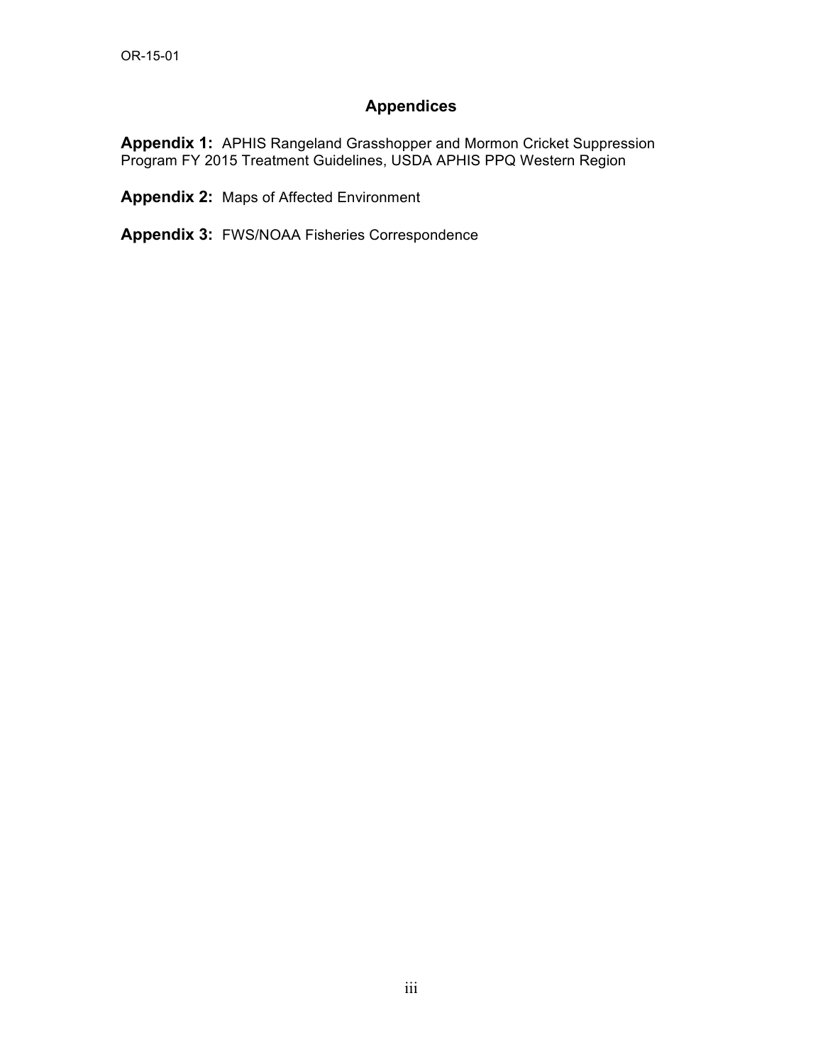# Appendices

**Appendix 1:** APHIS Rangeland Grasshopper and Mormon Cricket Suppression Program FY 2015 Treatment Guidelines, USDA APHIS PPQ Western Region

**Appendix 2:** Maps of Affected Environment

**Appendix 3:** FWS/NOAA Fisheries Correspondence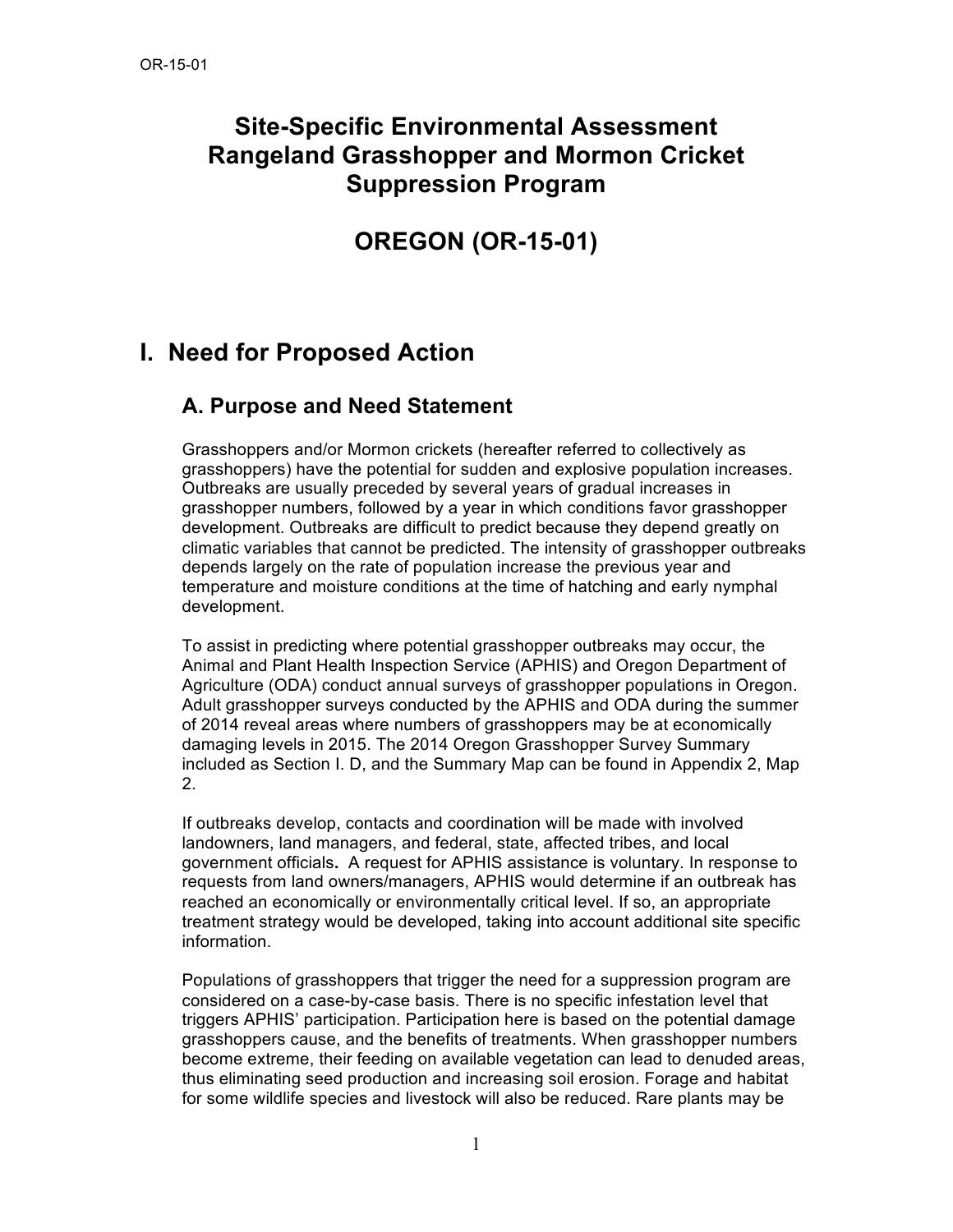# Site-Specific Environmental Assessment Rangeland Grasshopper and Mormon Cricket Suppression Program

# OREGON (OR-15-01)

## I. Need for Proposed Action

### A. Purpose and Need Statement

Grasshoppers and/or Mormon crickets (hereafter referred to collectively as grasshoppers) have the potential for sudden and explosive population increases. Outbreaks are usually preceded by several years of gradual increases in grasshopper numbers, followed by a year in which conditions favor grasshopper development. Outbreaks are difficult to predict because they depend greatly on climatic variables that cannot be predicted. The intensity of grasshopper outbreaks depends largely on the rate of population increase the previous year and temperature and moisture conditions at the time of hatching and early nymphal development.

To assist in predicting where potential grasshopper outbreaks may occur, the Animal and Plant Health Inspection Service (APHIS) and Oregon Department of Agriculture (ODA) conduct annual surveys of grasshopper populations in Oregon. Adult grasshopper surveys conducted by the APHIS and ODA during the summer of 2014 reveal areas where numbers of grasshoppers may be at economically damaging levels in 2015. The 2014 Oregon Grasshopper Survey Summary included as Section I. D, and the Summary Map can be found in Appendix 2, Map 2.

If outbreaks develop, contacts and coordination will be made with involved landowners, land managers, and federal, state, affected tribes, and local government officials**.** A request for APHIS assistance is voluntary. In response to requests from land owners/managers, APHIS would determine if an outbreak has reached an economically or environmentally critical level. If so, an appropriate treatment strategy would be developed, taking into account additional site specific information.

Populations of grasshoppers that trigger the need for a suppression program are considered on a case-by-case basis. There is no specific infestation level that triggers APHIS' participation. Participation here is based on the potential damage grasshoppers cause, and the benefits of treatments. When grasshopper numbers become extreme, their feeding on available vegetation can lead to denuded areas, thus eliminating seed production and increasing soil erosion. Forage and habitat for some wildlife species and livestock will also be reduced. Rare plants may be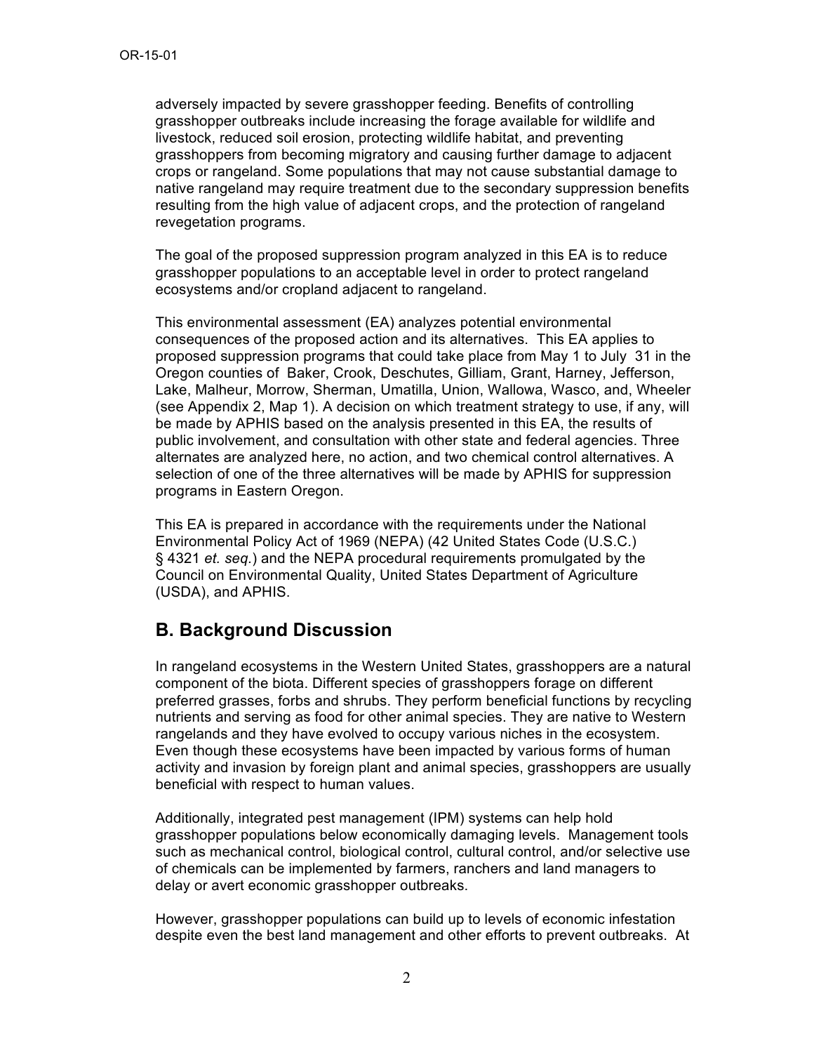adversely impacted by severe grasshopper feeding. Benefits of controlling grasshopper outbreaks include increasing the forage available for wildlife and livestock, reduced soil erosion, protecting wildlife habitat, and preventing grasshoppers from becoming migratory and causing further damage to adjacent crops or rangeland. Some populations that may not cause substantial damage to native rangeland may require treatment due to the secondary suppression benefits resulting from the high value of adjacent crops, and the protection of rangeland revegetation programs.

The goal of the proposed suppression program analyzed in this EA is to reduce grasshopper populations to an acceptable level in order to protect rangeland ecosystems and/or cropland adjacent to rangeland.

This environmental assessment (EA) analyzes potential environmental consequences of the proposed action and its alternatives. This EA applies to proposed suppression programs that could take place from May 1 to July 31 in the Oregon counties of Baker, Crook, Deschutes, Gilliam, Grant, Harney, Jefferson, Lake, Malheur, Morrow, Sherman, Umatilla, Union, Wallowa, Wasco, and, Wheeler (see Appendix 2, Map 1). A decision on which treatment strategy to use, if any, will be made by APHIS based on the analysis presented in this EA, the results of public involvement, and consultation with other state and federal agencies. Three alternates are analyzed here, no action, and two chemical control alternatives. A selection of one of the three alternatives will be made by APHIS for suppression programs in Eastern Oregon.

This EA is prepared in accordance with the requirements under the National Environmental Policy Act of 1969 (NEPA) (42 United States Code (U.S.C.) § 4321 *et. seq.*) and the NEPA procedural requirements promulgated by the Council on Environmental Quality, United States Department of Agriculture (USDA), and APHIS.

## B. Background Discussion

In rangeland ecosystems in the Western United States, grasshoppers are a natural component of the biota. Different species of grasshoppers forage on different preferred grasses, forbs and shrubs. They perform beneficial functions by recycling nutrients and serving as food for other animal species. They are native to Western rangelands and they have evolved to occupy various niches in the ecosystem. Even though these ecosystems have been impacted by various forms of human activity and invasion by foreign plant and animal species, grasshoppers are usually beneficial with respect to human values.

Additionally, integrated pest management (IPM) systems can help hold grasshopper populations below economically damaging levels. Management tools such as mechanical control, biological control, cultural control, and/or selective use of chemicals can be implemented by farmers, ranchers and land managers to delay or avert economic grasshopper outbreaks.

However, grasshopper populations can build up to levels of economic infestation despite even the best land management and other efforts to prevent outbreaks. At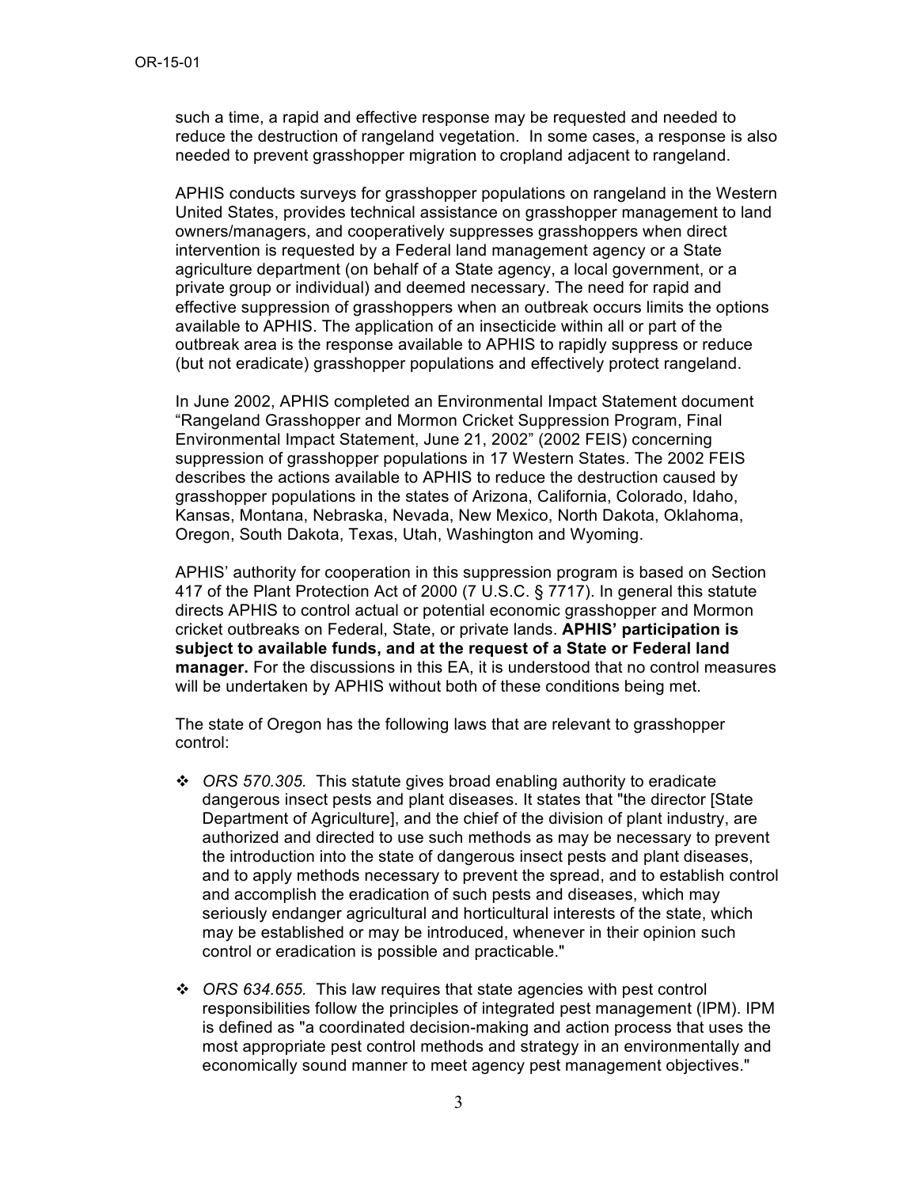such a time, a rapid and effective response may be requested and needed to reduce the destruction of rangeland vegetation. In some cases, a response is also needed to prevent grasshopper migration to cropland adjacent to rangeland.

APHIS conducts surveys for grasshopper populations on rangeland in the Western United States, provides technical assistance on grasshopper management to land owners/managers, and cooperatively suppresses grasshoppers when direct intervention is requested by a Federal land management agency or a State agriculture department (on behalf of a State agency, a local government, or a private group or individual) and deemed necessary. The need for rapid and effective suppression of grasshoppers when an outbreak occurs limits the options available to APHIS. The application of an insecticide within all or part of the outbreak area is the response available to APHIS to rapidly suppress or reduce (but not eradicate) grasshopper populations and effectively protect rangeland.

In June 2002, APHIS completed an Environmental Impact Statement document "Rangeland Grasshopper and Mormon Cricket Suppression Program, Final Environmental Impact Statement, June 21, 2002" (2002 FEIS) concerning suppression of grasshopper populations in 17 Western States. The 2002 FEIS describes the actions available to APHIS to reduce the destruction caused by grasshopper populations in the states of Arizona, California, Colorado, Idaho, Kansas, Montana, Nebraska, Nevada, New Mexico, North Dakota, Oklahoma, Oregon, South Dakota, Texas, Utah, Washington and Wyoming.

APHIS' authority for cooperation in this suppression program is based on Section 417 of the Plant Protection Act of 2000 (7 U.S.C. § 7717). In general this statute directs APHIS to control actual or potential economic grasshopper and Mormon cricket outbreaks on Federal, State, or private lands. **APHIS' participation is subject to available funds, and at the request of a State or Federal land manager.** For the discussions in this EA, it is understood that no control measures will be undertaken by APHIS without both of these conditions being met.

The state of Oregon has the following laws that are relevant to grasshopper control:

- *ORS 570.305.* This statute gives broad enabling authority to eradicate dangerous insect pests and plant diseases. It states that "the director [State Department of Agriculture], and the chief of the division of plant industry, are authorized and directed to use such methods as may be necessary to prevent the introduction into the state of dangerous insect pests and plant diseases, and to apply methods necessary to prevent the spread, and to establish control and accomplish the eradication of such pests and diseases, which may seriously endanger agricultural and horticultural interests of the state, which may be established or may be introduced, whenever in their opinion such control or eradication is possible and practicable."

- *ORS 634.655.* This law requires that state agencies with pest control responsibilities follow the principles of integrated pest management (IPM). IPM is defined as "a coordinated decision-making and action process that uses the most appropriate pest control methods and strategy in an environmentally and economically sound manner to meet agency pest management objectives."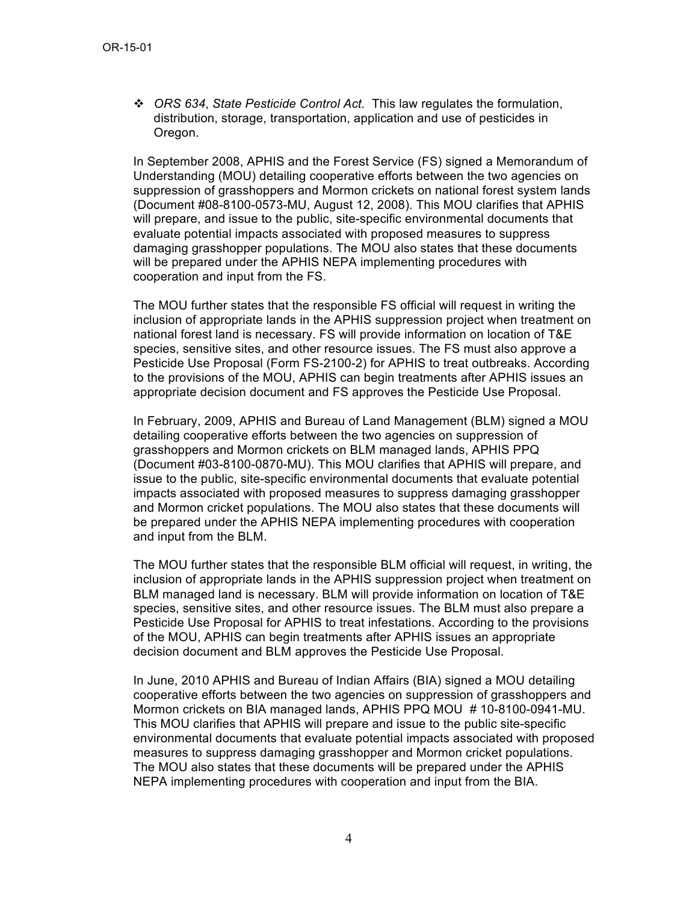- *ORS 634*, *State Pesticide Control Act.* This law regulates the formulation, distribution, storage, transportation, application and use of pesticides in Oregon.

In September 2008, APHIS and the Forest Service (FS) signed a Memorandum of Understanding (MOU) detailing cooperative efforts between the two agencies on suppression of grasshoppers and Mormon crickets on national forest system lands (Document #08-8100-0573-MU, August 12, 2008). This MOU clarifies that APHIS will prepare, and issue to the public, site-specific environmental documents that evaluate potential impacts associated with proposed measures to suppress damaging grasshopper populations. The MOU also states that these documents will be prepared under the APHIS NEPA implementing procedures with cooperation and input from the FS.

The MOU further states that the responsible FS official will request in writing the inclusion of appropriate lands in the APHIS suppression project when treatment on national forest land is necessary. FS will provide information on location of T&E species, sensitive sites, and other resource issues. The FS must also approve a Pesticide Use Proposal (Form FS-2100-2) for APHIS to treat outbreaks. According to the provisions of the MOU, APHIS can begin treatments after APHIS issues an appropriate decision document and FS approves the Pesticide Use Proposal.

In February, 2009, APHIS and Bureau of Land Management (BLM) signed a MOU detailing cooperative efforts between the two agencies on suppression of grasshoppers and Mormon crickets on BLM managed lands, APHIS PPQ (Document #03-8100-0870-MU). This MOU clarifies that APHIS will prepare, and issue to the public, site-specific environmental documents that evaluate potential impacts associated with proposed measures to suppress damaging grasshopper and Mormon cricket populations. The MOU also states that these documents will be prepared under the APHIS NEPA implementing procedures with cooperation and input from the BLM.

The MOU further states that the responsible BLM official will request, in writing, the inclusion of appropriate lands in the APHIS suppression project when treatment on BLM managed land is necessary. BLM will provide information on location of T&E species, sensitive sites, and other resource issues. The BLM must also prepare a Pesticide Use Proposal for APHIS to treat infestations. According to the provisions of the MOU, APHIS can begin treatments after APHIS issues an appropriate decision document and BLM approves the Pesticide Use Proposal.

In June, 2010 APHIS and Bureau of Indian Affairs (BIA) signed a MOU detailing cooperative efforts between the two agencies on suppression of grasshoppers and Mormon crickets on BIA managed lands, APHIS PPQ MOU # 10-8100-0941-MU. This MOU clarifies that APHIS will prepare and issue to the public site-specific environmental documents that evaluate potential impacts associated with proposed measures to suppress damaging grasshopper and Mormon cricket populations. The MOU also states that these documents will be prepared under the APHIS NEPA implementing procedures with cooperation and input from the BIA.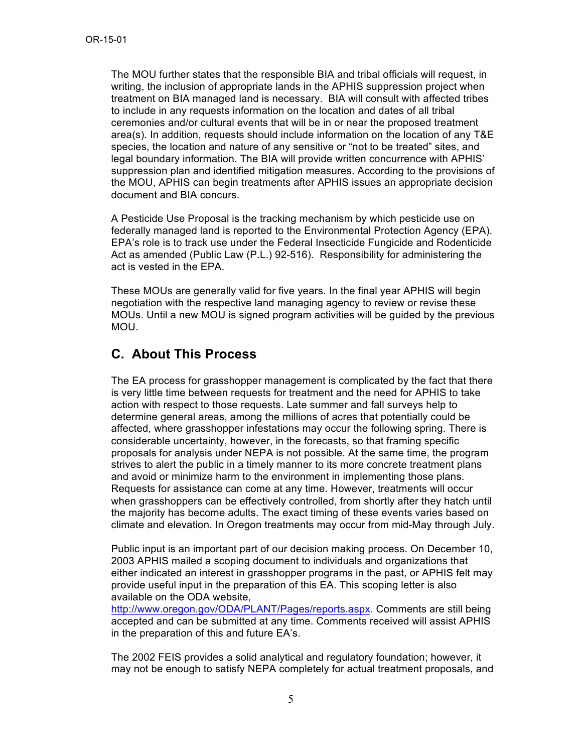The MOU further states that the responsible BIA and tribal officials will request, in writing, the inclusion of appropriate lands in the APHIS suppression project when treatment on BIA managed land is necessary. BIA will consult with affected tribes to include in any requests information on the location and dates of all tribal ceremonies and/or cultural events that will be in or near the proposed treatment area(s). In addition, requests should include information on the location of any T&E species, the location and nature of any sensitive or "not to be treated" sites, and legal boundary information. The BIA will provide written concurrence with APHIS' suppression plan and identified mitigation measures. According to the provisions of the MOU, APHIS can begin treatments after APHIS issues an appropriate decision document and BIA concurs.

A Pesticide Use Proposal is the tracking mechanism by which pesticide use on federally managed land is reported to the Environmental Protection Agency (EPA). EPA's role is to track use under the Federal Insecticide Fungicide and Rodenticide Act as amended (Public Law (P.L.) 92-516). Responsibility for administering the act is vested in the EPA.

These MOUs are generally valid for five years. In the final year APHIS will begin negotiation with the respective land managing agency to review or revise these MOUs. Until a new MOU is signed program activities will be guided by the previous MOU.

## C. About This Process

The EA process for grasshopper management is complicated by the fact that there is very little time between requests for treatment and the need for APHIS to take action with respect to those requests. Late summer and fall surveys help to determine general areas, among the millions of acres that potentially could be affected, where grasshopper infestations may occur the following spring. There is considerable uncertainty, however, in the forecasts, so that framing specific proposals for analysis under NEPA is not possible. At the same time, the program strives to alert the public in a timely manner to its more concrete treatment plans and avoid or minimize harm to the environment in implementing those plans. Requests for assistance can come at any time. However, treatments will occur when grasshoppers can be effectively controlled, from shortly after they hatch until the majority has become adults. The exact timing of these events varies based on climate and elevation. In Oregon treatments may occur from mid-May through July.

Public input is an important part of our decision making process. On December 10, 2003 APHIS mailed a scoping document to individuals and organizations that either indicated an interest in grasshopper programs in the past, or APHIS felt may provide useful input in the preparation of this EA. This scoping letter is also available on the ODA website, http://www.oregon.gov/ODA/PLANT/Pages/reports.aspx. Comments are still being accepted and can be submitted at any time. Comments received will assist APHIS in the preparation of this and future EA's.

The 2002 FEIS provides a solid analytical and regulatory foundation; however, it may not be enough to satisfy NEPA completely for actual treatment proposals, and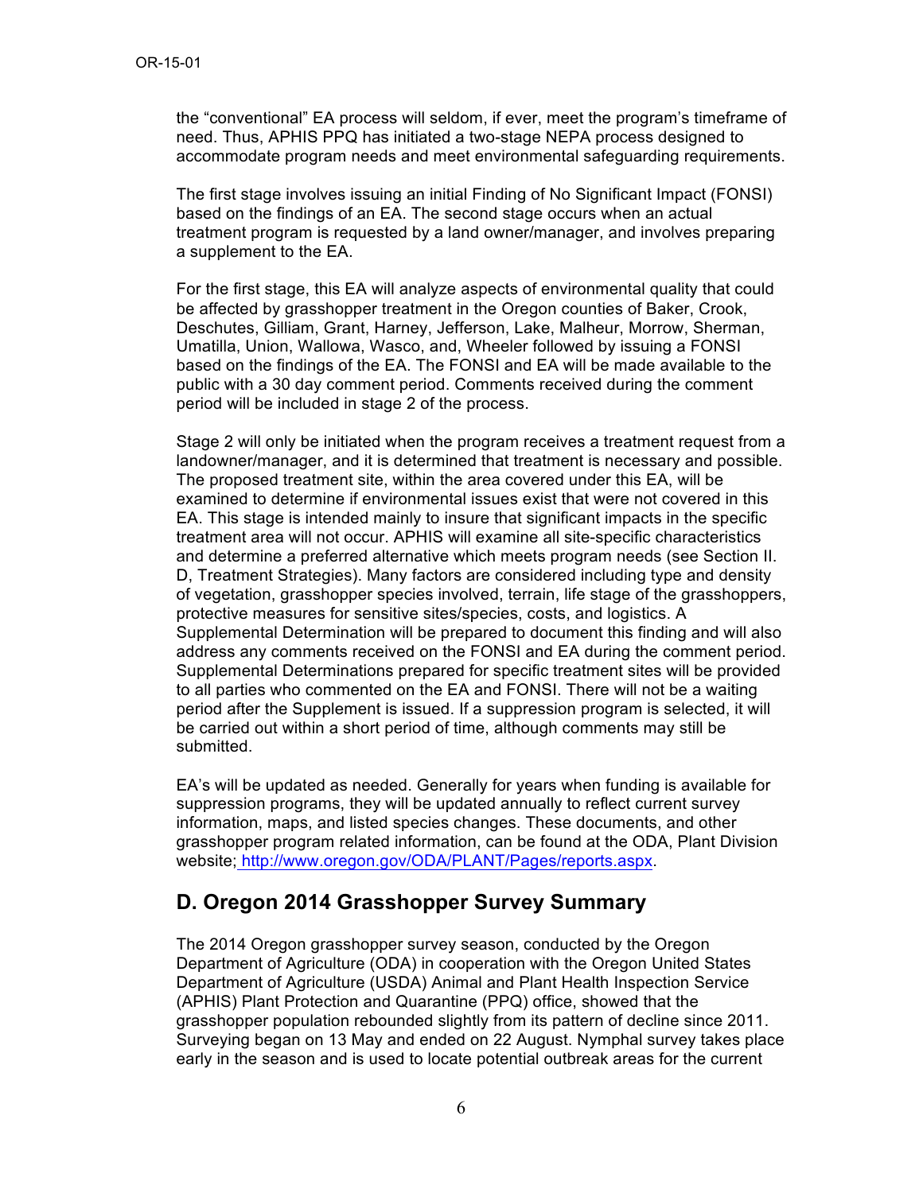the "conventional" EA process will seldom, if ever, meet the program's timeframe of need. Thus, APHIS PPQ has initiated a two-stage NEPA process designed to accommodate program needs and meet environmental safeguarding requirements.

The first stage involves issuing an initial Finding of No Significant Impact (FONSI) based on the findings of an EA. The second stage occurs when an actual treatment program is requested by a land owner/manager, and involves preparing a supplement to the EA.

For the first stage, this EA will analyze aspects of environmental quality that could be affected by grasshopper treatment in the Oregon counties of Baker, Crook, Deschutes, Gilliam, Grant, Harney, Jefferson, Lake, Malheur, Morrow, Sherman, Umatilla, Union, Wallowa, Wasco, and, Wheeler followed by issuing a FONSI based on the findings of the EA. The FONSI and EA will be made available to the public with a 30 day comment period. Comments received during the comment period will be included in stage 2 of the process.

Stage 2 will only be initiated when the program receives a treatment request from a landowner/manager, and it is determined that treatment is necessary and possible. The proposed treatment site, within the area covered under this EA, will be examined to determine if environmental issues exist that were not covered in this EA. This stage is intended mainly to insure that significant impacts in the specific treatment area will not occur. APHIS will examine all site-specific characteristics and determine a preferred alternative which meets program needs (see Section II. D, Treatment Strategies). Many factors are considered including type and density of vegetation, grasshopper species involved, terrain, life stage of the grasshoppers, protective measures for sensitive sites/species, costs, and logistics. A Supplemental Determination will be prepared to document this finding and will also address any comments received on the FONSI and EA during the comment period. Supplemental Determinations prepared for specific treatment sites will be provided to all parties who commented on the EA and FONSI. There will not be a waiting period after the Supplement is issued. If a suppression program is selected, it will be carried out within a short period of time, although comments may still be submitted.

EA's will be updated as needed. Generally for years when funding is available for suppression programs, they will be updated annually to reflect current survey information, maps, and listed species changes. These documents, and other grasshopper program related information, can be found at the ODA, Plant Division website; http://www.oregon.gov/ODA/PLANT/Pages/reports.aspx.

## D. Oregon 2014 Grasshopper Survey Summary

The 2014 Oregon grasshopper survey season, conducted by the Oregon Department of Agriculture (ODA) in cooperation with the Oregon United States Department of Agriculture (USDA) Animal and Plant Health Inspection Service (APHIS) Plant Protection and Quarantine (PPQ) office, showed that the grasshopper population rebounded slightly from its pattern of decline since 2011. Surveying began on 13 May and ended on 22 August. Nymphal survey takes place early in the season and is used to locate potential outbreak areas for the current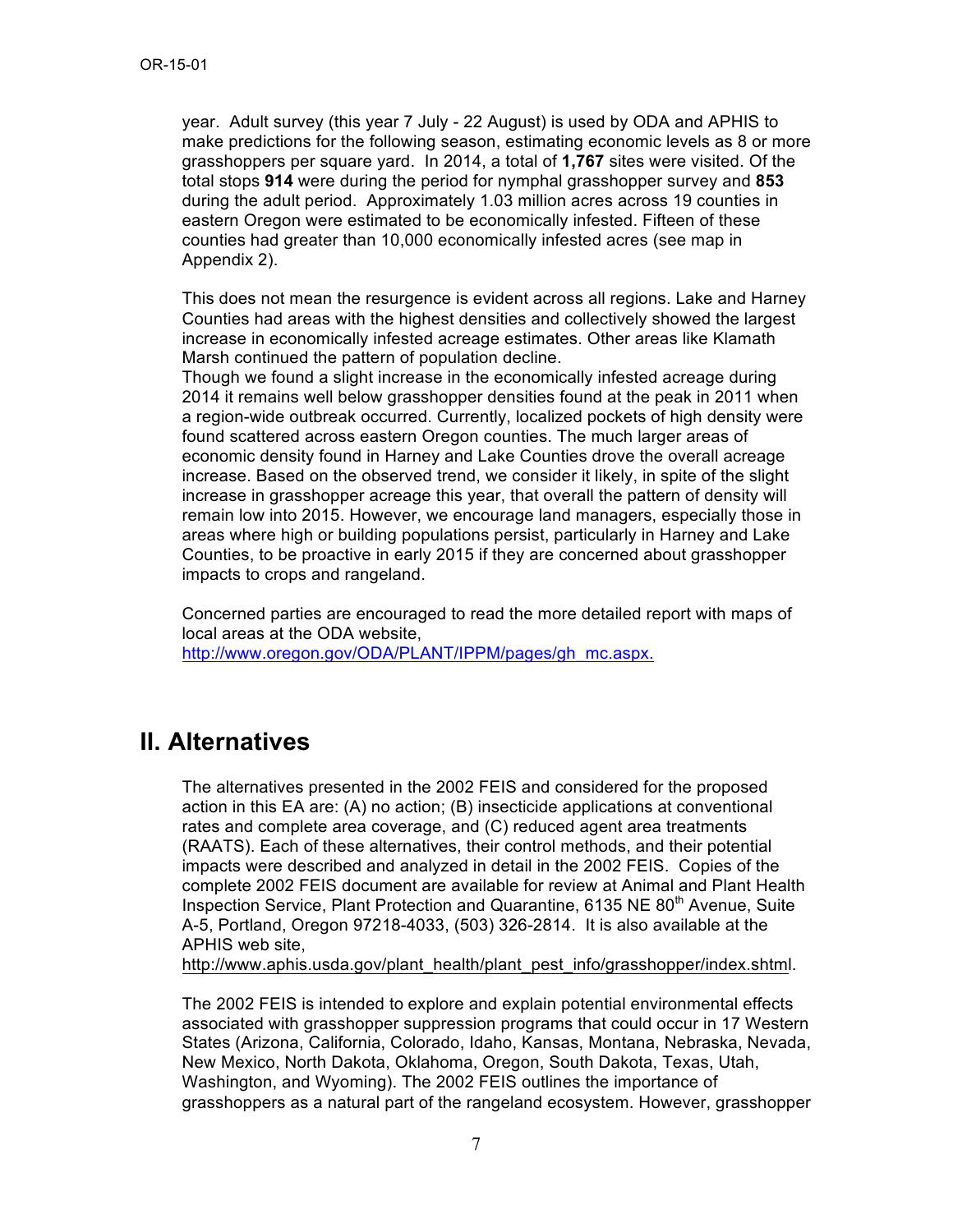year. Adult survey (this year 7 July - 22 August) is used by ODA and APHIS to make predictions for the following season, estimating economic levels as 8 or more grasshoppers per square yard. In 2014, a total of **1,767** sites were visited. Of the total stops **914** were during the period for nymphal grasshopper survey and **853** during the adult period. Approximately 1.03 million acres across 19 counties in eastern Oregon were estimated to be economically infested. Fifteen of these counties had greater than 10,000 economically infested acres (see map in Appendix 2).

This does not mean the resurgence is evident across all regions. Lake and Harney Counties had areas with the highest densities and collectively showed the largest increase in economically infested acreage estimates. Other areas like Klamath Marsh continued the pattern of population decline.

Though we found a slight increase in the economically infested acreage during 2014 it remains well below grasshopper densities found at the peak in 2011 when a region-wide outbreak occurred. Currently, localized pockets of high density were found scattered across eastern Oregon counties. The much larger areas of economic density found in Harney and Lake Counties drove the overall acreage increase. Based on the observed trend, we consider it likely, in spite of the slight increase in grasshopper acreage this year, that overall the pattern of density will remain low into 2015. However, we encourage land managers, especially those in areas where high or building populations persist, particularly in Harney and Lake Counties, to be proactive in early 2015 if they are concerned about grasshopper impacts to crops and rangeland.

Concerned parties are encouraged to read the more detailed report with maps of local areas at the ODA website, http://www.oregon.gov/ODA/PLANT/IPPM/pages/gh_mc.aspx.

## II. Alternatives

The alternatives presented in the 2002 FEIS and considered for the proposed action in this EA are: (A) no action; (B) insecticide applications at conventional rates and complete area coverage, and (C) reduced agent area treatments (RAATS). Each of these alternatives, their control methods, and their potential impacts were described and analyzed in detail in the 2002 FEIS. Copies of the complete 2002 FEIS document are available for review at Animal and Plant Health Inspection Service, Plant Protection and Quarantine, 6135 NE 80th Avenue, Suite A-5, Portland, Oregon 97218-4033, (503) 326-2814. It is also available at the APHIS web site, http://www.aphis.usda.gov/plant_health/plant_pest_info/grasshopper/index.shtml.

The 2002 FEIS is intended to explore and explain potential environmental effects associated with grasshopper suppression programs that could occur in 17 Western States (Arizona, California, Colorado, Idaho, Kansas, Montana, Nebraska, Nevada, New Mexico, North Dakota, Oklahoma, Oregon, South Dakota, Texas, Utah, Washington, and Wyoming). The 2002 FEIS outlines the importance of grasshoppers as a natural part of the rangeland ecosystem. However, grasshopper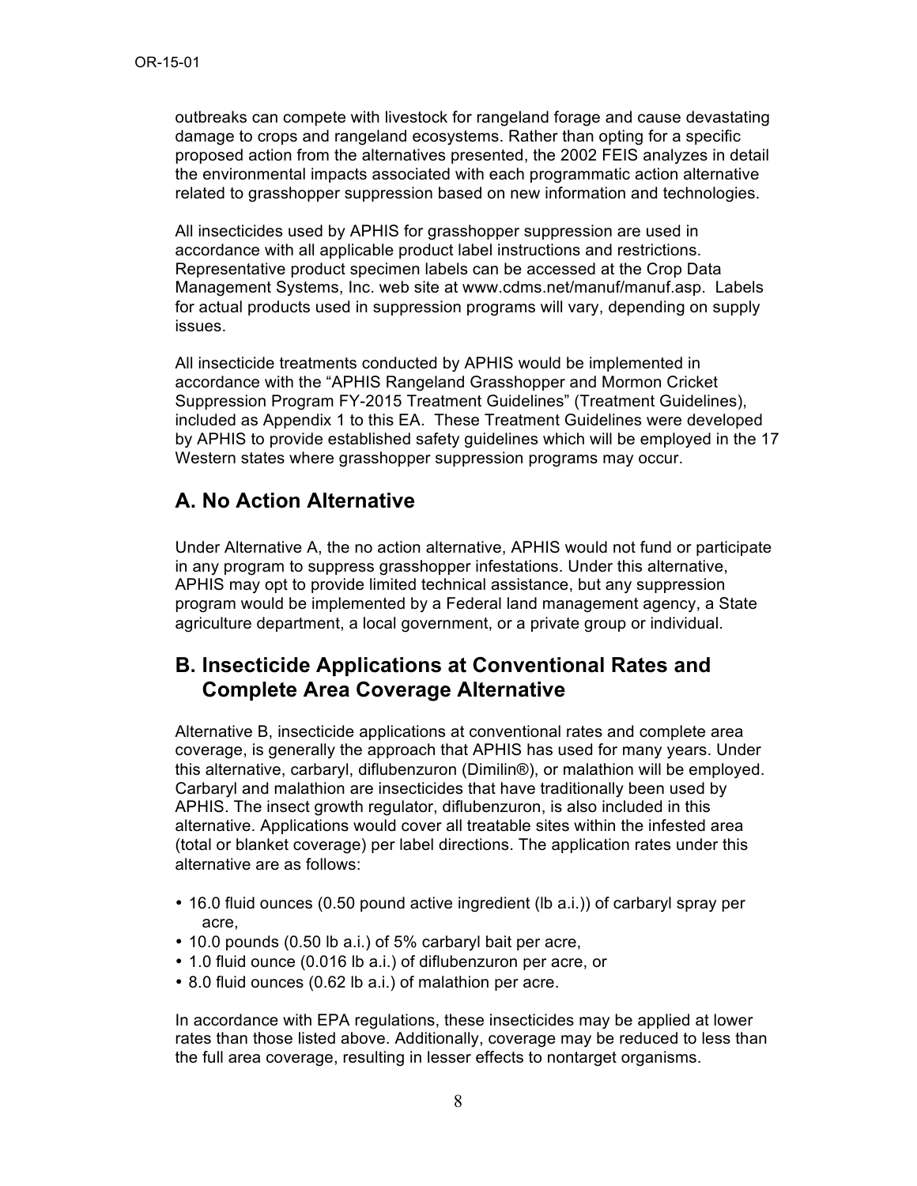outbreaks can compete with livestock for rangeland forage and cause devastating damage to crops and rangeland ecosystems. Rather than opting for a specific proposed action from the alternatives presented, the 2002 FEIS analyzes in detail the environmental impacts associated with each programmatic action alternative related to grasshopper suppression based on new information and technologies.

All insecticides used by APHIS for grasshopper suppression are used in accordance with all applicable product label instructions and restrictions. Representative product specimen labels can be accessed at the Crop Data Management Systems, Inc. web site at www.cdms.net/manuf/manuf.asp. Labels for actual products used in suppression programs will vary, depending on supply issues.

All insecticide treatments conducted by APHIS would be implemented in accordance with the "APHIS Rangeland Grasshopper and Mormon Cricket Suppression Program FY-2015 Treatment Guidelines" (Treatment Guidelines), included as Appendix 1 to this EA. These Treatment Guidelines were developed by APHIS to provide established safety guidelines which will be employed in the 17 Western states where grasshopper suppression programs may occur.

## A. No Action Alternative

Under Alternative A, the no action alternative, APHIS would not fund or participate in any program to suppress grasshopper infestations. Under this alternative, APHIS may opt to provide limited technical assistance, but any suppression program would be implemented by a Federal land management agency, a State agriculture department, a local government, or a private group or individual.

## B. Insecticide Applications at Conventional Rates and Complete Area Coverage Alternative

Alternative B, insecticide applications at conventional rates and complete area coverage, is generally the approach that APHIS has used for many years. Under this alternative, carbaryl, diflubenzuron (Dimilin®), or malathion will be employed. Carbaryl and malathion are insecticides that have traditionally been used by APHIS. The insect growth regulator, diflubenzuron, is also included in this alternative. Applications would cover all treatable sites within the infested area (total or blanket coverage) per label directions. The application rates under this alternative are as follows:

- 16.0 fluid ounces (0.50 pound active ingredient (lb a.i.)) of carbaryl spray per acre,
- 10.0 pounds (0.50 lb a.i.) of 5% carbaryl bait per acre,
- 1.0 fluid ounce (0.016 lb a.i.) of diflubenzuron per acre, or
- 8.0 fluid ounces (0.62 lb a.i.) of malathion per acre.

In accordance with EPA regulations, these insecticides may be applied at lower rates than those listed above. Additionally, coverage may be reduced to less than the full area coverage, resulting in lesser effects to nontarget organisms.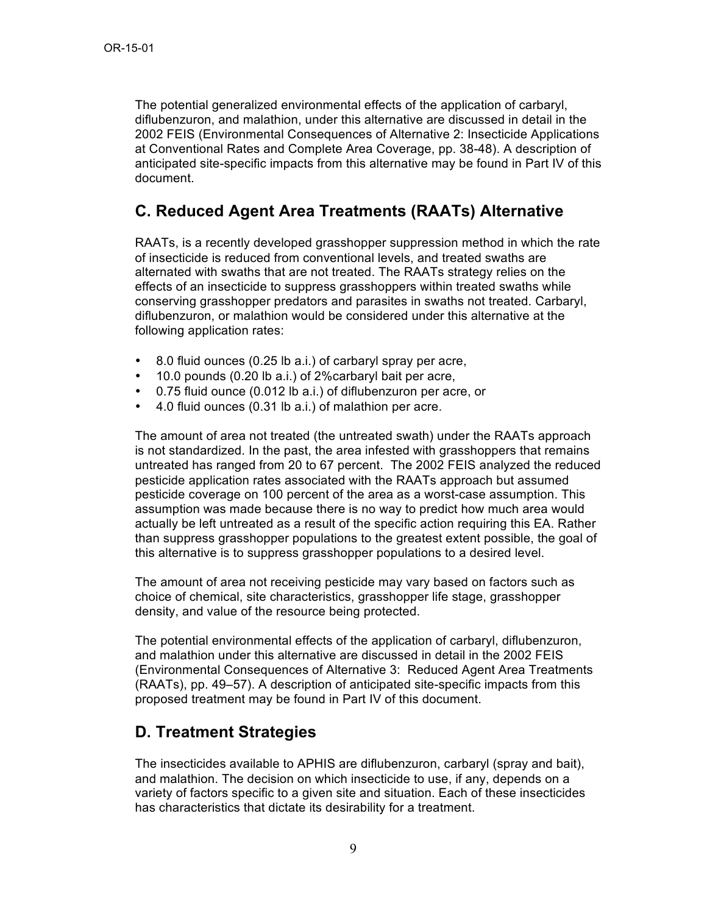The potential generalized environmental effects of the application of carbaryl, diflubenzuron, and malathion, under this alternative are discussed in detail in the 2002 FEIS (Environmental Consequences of Alternative 2: Insecticide Applications at Conventional Rates and Complete Area Coverage, pp. 38-48). A description of anticipated site-specific impacts from this alternative may be found in Part IV of this document.

## C. Reduced Agent Area Treatments (RAATs) Alternative

RAATs, is a recently developed grasshopper suppression method in which the rate of insecticide is reduced from conventional levels, and treated swaths are alternated with swaths that are not treated. The RAATs strategy relies on the effects of an insecticide to suppress grasshoppers within treated swaths while conserving grasshopper predators and parasites in swaths not treated. Carbaryl, diflubenzuron, or malathion would be considered under this alternative at the following application rates:

- 8.0 fluid ounces (0.25 lb a.i.) of carbaryl spray per acre,
- 10.0 pounds (0.20 lb a.i.) of 2%carbaryl bait per acre,
- 0.75 fluid ounce (0.012 lb a.i.) of diflubenzuron per acre, or
- 4.0 fluid ounces (0.31 lb a.i.) of malathion per acre.

The amount of area not treated (the untreated swath) under the RAATs approach is not standardized. In the past, the area infested with grasshoppers that remains untreated has ranged from 20 to 67 percent. The 2002 FEIS analyzed the reduced pesticide application rates associated with the RAATs approach but assumed pesticide coverage on 100 percent of the area as a worst-case assumption. This assumption was made because there is no way to predict how much area would actually be left untreated as a result of the specific action requiring this EA. Rather than suppress grasshopper populations to the greatest extent possible, the goal of this alternative is to suppress grasshopper populations to a desired level.

The amount of area not receiving pesticide may vary based on factors such as choice of chemical, site characteristics, grasshopper life stage, grasshopper density, and value of the resource being protected.

The potential environmental effects of the application of carbaryl, diflubenzuron, and malathion under this alternative are discussed in detail in the 2002 FEIS (Environmental Consequences of Alternative 3: Reduced Agent Area Treatments (RAATs), pp. 49–57). A description of anticipated site-specific impacts from this proposed treatment may be found in Part IV of this document.

## D. Treatment Strategies

The insecticides available to APHIS are diflubenzuron, carbaryl (spray and bait), and malathion. The decision on which insecticide to use, if any, depends on a variety of factors specific to a given site and situation. Each of these insecticides has characteristics that dictate its desirability for a treatment.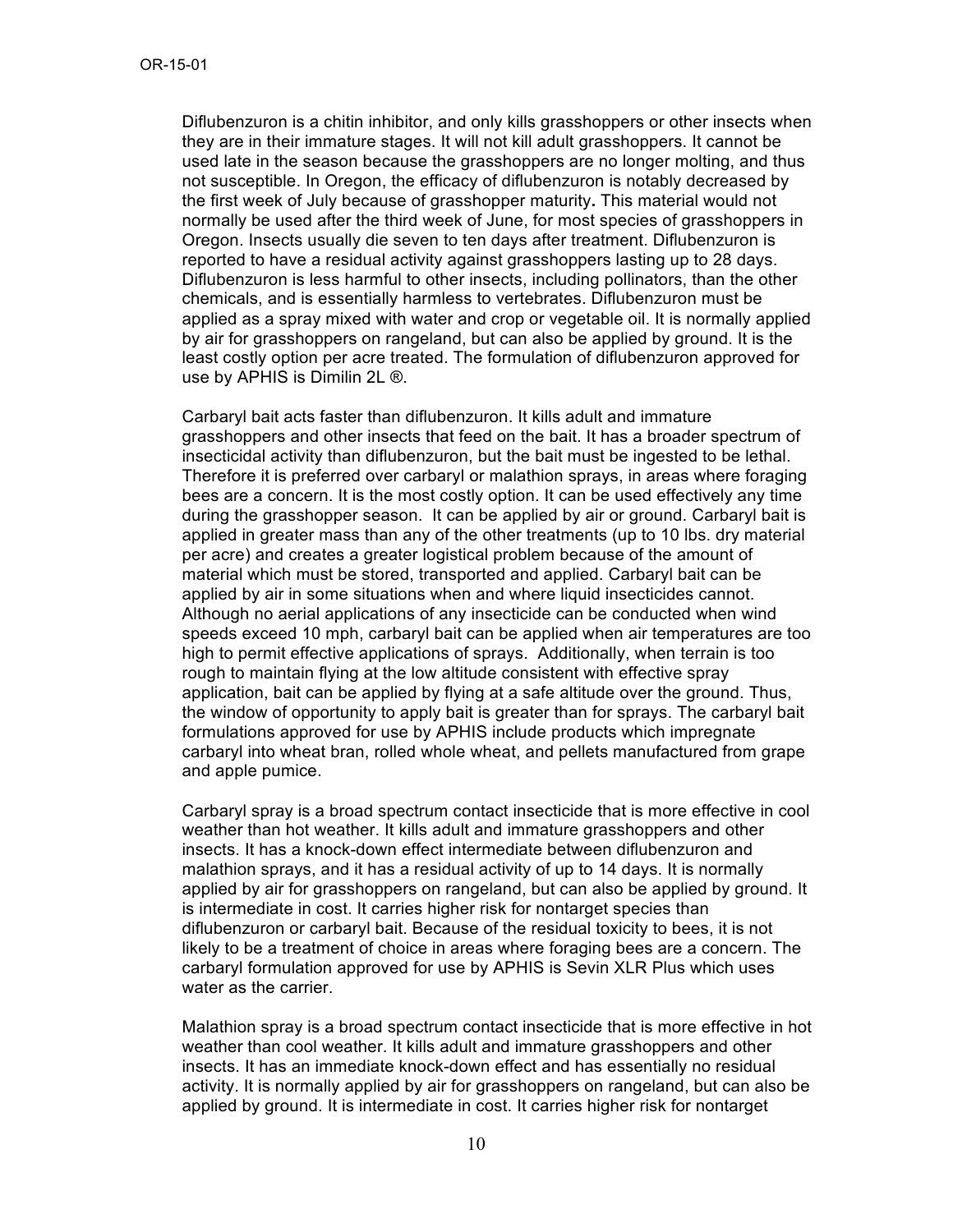Diflubenzuron is a chitin inhibitor, and only kills grasshoppers or other insects when they are in their immature stages. It will not kill adult grasshoppers. It cannot be used late in the season because the grasshoppers are no longer molting, and thus not susceptible. In Oregon, the efficacy of diflubenzuron is notably decreased by the first week of July because of grasshopper maturity**.** This material would not normally be used after the third week of June, for most species of grasshoppers in Oregon. Insects usually die seven to ten days after treatment. Diflubenzuron is reported to have a residual activity against grasshoppers lasting up to 28 days. Diflubenzuron is less harmful to other insects, including pollinators, than the other chemicals, and is essentially harmless to vertebrates. Diflubenzuron must be applied as a spray mixed with water and crop or vegetable oil. It is normally applied by air for grasshoppers on rangeland, but can also be applied by ground. It is the least costly option per acre treated. The formulation of diflubenzuron approved for use by APHIS is Dimilin 2L ®.

Carbaryl bait acts faster than diflubenzuron. It kills adult and immature grasshoppers and other insects that feed on the bait. It has a broader spectrum of insecticidal activity than diflubenzuron, but the bait must be ingested to be lethal. Therefore it is preferred over carbaryl or malathion sprays, in areas where foraging bees are a concern. It is the most costly option. It can be used effectively any time during the grasshopper season. It can be applied by air or ground. Carbaryl bait is applied in greater mass than any of the other treatments (up to 10 lbs. dry material per acre) and creates a greater logistical problem because of the amount of material which must be stored, transported and applied. Carbaryl bait can be applied by air in some situations when and where liquid insecticides cannot. Although no aerial applications of any insecticide can be conducted when wind speeds exceed 10 mph, carbaryl bait can be applied when air temperatures are too high to permit effective applications of sprays. Additionally, when terrain is too rough to maintain flying at the low altitude consistent with effective spray application, bait can be applied by flying at a safe altitude over the ground. Thus, the window of opportunity to apply bait is greater than for sprays. The carbaryl bait formulations approved for use by APHIS include products which impregnate carbaryl into wheat bran, rolled whole wheat, and pellets manufactured from grape and apple pumice.

Carbaryl spray is a broad spectrum contact insecticide that is more effective in cool weather than hot weather. It kills adult and immature grasshoppers and other insects. It has a knock-down effect intermediate between diflubenzuron and malathion sprays, and it has a residual activity of up to 14 days. It is normally applied by air for grasshoppers on rangeland, but can also be applied by ground. It is intermediate in cost. It carries higher risk for nontarget species than diflubenzuron or carbaryl bait. Because of the residual toxicity to bees, it is not likely to be a treatment of choice in areas where foraging bees are a concern. The carbaryl formulation approved for use by APHIS is Sevin XLR Plus which uses water as the carrier.

Malathion spray is a broad spectrum contact insecticide that is more effective in hot weather than cool weather. It kills adult and immature grasshoppers and other insects. It has an immediate knock-down effect and has essentially no residual activity. It is normally applied by air for grasshoppers on rangeland, but can also be applied by ground. It is intermediate in cost. It carries higher risk for nontarget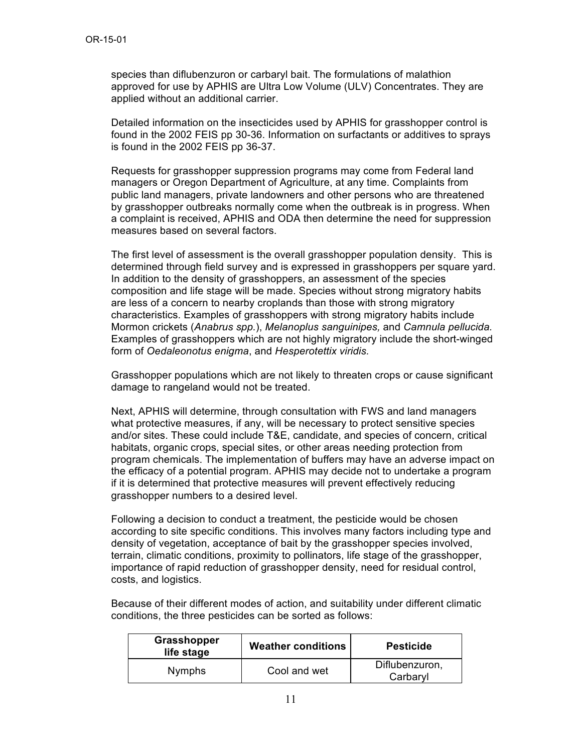species than diflubenzuron or carbaryl bait. The formulations of malathion approved for use by APHIS are Ultra Low Volume (ULV) Concentrates. They are applied without an additional carrier.

Detailed information on the insecticides used by APHIS for grasshopper control is found in the 2002 FEIS pp 30-36. Information on surfactants or additives to sprays is found in the 2002 FEIS pp 36-37.

Requests for grasshopper suppression programs may come from Federal land managers or Oregon Department of Agriculture, at any time. Complaints from public land managers, private landowners and other persons who are threatened by grasshopper outbreaks normally come when the outbreak is in progress. When a complaint is received, APHIS and ODA then determine the need for suppression measures based on several factors.

The first level of assessment is the overall grasshopper population density. This is determined through field survey and is expressed in grasshoppers per square yard. In addition to the density of grasshoppers, an assessment of the species composition and life stage will be made. Species without strong migratory habits are less of a concern to nearby croplands than those with strong migratory characteristics. Examples of grasshoppers with strong migratory habits include Mormon crickets (*Anabrus spp.*), *Melanoplus sanguinipes,* and *Camnula pellucida.* Examples of grasshoppers which are not highly migratory include the short-winged form of *Oedaleonotus enigma*, and *Hesperotettix viridis.*

Grasshopper populations which are not likely to threaten crops or cause significant damage to rangeland would not be treated.

Next, APHIS will determine, through consultation with FWS and land managers what protective measures, if any, will be necessary to protect sensitive species and/or sites. These could include T&E, candidate, and species of concern, critical habitats, organic crops, special sites, or other areas needing protection from program chemicals. The implementation of buffers may have an adverse impact on the efficacy of a potential program. APHIS may decide not to undertake a program if it is determined that protective measures will prevent effectively reducing grasshopper numbers to a desired level.

Following a decision to conduct a treatment, the pesticide would be chosen according to site specific conditions. This involves many factors including type and density of vegetation, acceptance of bait by the grasshopper species involved, terrain, climatic conditions, proximity to pollinators, life stage of the grasshopper, importance of rapid reduction of grasshopper density, need for residual control, costs, and logistics.

Because of their different modes of action, and suitability under different climatic conditions, the three pesticides can be sorted as follows:

| Grasshopper life stage | Weather conditions | Pesticide |
|---|---|---|
| Nymphs | Cool and wet | Diflubenzuron, Carbaryl |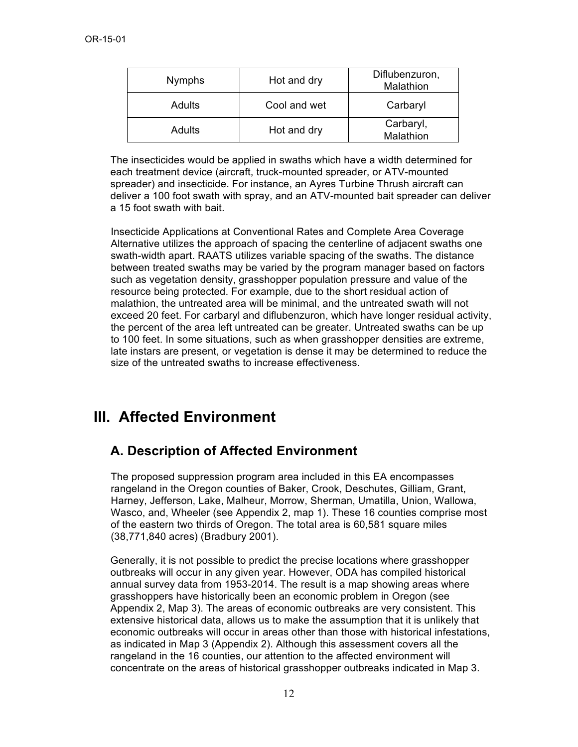| Nymphs | Hot and dry | Diflubenzuron, Malathion |
| --- | --- | --- |
| Adults | Cool and wet | Carbaryl |
| Adults | Hot and dry | Carbaryl, Malathion |

The insecticides would be applied in swaths which have a width determined for each treatment device (aircraft, truck-mounted spreader, or ATV-mounted spreader) and insecticide. For instance, an Ayres Turbine Thrush aircraft can deliver a 100 foot swath with spray, and an ATV-mounted bait spreader can deliver a 15 foot swath with bait.

Insecticide Applications at Conventional Rates and Complete Area Coverage Alternative utilizes the approach of spacing the centerline of adjacent swaths one swath-width apart. RAATS utilizes variable spacing of the swaths. The distance between treated swaths may be varied by the program manager based on factors such as vegetation density, grasshopper population pressure and value of the resource being protected. For example, due to the short residual action of malathion, the untreated area will be minimal, and the untreated swath will not exceed 20 feet. For carbaryl and diflubenzuron, which have longer residual activity, the percent of the area left untreated can be greater. Untreated swaths can be up to 100 feet. In some situations, such as when grasshopper densities are extreme, late instars are present, or vegetation is dense it may be determined to reduce the size of the untreated swaths to increase effectiveness.

# III. Affected Environment

## A. Description of Affected Environment

The proposed suppression program area included in this EA encompasses rangeland in the Oregon counties of Baker, Crook, Deschutes, Gilliam, Grant, Harney, Jefferson, Lake, Malheur, Morrow, Sherman, Umatilla, Union, Wallowa, Wasco, and, Wheeler (see Appendix 2, map 1). These 16 counties comprise most of the eastern two thirds of Oregon. The total area is 60,581 square miles (38,771,840 acres) (Bradbury 2001).

Generally, it is not possible to predict the precise locations where grasshopper outbreaks will occur in any given year. However, ODA has compiled historical annual survey data from 1953-2014. The result is a map showing areas where grasshoppers have historically been an economic problem in Oregon (see Appendix 2, Map 3). The areas of economic outbreaks are very consistent. This extensive historical data, allows us to make the assumption that it is unlikely that economic outbreaks will occur in areas other than those with historical infestations, as indicated in Map 3 (Appendix 2). Although this assessment covers all the rangeland in the 16 counties, our attention to the affected environment will concentrate on the areas of historical grasshopper outbreaks indicated in Map 3.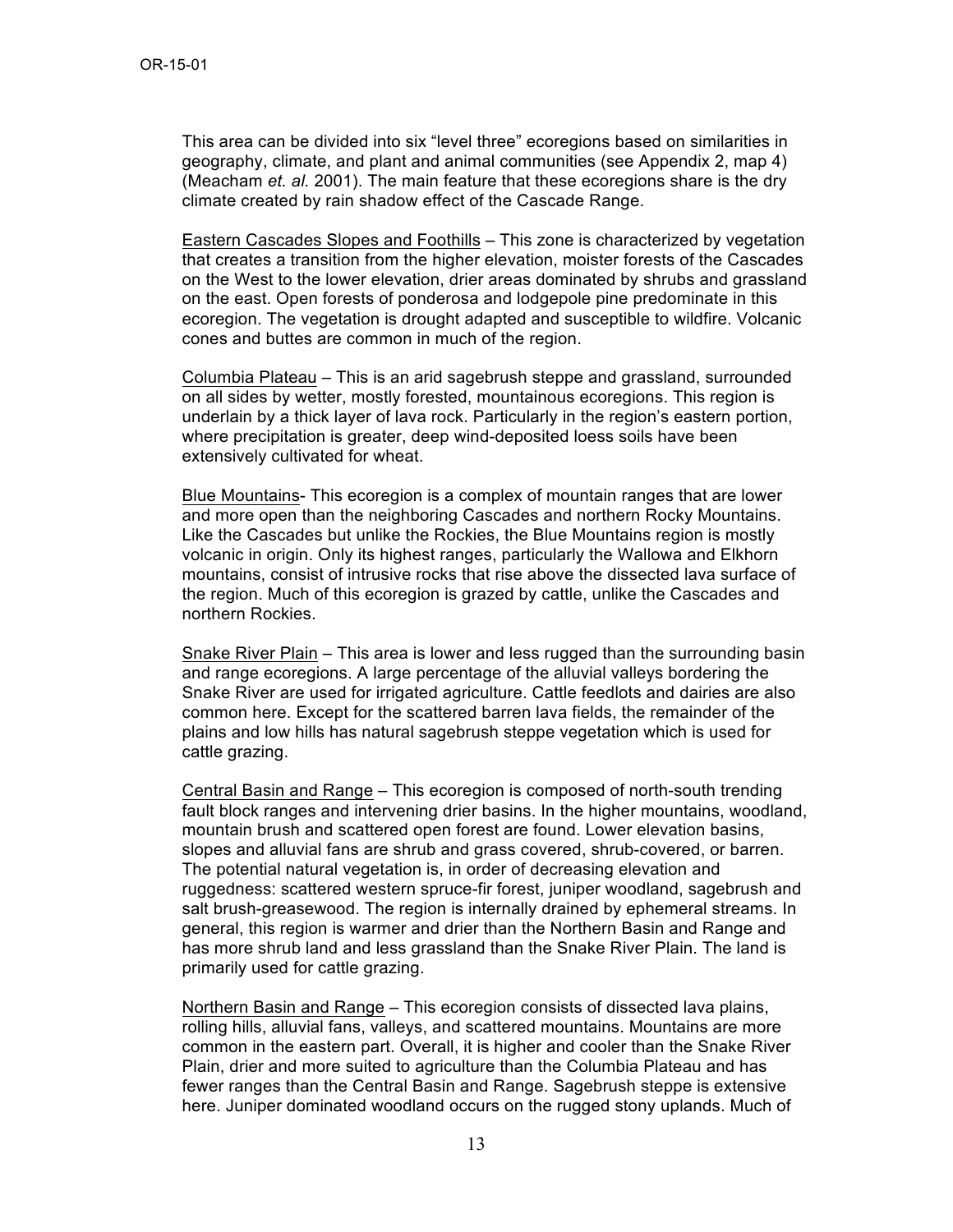This area can be divided into six "level three" ecoregions based on similarities in geography, climate, and plant and animal communities (see Appendix 2, map 4) (Meacham *et. al.* 2001). The main feature that these ecoregions share is the dry climate created by rain shadow effect of the Cascade Range.

<u>Eastern Cascades Slopes and Foothills</u> – This zone is characterized by vegetation that creates a transition from the higher elevation, moister forests of the Cascades on the West to the lower elevation, drier areas dominated by shrubs and grassland on the east. Open forests of ponderosa and lodgepole pine predominate in this ecoregion. The vegetation is drought adapted and susceptible to wildfire. Volcanic cones and buttes are common in much of the region.

<u>Columbia Plateau</u> – This is an arid sagebrush steppe and grassland, surrounded on all sides by wetter, mostly forested, mountainous ecoregions. This region is underlain by a thick layer of lava rock. Particularly in the region's eastern portion, where precipitation is greater, deep wind-deposited loess soils have been extensively cultivated for wheat.

<u>Blue Mountains</u>- This ecoregion is a complex of mountain ranges that are lower and more open than the neighboring Cascades and northern Rocky Mountains. Like the Cascades but unlike the Rockies, the Blue Mountains region is mostly volcanic in origin. Only its highest ranges, particularly the Wallowa and Elkhorn mountains, consist of intrusive rocks that rise above the dissected lava surface of the region. Much of this ecoregion is grazed by cattle, unlike the Cascades and northern Rockies.

<u>Snake River Plain</u> – This area is lower and less rugged than the surrounding basin and range ecoregions. A large percentage of the alluvial valleys bordering the Snake River are used for irrigated agriculture. Cattle feedlots and dairies are also common here. Except for the scattered barren lava fields, the remainder of the plains and low hills has natural sagebrush steppe vegetation which is used for cattle grazing.

<u>Central Basin and Range</u> – This ecoregion is composed of north-south trending fault block ranges and intervening drier basins. In the higher mountains, woodland, mountain brush and scattered open forest are found. Lower elevation basins, slopes and alluvial fans are shrub and grass covered, shrub-covered, or barren. The potential natural vegetation is, in order of decreasing elevation and ruggedness: scattered western spruce-fir forest, juniper woodland, sagebrush and salt brush-greasewood. The region is internally drained by ephemeral streams. In general, this region is warmer and drier than the Northern Basin and Range and has more shrub land and less grassland than the Snake River Plain. The land is primarily used for cattle grazing.

<u>Northern Basin and Range</u> – This ecoregion consists of dissected lava plains, rolling hills, alluvial fans, valleys, and scattered mountains. Mountains are more common in the eastern part. Overall, it is higher and cooler than the Snake River Plain, drier and more suited to agriculture than the Columbia Plateau and has fewer ranges than the Central Basin and Range. Sagebrush steppe is extensive here. Juniper dominated woodland occurs on the rugged stony uplands. Much of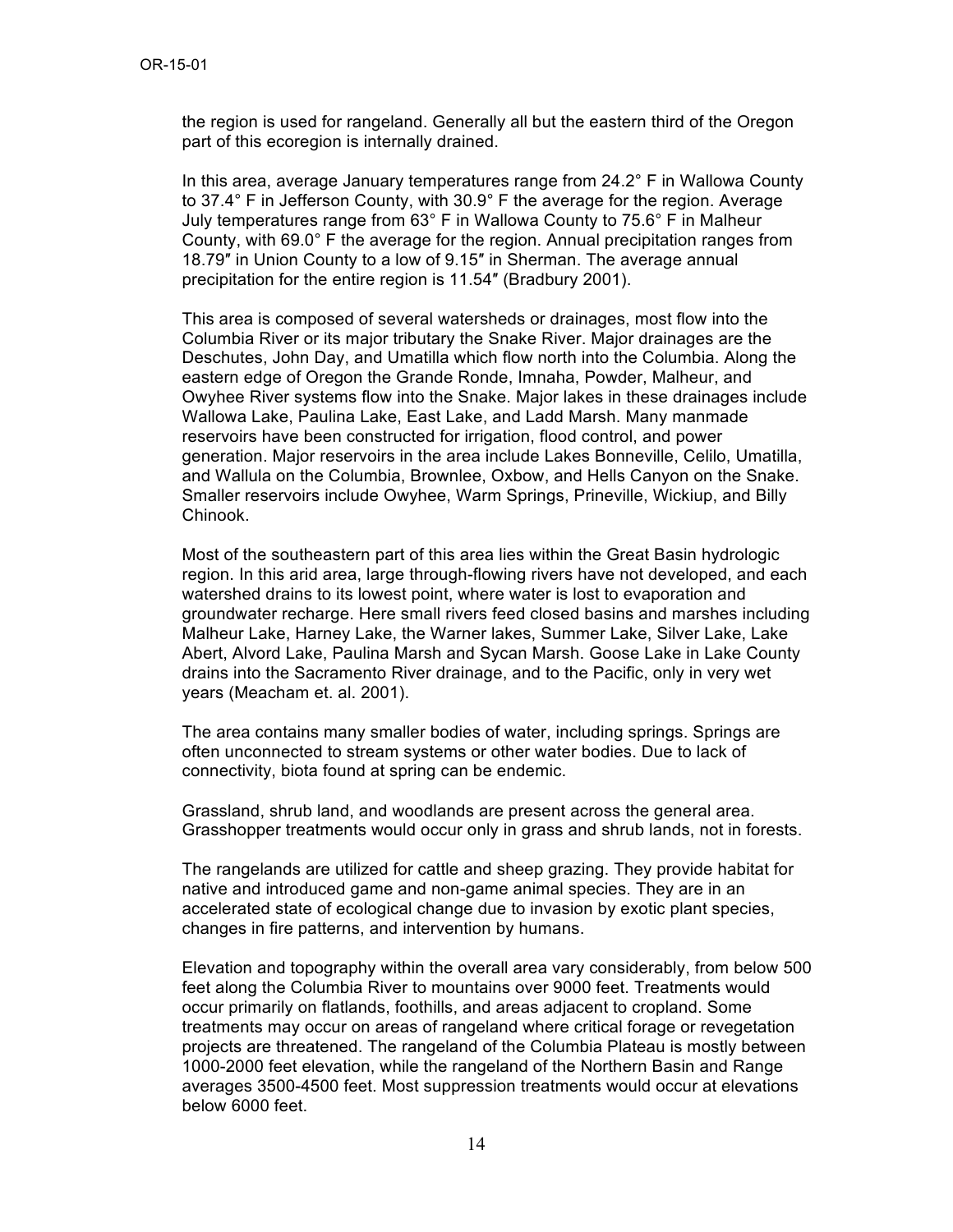the region is used for rangeland. Generally all but the eastern third of the Oregon part of this ecoregion is internally drained.

In this area, average January temperatures range from 24.2° F in Wallowa County to 37.4° F in Jefferson County, with 30.9° F the average for the region. Average July temperatures range from 63° F in Wallowa County to 75.6° F in Malheur County, with 69.0° F the average for the region. Annual precipitation ranges from 18.79″ in Union County to a low of 9.15″ in Sherman. The average annual precipitation for the entire region is 11.54″ (Bradbury 2001).

This area is composed of several watersheds or drainages, most flow into the Columbia River or its major tributary the Snake River. Major drainages are the Deschutes, John Day, and Umatilla which flow north into the Columbia. Along the eastern edge of Oregon the Grande Ronde, Imnaha, Powder, Malheur, and Owyhee River systems flow into the Snake. Major lakes in these drainages include Wallowa Lake, Paulina Lake, East Lake, and Ladd Marsh. Many manmade reservoirs have been constructed for irrigation, flood control, and power generation. Major reservoirs in the area include Lakes Bonneville, Celilo, Umatilla, and Wallula on the Columbia, Brownlee, Oxbow, and Hells Canyon on the Snake. Smaller reservoirs include Owyhee, Warm Springs, Prineville, Wickiup, and Billy Chinook.

Most of the southeastern part of this area lies within the Great Basin hydrologic region. In this arid area, large through-flowing rivers have not developed, and each watershed drains to its lowest point, where water is lost to evaporation and groundwater recharge. Here small rivers feed closed basins and marshes including Malheur Lake, Harney Lake, the Warner lakes, Summer Lake, Silver Lake, Lake Abert, Alvord Lake, Paulina Marsh and Sycan Marsh. Goose Lake in Lake County drains into the Sacramento River drainage, and to the Pacific, only in very wet years (Meacham et. al. 2001).

The area contains many smaller bodies of water, including springs. Springs are often unconnected to stream systems or other water bodies. Due to lack of connectivity, biota found at spring can be endemic.

Grassland, shrub land, and woodlands are present across the general area. Grasshopper treatments would occur only in grass and shrub lands, not in forests.

The rangelands are utilized for cattle and sheep grazing. They provide habitat for native and introduced game and non-game animal species. They are in an accelerated state of ecological change due to invasion by exotic plant species, changes in fire patterns, and intervention by humans.

Elevation and topography within the overall area vary considerably, from below 500 feet along the Columbia River to mountains over 9000 feet. Treatments would occur primarily on flatlands, foothills, and areas adjacent to cropland. Some treatments may occur on areas of rangeland where critical forage or revegetation projects are threatened. The rangeland of the Columbia Plateau is mostly between 1000-2000 feet elevation, while the rangeland of the Northern Basin and Range averages 3500-4500 feet. Most suppression treatments would occur at elevations below 6000 feet.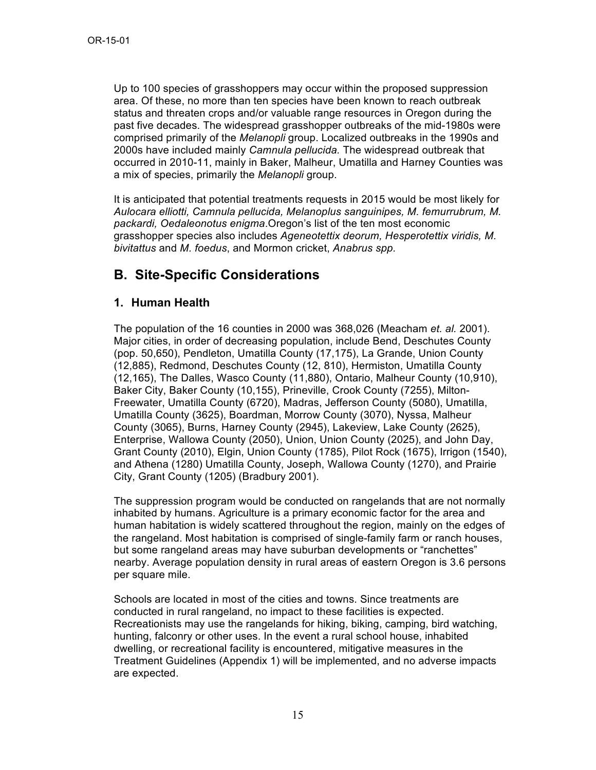Up to 100 species of grasshoppers may occur within the proposed suppression area. Of these, no more than ten species have been known to reach outbreak status and threaten crops and/or valuable range resources in Oregon during the past five decades. The widespread grasshopper outbreaks of the mid-1980s were comprised primarily of the *Melanopli* group. Localized outbreaks in the 1990s and 2000s have included mainly *Camnula pellucida.* The widespread outbreak that occurred in 2010-11, mainly in Baker, Malheur, Umatilla and Harney Counties was a mix of species, primarily the *Melanopli* group.

It is anticipated that potential treatments requests in 2015 would be most likely for *Aulocara elliotti, Camnula pellucida, Melanoplus sanguinipes, M. femurrubrum, M. packardi, Oedaleonotus enigma*.Oregon's list of the ten most economic grasshopper species also includes *Ageneotettix deorum, Hesperotettix viridis, M. bivitattus* and *M. foedus*, and Mormon cricket, *Anabrus spp*.

## B. Site-Specific Considerations

### 1. Human Health

The population of the 16 counties in 2000 was 368,026 (Meacham *et. al.* 2001). Major cities, in order of decreasing population, include Bend, Deschutes County (pop. 50,650), Pendleton, Umatilla County (17,175), La Grande, Union County (12,885), Redmond, Deschutes County (12, 810), Hermiston, Umatilla County (12,165), The Dalles, Wasco County (11,880), Ontario, Malheur County (10,910), Baker City, Baker County (10,155), Prineville, Crook County (7255), Milton-Freewater, Umatilla County (6720), Madras, Jefferson County (5080), Umatilla, Umatilla County (3625), Boardman, Morrow County (3070), Nyssa, Malheur County (3065), Burns, Harney County (2945), Lakeview, Lake County (2625), Enterprise, Wallowa County (2050), Union, Union County (2025), and John Day, Grant County (2010), Elgin, Union County (1785), Pilot Rock (1675), Irrigon (1540), and Athena (1280) Umatilla County, Joseph, Wallowa County (1270), and Prairie City, Grant County (1205) (Bradbury 2001).

The suppression program would be conducted on rangelands that are not normally inhabited by humans. Agriculture is a primary economic factor for the area and human habitation is widely scattered throughout the region, mainly on the edges of the rangeland. Most habitation is comprised of single-family farm or ranch houses, but some rangeland areas may have suburban developments or "ranchettes" nearby. Average population density in rural areas of eastern Oregon is 3.6 persons per square mile.

Schools are located in most of the cities and towns. Since treatments are conducted in rural rangeland, no impact to these facilities is expected. Recreationists may use the rangelands for hiking, biking, camping, bird watching, hunting, falconry or other uses. In the event a rural school house, inhabited dwelling, or recreational facility is encountered, mitigative measures in the Treatment Guidelines (Appendix 1) will be implemented, and no adverse impacts are expected.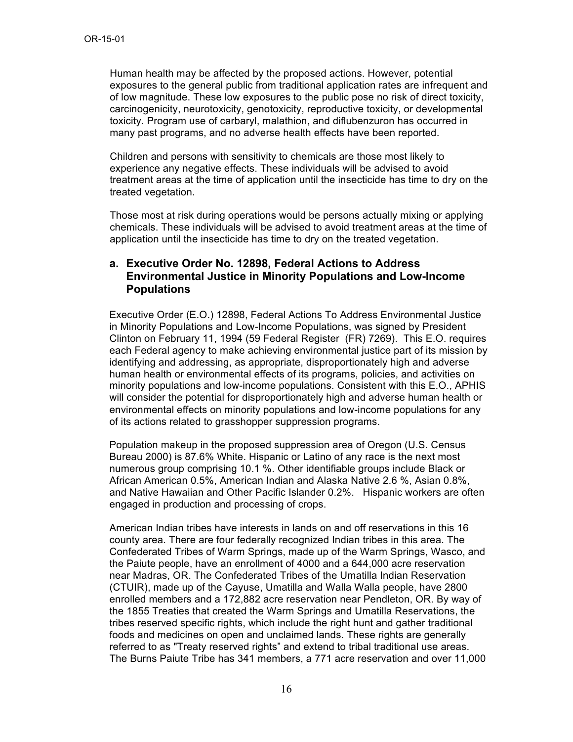Human health may be affected by the proposed actions. However, potential exposures to the general public from traditional application rates are infrequent and of low magnitude. These low exposures to the public pose no risk of direct toxicity, carcinogenicity, neurotoxicity, genotoxicity, reproductive toxicity, or developmental toxicity. Program use of carbaryl, malathion, and diflubenzuron has occurred in many past programs, and no adverse health effects have been reported.

Children and persons with sensitivity to chemicals are those most likely to experience any negative effects. These individuals will be advised to avoid treatment areas at the time of application until the insecticide has time to dry on the treated vegetation.

Those most at risk during operations would be persons actually mixing or applying chemicals. These individuals will be advised to avoid treatment areas at the time of application until the insecticide has time to dry on the treated vegetation.

### a. Executive Order No. 12898, Federal Actions to Address Environmental Justice in Minority Populations and Low-Income Populations

Executive Order (E.O.) 12898, Federal Actions To Address Environmental Justice in Minority Populations and Low-Income Populations, was signed by President Clinton on February 11, 1994 (59 Federal Register (FR) 7269). This E.O. requires each Federal agency to make achieving environmental justice part of its mission by identifying and addressing, as appropriate, disproportionately high and adverse human health or environmental effects of its programs, policies, and activities on minority populations and low-income populations. Consistent with this E.O., APHIS will consider the potential for disproportionately high and adverse human health or environmental effects on minority populations and low-income populations for any of its actions related to grasshopper suppression programs.

Population makeup in the proposed suppression area of Oregon (U.S. Census Bureau 2000) is 87.6% White. Hispanic or Latino of any race is the next most numerous group comprising 10.1 %. Other identifiable groups include Black or African American 0.5%, American Indian and Alaska Native 2.6 %, Asian 0.8%, and Native Hawaiian and Other Pacific Islander 0.2%. Hispanic workers are often engaged in production and processing of crops.

American Indian tribes have interests in lands on and off reservations in this 16 county area. There are four federally recognized Indian tribes in this area. The Confederated Tribes of Warm Springs, made up of the Warm Springs, Wasco, and the Paiute people, have an enrollment of 4000 and a 644,000 acre reservation near Madras, OR. The Confederated Tribes of the Umatilla Indian Reservation (CTUIR), made up of the Cayuse, Umatilla and Walla Walla people, have 2800 enrolled members and a 172,882 acre reservation near Pendleton, OR. By way of the 1855 Treaties that created the Warm Springs and Umatilla Reservations, the tribes reserved specific rights, which include the right hunt and gather traditional foods and medicines on open and unclaimed lands. These rights are generally referred to as "Treaty reserved rights" and extend to tribal traditional use areas. The Burns Paiute Tribe has 341 members, a 771 acre reservation and over 11,000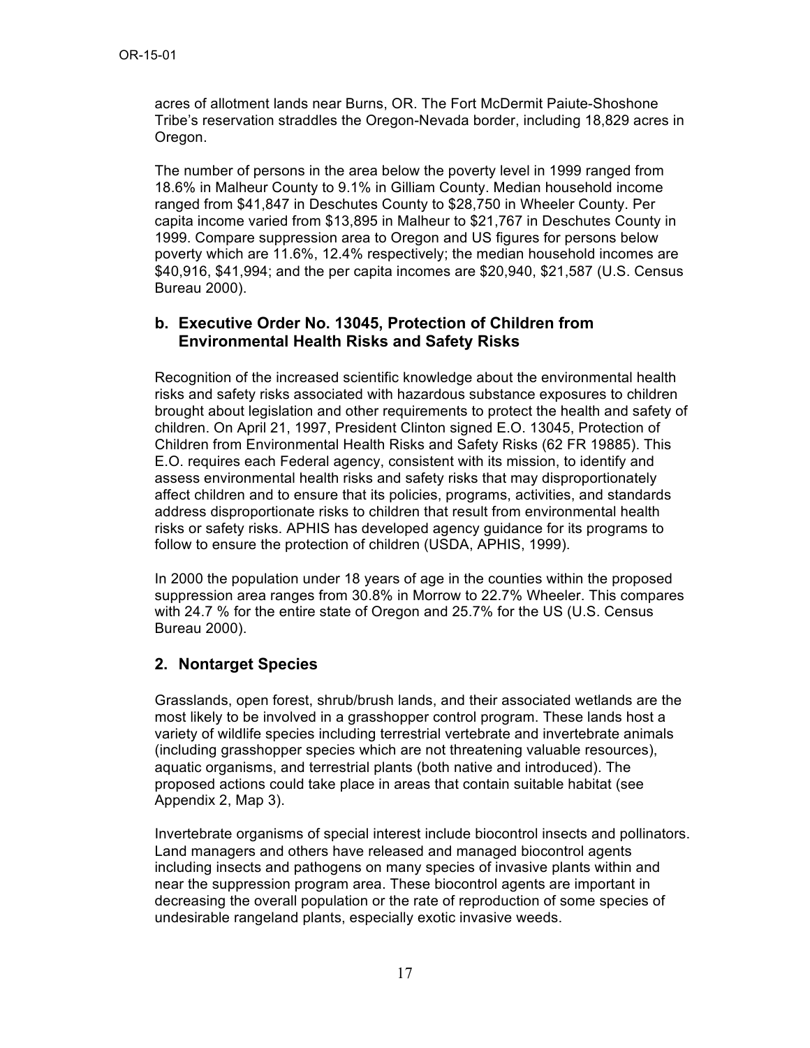acres of allotment lands near Burns, OR. The Fort McDermit Paiute-Shoshone Tribe's reservation straddles the Oregon-Nevada border, including 18,829 acres in Oregon.

The number of persons in the area below the poverty level in 1999 ranged from 18.6% in Malheur County to 9.1% in Gilliam County. Median household income ranged from $41,847 in Deschutes County to $28,750 in Wheeler County. Per capita income varied from $13,895 in Malheur to $21,767 in Deschutes County in 1999. Compare suppression area to Oregon and US figures for persons below poverty which are 11.6%, 12.4% respectively; the median household incomes are $40,916, $41,994; and the per capita incomes are $20,940, $21,587 (U.S. Census Bureau 2000).

### b. Executive Order No. 13045, Protection of Children from Environmental Health Risks and Safety Risks

Recognition of the increased scientific knowledge about the environmental health risks and safety risks associated with hazardous substance exposures to children brought about legislation and other requirements to protect the health and safety of children. On April 21, 1997, President Clinton signed E.O. 13045, Protection of Children from Environmental Health Risks and Safety Risks (62 FR 19885). This E.O. requires each Federal agency, consistent with its mission, to identify and assess environmental health risks and safety risks that may disproportionately affect children and to ensure that its policies, programs, activities, and standards address disproportionate risks to children that result from environmental health risks or safety risks. APHIS has developed agency guidance for its programs to follow to ensure the protection of children (USDA, APHIS, 1999).

In 2000 the population under 18 years of age in the counties within the proposed suppression area ranges from 30.8% in Morrow to 22.7% Wheeler. This compares with 24.7 % for the entire state of Oregon and 25.7% for the US (U.S. Census Bureau 2000).

## 2. Nontarget Species

Grasslands, open forest, shrub/brush lands, and their associated wetlands are the most likely to be involved in a grasshopper control program. These lands host a variety of wildlife species including terrestrial vertebrate and invertebrate animals (including grasshopper species which are not threatening valuable resources), aquatic organisms, and terrestrial plants (both native and introduced). The proposed actions could take place in areas that contain suitable habitat (see Appendix 2, Map 3).

Invertebrate organisms of special interest include biocontrol insects and pollinators. Land managers and others have released and managed biocontrol agents including insects and pathogens on many species of invasive plants within and near the suppression program area. These biocontrol agents are important in decreasing the overall population or the rate of reproduction of some species of undesirable rangeland plants, especially exotic invasive weeds.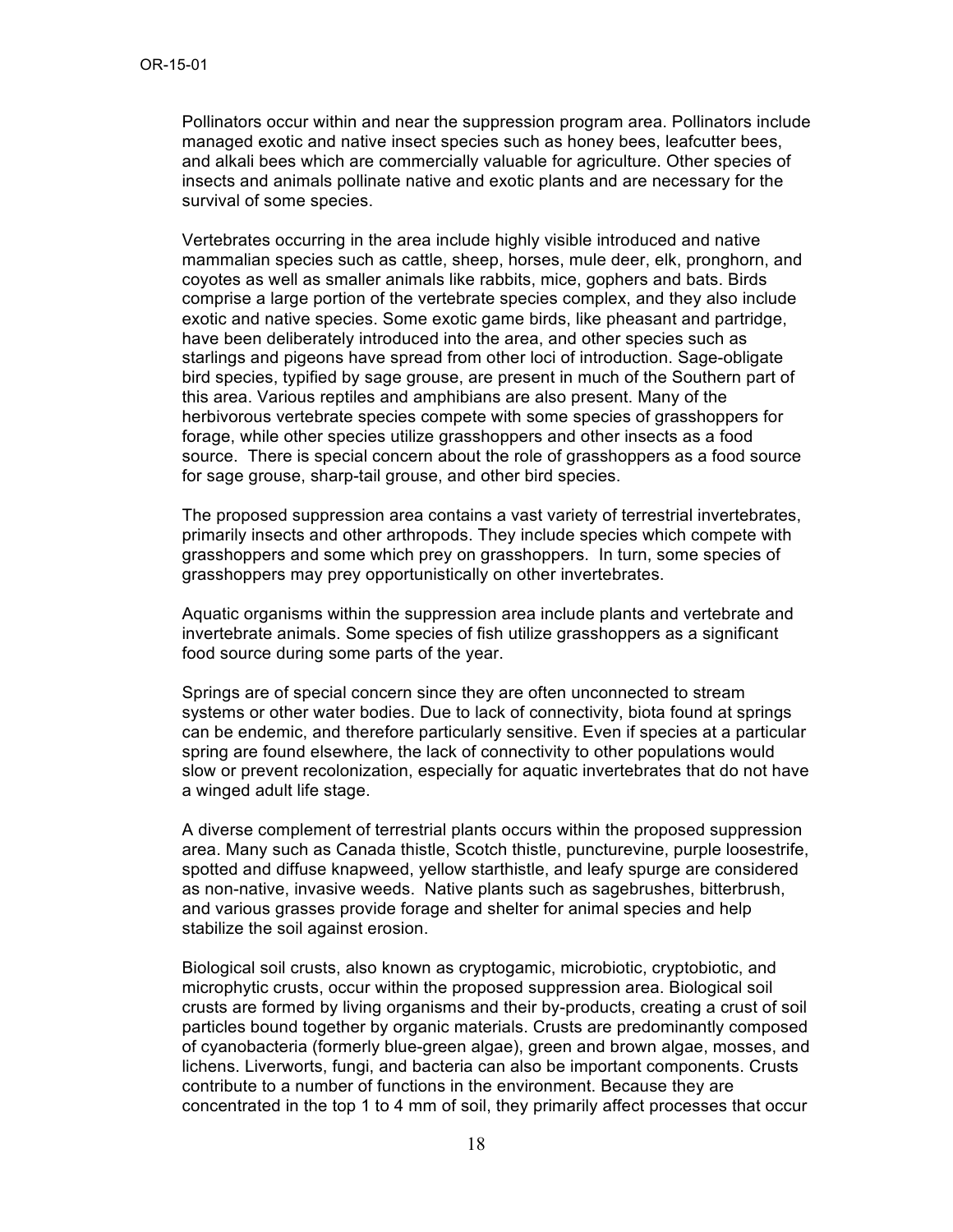Pollinators occur within and near the suppression program area. Pollinators include managed exotic and native insect species such as honey bees, leafcutter bees, and alkali bees which are commercially valuable for agriculture. Other species of insects and animals pollinate native and exotic plants and are necessary for the survival of some species.

Vertebrates occurring in the area include highly visible introduced and native mammalian species such as cattle, sheep, horses, mule deer, elk, pronghorn, and coyotes as well as smaller animals like rabbits, mice, gophers and bats. Birds comprise a large portion of the vertebrate species complex, and they also include exotic and native species. Some exotic game birds, like pheasant and partridge, have been deliberately introduced into the area, and other species such as starlings and pigeons have spread from other loci of introduction. Sage-obligate bird species, typified by sage grouse, are present in much of the Southern part of this area. Various reptiles and amphibians are also present. Many of the herbivorous vertebrate species compete with some species of grasshoppers for forage, while other species utilize grasshoppers and other insects as a food source. There is special concern about the role of grasshoppers as a food source for sage grouse, sharp-tail grouse, and other bird species.

The proposed suppression area contains a vast variety of terrestrial invertebrates, primarily insects and other arthropods. They include species which compete with grasshoppers and some which prey on grasshoppers. In turn, some species of grasshoppers may prey opportunistically on other invertebrates.

Aquatic organisms within the suppression area include plants and vertebrate and invertebrate animals. Some species of fish utilize grasshoppers as a significant food source during some parts of the year.

Springs are of special concern since they are often unconnected to stream systems or other water bodies. Due to lack of connectivity, biota found at springs can be endemic, and therefore particularly sensitive. Even if species at a particular spring are found elsewhere, the lack of connectivity to other populations would slow or prevent recolonization, especially for aquatic invertebrates that do not have a winged adult life stage.

A diverse complement of terrestrial plants occurs within the proposed suppression area. Many such as Canada thistle, Scotch thistle, puncturevine, purple loosestrife, spotted and diffuse knapweed, yellow starthistle, and leafy spurge are considered as non-native, invasive weeds. Native plants such as sagebrushes, bitterbrush, and various grasses provide forage and shelter for animal species and help stabilize the soil against erosion.

Biological soil crusts, also known as cryptogamic, microbiotic, cryptobiotic, and microphytic crusts, occur within the proposed suppression area. Biological soil crusts are formed by living organisms and their by-products, creating a crust of soil particles bound together by organic materials. Crusts are predominantly composed of cyanobacteria (formerly blue-green algae), green and brown algae, mosses, and lichens. Liverworts, fungi, and bacteria can also be important components. Crusts contribute to a number of functions in the environment. Because they are concentrated in the top 1 to 4 mm of soil, they primarily affect processes that occur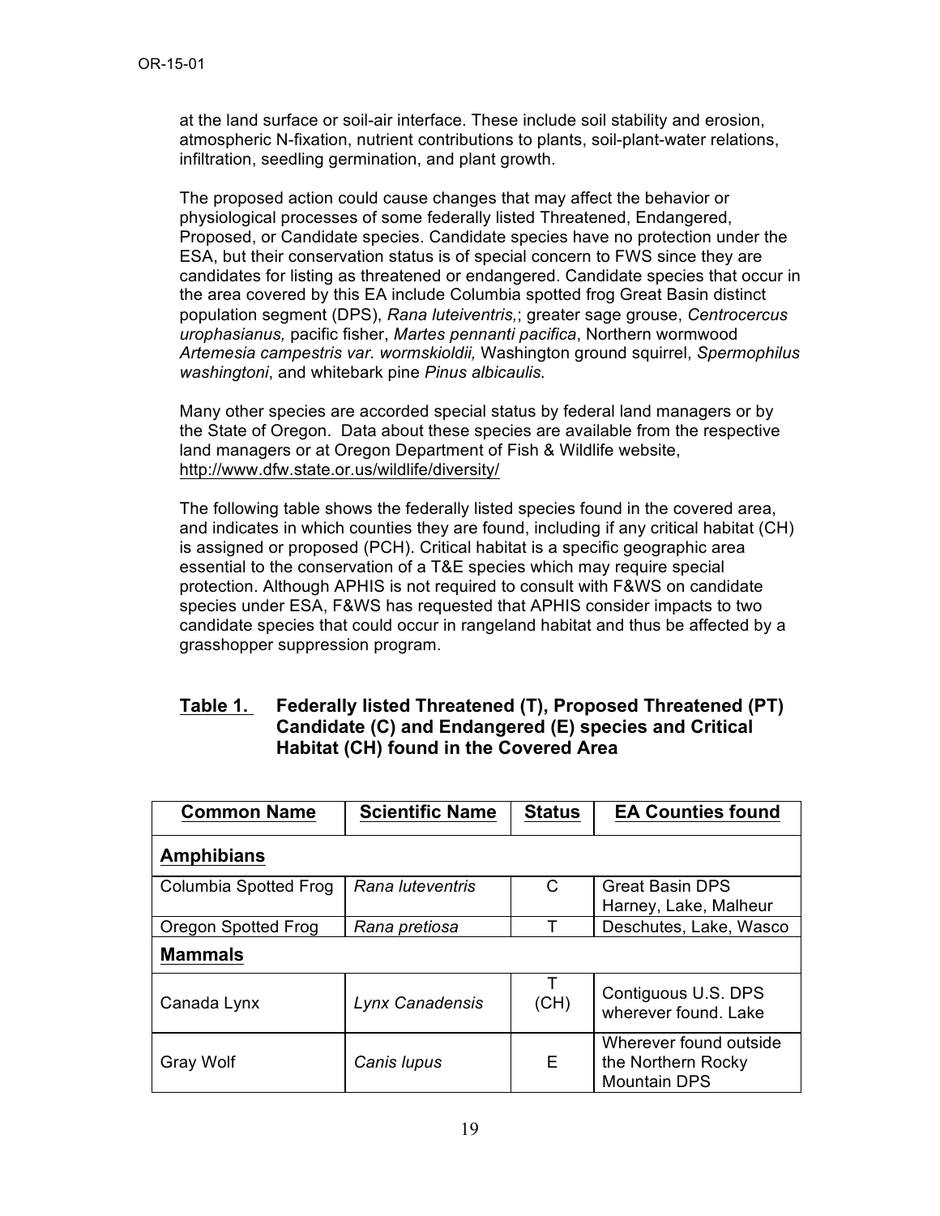at the land surface or soil-air interface. These include soil stability and erosion, atmospheric N-fixation, nutrient contributions to plants, soil-plant-water relations, infiltration, seedling germination, and plant growth.

The proposed action could cause changes that may affect the behavior or physiological processes of some federally listed Threatened, Endangered, Proposed, or Candidate species. Candidate species have no protection under the ESA, but their conservation status is of special concern to FWS since they are candidates for listing as threatened or endangered. Candidate species that occur in the area covered by this EA include Columbia spotted frog Great Basin distinct population segment (DPS), *Rana luteiventris,*; greater sage grouse, *Centrocercus urophasianus,* pacific fisher, *Martes pennanti pacifica*, Northern wormwood *Artemesia campestris var. wormskioldii,* Washington ground squirrel, *Spermophilus washingtoni*, and whitebark pine *Pinus albicaulis.*

Many other species are accorded special status by federal land managers or by the State of Oregon. Data about these species are available from the respective land managers or at Oregon Department of Fish & Wildlife website, http://www.dfw.state.or.us/wildlife/diversity/

The following table shows the federally listed species found in the covered area, and indicates in which counties they are found, including if any critical habitat (CH) is assigned or proposed (PCH). Critical habitat is a specific geographic area essential to the conservation of a T&E species which may require special protection. Although APHIS is not required to consult with F&WS on candidate species under ESA, F&WS has requested that APHIS consider impacts to two candidate species that could occur in rangeland habitat and thus be affected by a grasshopper suppression program.

**Table 1. Federally listed Threatened (T), Proposed Threatened (PT) Candidate (C) and Endangered (E) species and Critical Habitat (CH) found in the Covered Area**

| Common Name | Scientific Name | Status | EA Counties found |
|---|---|---|---|
| **Amphibians** | | | |
| Columbia Spotted Frog | *Rana luteventris* | C | Great Basin DPS Harney, Lake, Malheur |
| Oregon Spotted Frog | *Rana pretiosa* | T | Deschutes, Lake, Wasco |
| **Mammals** | | | |
| Canada Lynx | *Lynx Canadensis* | T (CH) | Contiguous U.S. DPS wherever found. Lake |
| Gray Wolf | *Canis lupus* | E | Wherever found outside the Northern Rocky Mountain DPS |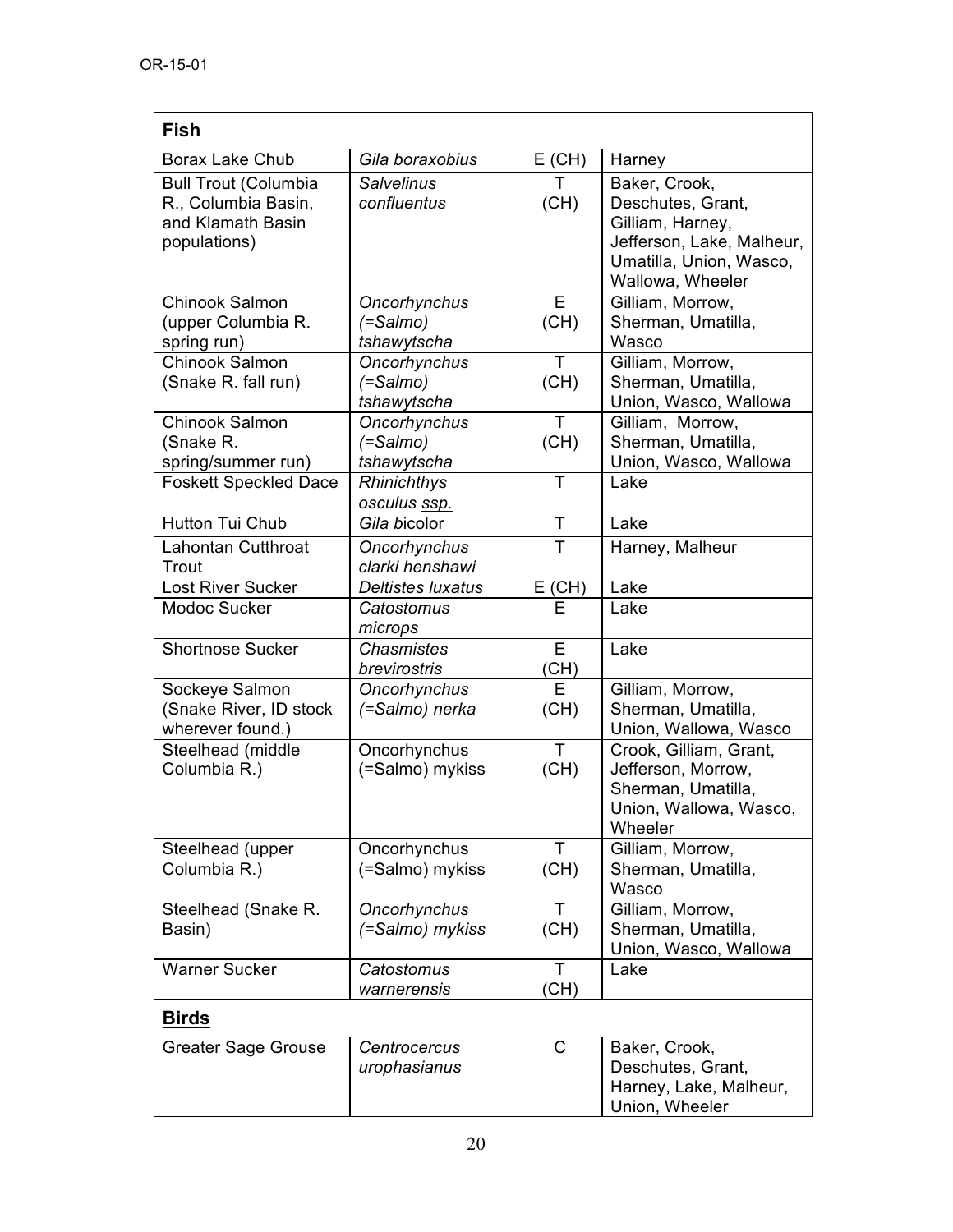| **Fish** | | | |
|---|---|---|---|
| Borax Lake Chub | *Gila boraxobius* | E (CH) | Harney |
| Bull Trout (Columbia R., Columbia Basin, and Klamath Basin populations) | *Salvelinus confluentus* | T (CH) | Baker, Crook, Deschutes, Grant, Gilliam, Harney, Jefferson, Lake, Malheur, Umatilla, Union, Wasco, Wallowa, Wheeler |
| Chinook Salmon (upper Columbia R. spring run) | *Oncorhynchus (=Salmo) tshawytscha* | E (CH) | Gilliam, Morrow, Sherman, Umatilla, Wasco |
| Chinook Salmon (Snake R. fall run) | *Oncorhynchus (=Salmo) tshawytscha* | T (CH) | Gilliam, Morrow, Sherman, Umatilla, Union, Wasco, Wallowa |
| Chinook Salmon (Snake R. spring/summer run) | *Oncorhynchus (=Salmo) tshawytscha* | T (CH) | Gilliam, Morrow, Sherman, Umatilla, Union, Wasco, Wallowa |
| Foskett Speckled Dace | *Rhinichthys osculus ssp.* | T | Lake |
| Hutton Tui Chub | *Gila bicolor* | T | Lake |
| Lahontan Cutthroat Trout | *Oncorhynchus clarki henshawi* | T | Harney, Malheur |
| Lost River Sucker | *Deltistes luxatus* | E (CH) | Lake |
| Modoc Sucker | *Catostomus microps* | E | Lake |
| Shortnose Sucker | *Chasmistes brevirostris* | E (CH) | Lake |
| Sockeye Salmon (Snake River, ID stock wherever found.) | *Oncorhynchus (=Salmo) nerka* | E (CH) | Gilliam, Morrow, Sherman, Umatilla, Union, Wallowa, Wasco |
| Steelhead (middle Columbia R.) | Oncorhynchus (=Salmo) mykiss | T (CH) | Crook, Gilliam, Grant, Jefferson, Morrow, Sherman, Umatilla, Union, Wallowa, Wasco, Wheeler |
| Steelhead (upper Columbia R.) | Oncorhynchus (=Salmo) mykiss | T (CH) | Gilliam, Morrow, Sherman, Umatilla, Wasco |
| Steelhead (Snake R. Basin) | *Oncorhynchus (=Salmo) mykiss* | T (CH) | Gilliam, Morrow, Sherman, Umatilla, Union, Wasco, Wallowa |
| Warner Sucker | *Catostomus warnerensis* | T (CH) | Lake |
| **Birds** | | | |
| Greater Sage Grouse | *Centrocercus urophasianus* | C | Baker, Crook, Deschutes, Grant, Harney, Lake, Malheur, Union, Wheeler |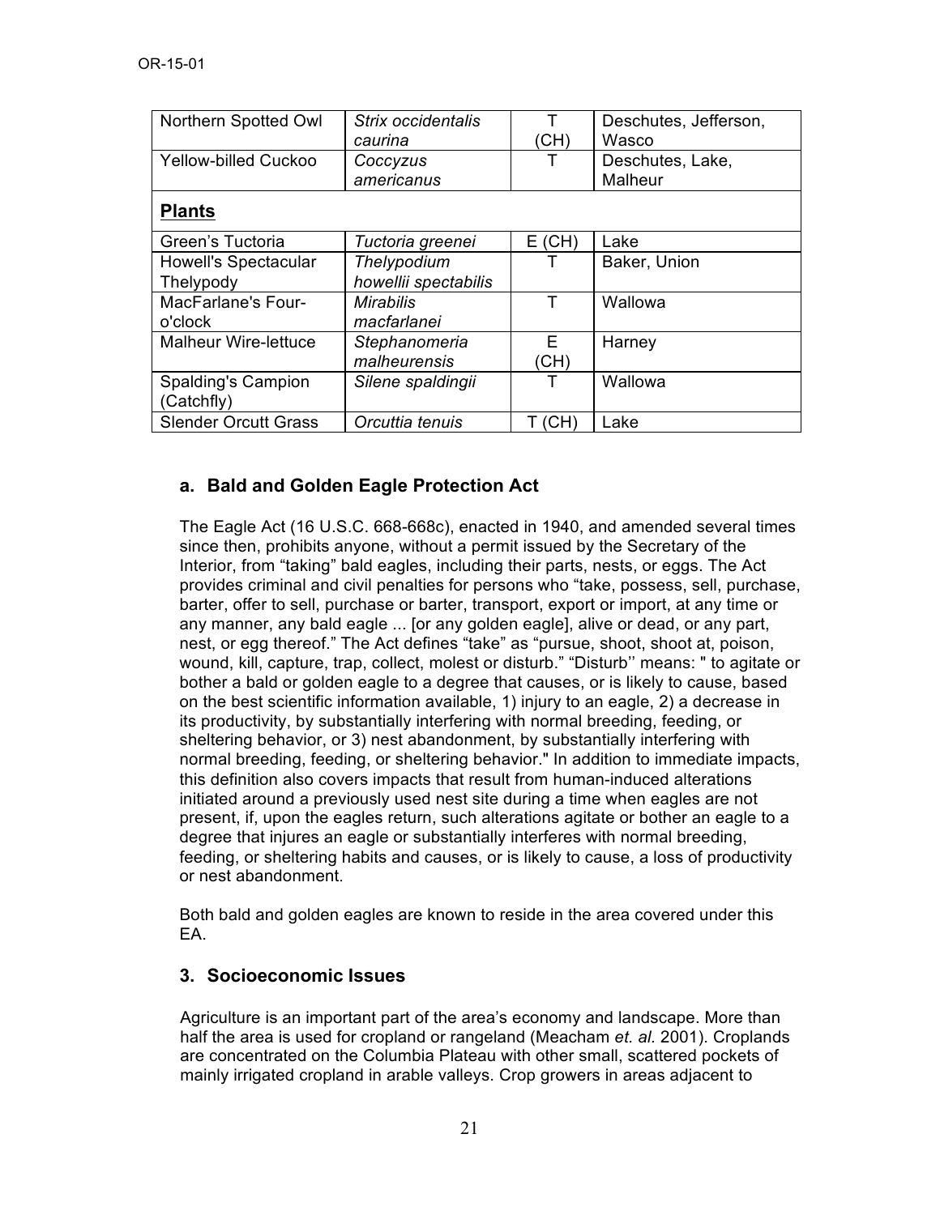OR-15-01

| Northern Spotted Owl | *Strix occidentalis caurina* | T (CH) | Deschutes, Jefferson, Wasco |
|---|---|---|---|
| Yellow-billed Cuckoo | *Coccyzus americanus* | T | Deschutes, Lake, Malheur |
| **Plants** | | | |
| Green's Tuctoria | *Tuctoria greenei* | E (CH) | Lake |
| Howell's Spectacular Thelypody | *Thelypodium howellii spectabilis* | T | Baker, Union |
| MacFarlane's Four-o'clock | *Mirabilis macfarlanei* | T | Wallowa |
| Malheur Wire-lettuce | *Stephanomeria malheurensis* | E (CH) | Harney |
| Spalding's Campion (Catchfly) | *Silene spaldingii* | T | Wallowa |
| Slender Orcutt Grass | *Orcuttia tenuis* | T (CH) | Lake |

### a. Bald and Golden Eagle Protection Act

The Eagle Act (16 U.S.C. 668-668c), enacted in 1940, and amended several times since then, prohibits anyone, without a permit issued by the Secretary of the Interior, from "taking" bald eagles, including their parts, nests, or eggs. The Act provides criminal and civil penalties for persons who "take, possess, sell, purchase, barter, offer to sell, purchase or barter, transport, export or import, at any time or any manner, any bald eagle ... [or any golden eagle], alive or dead, or any part, nest, or egg thereof." The Act defines "take" as "pursue, shoot, shoot at, poison, wound, kill, capture, trap, collect, molest or disturb." "Disturb'' means: " to agitate or bother a bald or golden eagle to a degree that causes, or is likely to cause, based on the best scientific information available, 1) injury to an eagle, 2) a decrease in its productivity, by substantially interfering with normal breeding, feeding, or sheltering behavior, or 3) nest abandonment, by substantially interfering with normal breeding, feeding, or sheltering behavior." In addition to immediate impacts, this definition also covers impacts that result from human-induced alterations initiated around a previously used nest site during a time when eagles are not present, if, upon the eagles return, such alterations agitate or bother an eagle to a degree that injures an eagle or substantially interferes with normal breeding, feeding, or sheltering habits and causes, or is likely to cause, a loss of productivity or nest abandonment.

Both bald and golden eagles are known to reside in the area covered under this EA.

## 3. Socioeconomic Issues

Agriculture is an important part of the area's economy and landscape. More than half the area is used for cropland or rangeland (Meacham *et. al.* 2001). Croplands are concentrated on the Columbia Plateau with other small, scattered pockets of mainly irrigated cropland in arable valleys. Crop growers in areas adjacent to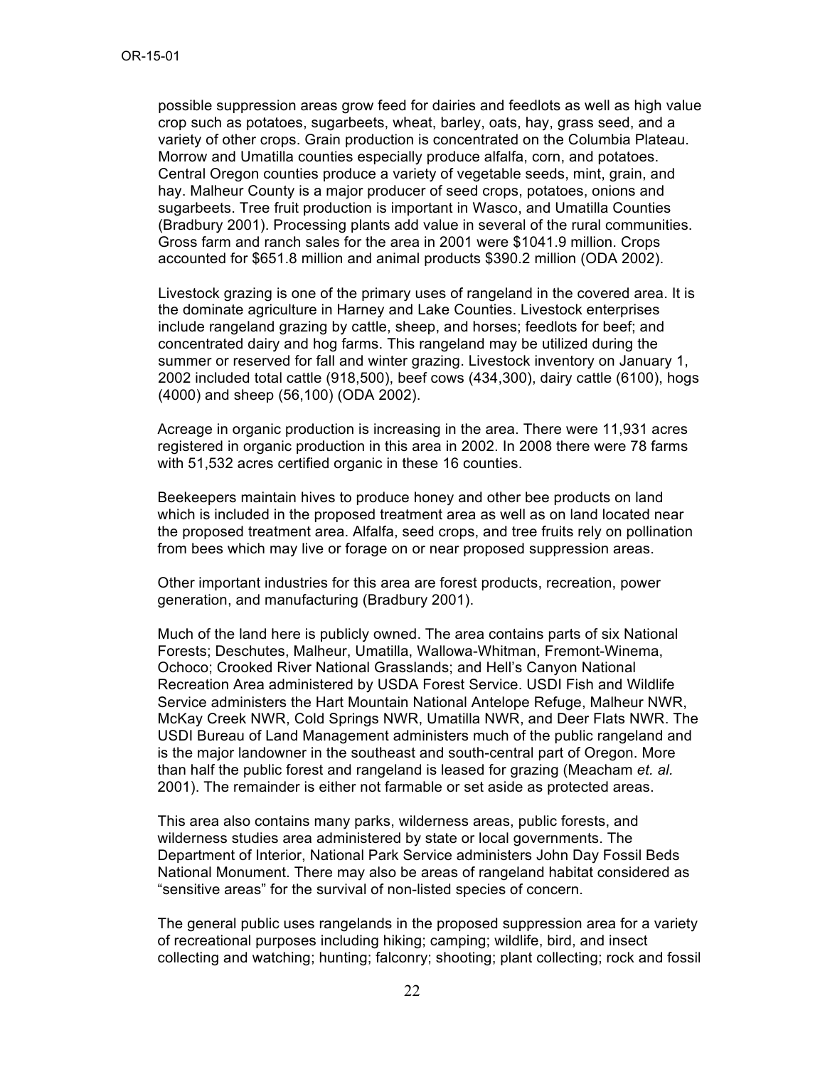possible suppression areas grow feed for dairies and feedlots as well as high value crop such as potatoes, sugarbeets, wheat, barley, oats, hay, grass seed, and a variety of other crops. Grain production is concentrated on the Columbia Plateau. Morrow and Umatilla counties especially produce alfalfa, corn, and potatoes. Central Oregon counties produce a variety of vegetable seeds, mint, grain, and hay. Malheur County is a major producer of seed crops, potatoes, onions and sugarbeets. Tree fruit production is important in Wasco, and Umatilla Counties (Bradbury 2001). Processing plants add value in several of the rural communities. Gross farm and ranch sales for the area in 2001 were $1041.9 million. Crops accounted for $651.8 million and animal products $390.2 million (ODA 2002).

Livestock grazing is one of the primary uses of rangeland in the covered area. It is the dominate agriculture in Harney and Lake Counties. Livestock enterprises include rangeland grazing by cattle, sheep, and horses; feedlots for beef; and concentrated dairy and hog farms. This rangeland may be utilized during the summer or reserved for fall and winter grazing. Livestock inventory on January 1, 2002 included total cattle (918,500), beef cows (434,300), dairy cattle (6100), hogs (4000) and sheep (56,100) (ODA 2002).

Acreage in organic production is increasing in the area. There were 11,931 acres registered in organic production in this area in 2002. In 2008 there were 78 farms with 51,532 acres certified organic in these 16 counties.

Beekeepers maintain hives to produce honey and other bee products on land which is included in the proposed treatment area as well as on land located near the proposed treatment area. Alfalfa, seed crops, and tree fruits rely on pollination from bees which may live or forage on or near proposed suppression areas.

Other important industries for this area are forest products, recreation, power generation, and manufacturing (Bradbury 2001).

Much of the land here is publicly owned. The area contains parts of six National Forests; Deschutes, Malheur, Umatilla, Wallowa-Whitman, Fremont-Winema, Ochoco; Crooked River National Grasslands; and Hell's Canyon National Recreation Area administered by USDA Forest Service. USDI Fish and Wildlife Service administers the Hart Mountain National Antelope Refuge, Malheur NWR, McKay Creek NWR, Cold Springs NWR, Umatilla NWR, and Deer Flats NWR. The USDI Bureau of Land Management administers much of the public rangeland and is the major landowner in the southeast and south-central part of Oregon. More than half the public forest and rangeland is leased for grazing (Meacham *et. al.* 2001). The remainder is either not farmable or set aside as protected areas.

This area also contains many parks, wilderness areas, public forests, and wilderness studies area administered by state or local governments. The Department of Interior, National Park Service administers John Day Fossil Beds National Monument. There may also be areas of rangeland habitat considered as "sensitive areas" for the survival of non-listed species of concern.

The general public uses rangelands in the proposed suppression area for a variety of recreational purposes including hiking; camping; wildlife, bird, and insect collecting and watching; hunting; falconry; shooting; plant collecting; rock and fossil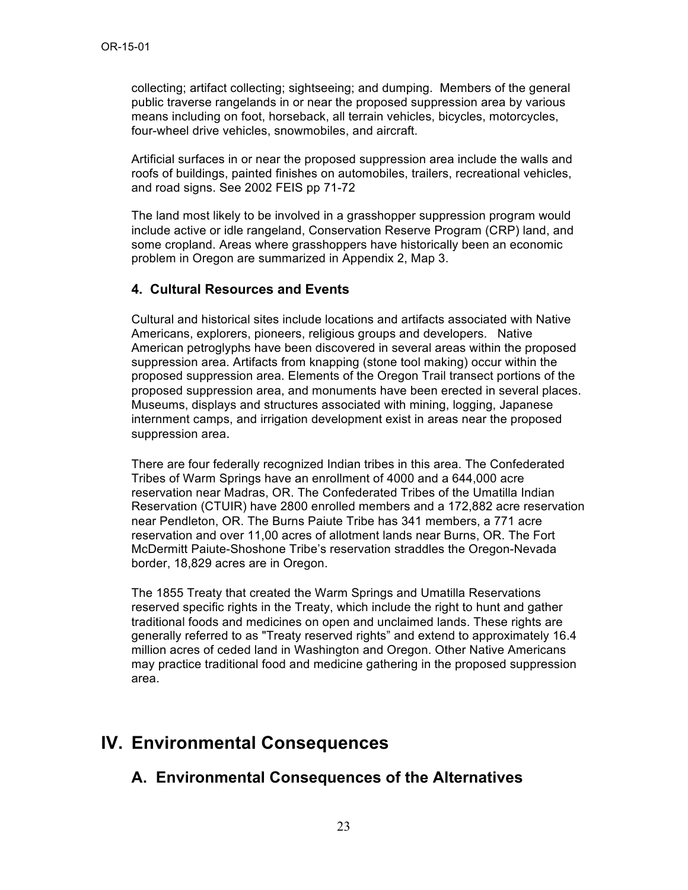collecting; artifact collecting; sightseeing; and dumping. Members of the general public traverse rangelands in or near the proposed suppression area by various means including on foot, horseback, all terrain vehicles, bicycles, motorcycles, four-wheel drive vehicles, snowmobiles, and aircraft.

Artificial surfaces in or near the proposed suppression area include the walls and roofs of buildings, painted finishes on automobiles, trailers, recreational vehicles, and road signs. See 2002 FEIS pp 71-72

The land most likely to be involved in a grasshopper suppression program would include active or idle rangeland, Conservation Reserve Program (CRP) land, and some cropland. Areas where grasshoppers have historically been an economic problem in Oregon are summarized in Appendix 2, Map 3.

### 4. Cultural Resources and Events

Cultural and historical sites include locations and artifacts associated with Native Americans, explorers, pioneers, religious groups and developers. Native American petroglyphs have been discovered in several areas within the proposed suppression area. Artifacts from knapping (stone tool making) occur within the proposed suppression area. Elements of the Oregon Trail transect portions of the proposed suppression area, and monuments have been erected in several places. Museums, displays and structures associated with mining, logging, Japanese internment camps, and irrigation development exist in areas near the proposed suppression area.

There are four federally recognized Indian tribes in this area. The Confederated Tribes of Warm Springs have an enrollment of 4000 and a 644,000 acre reservation near Madras, OR. The Confederated Tribes of the Umatilla Indian Reservation (CTUIR) have 2800 enrolled members and a 172,882 acre reservation near Pendleton, OR. The Burns Paiute Tribe has 341 members, a 771 acre reservation and over 11,00 acres of allotment lands near Burns, OR. The Fort McDermitt Paiute-Shoshone Tribe's reservation straddles the Oregon-Nevada border, 18,829 acres are in Oregon.

The 1855 Treaty that created the Warm Springs and Umatilla Reservations reserved specific rights in the Treaty, which include the right to hunt and gather traditional foods and medicines on open and unclaimed lands. These rights are generally referred to as "Treaty reserved rights" and extend to approximately 16.4 million acres of ceded land in Washington and Oregon. Other Native Americans may practice traditional food and medicine gathering in the proposed suppression area.

# IV. Environmental Consequences

## A. Environmental Consequences of the Alternatives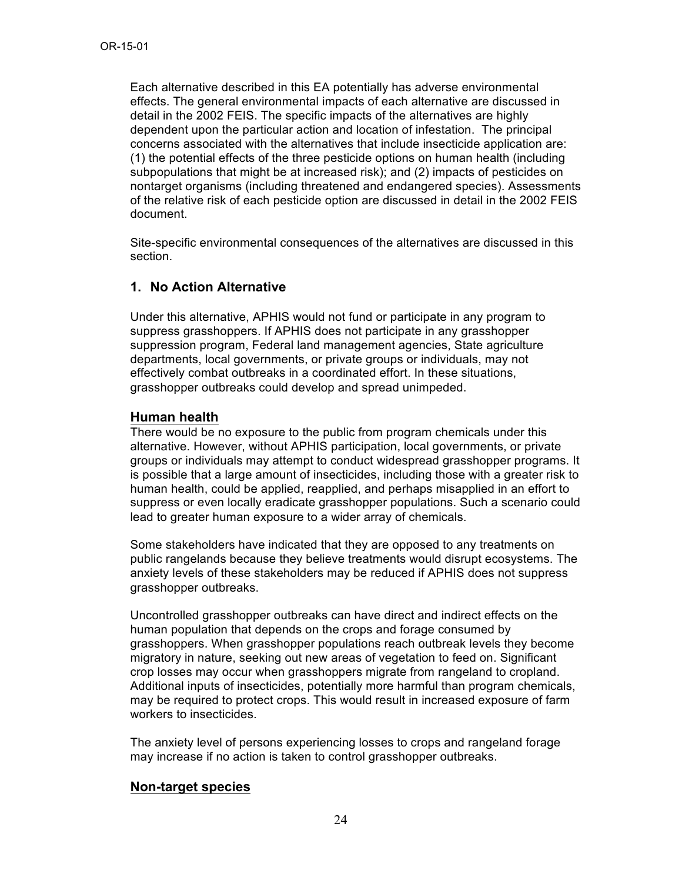Each alternative described in this EA potentially has adverse environmental effects. The general environmental impacts of each alternative are discussed in detail in the 2002 FEIS. The specific impacts of the alternatives are highly dependent upon the particular action and location of infestation. The principal concerns associated with the alternatives that include insecticide application are: (1) the potential effects of the three pesticide options on human health (including subpopulations that might be at increased risk); and (2) impacts of pesticides on nontarget organisms (including threatened and endangered species). Assessments of the relative risk of each pesticide option are discussed in detail in the 2002 FEIS document.

Site-specific environmental consequences of the alternatives are discussed in this section.

### 1. No Action Alternative

Under this alternative, APHIS would not fund or participate in any program to suppress grasshoppers. If APHIS does not participate in any grasshopper suppression program, Federal land management agencies, State agriculture departments, local governments, or private groups or individuals, may not effectively combat outbreaks in a coordinated effort. In these situations, grasshopper outbreaks could develop and spread unimpeded.

#### Human health

There would be no exposure to the public from program chemicals under this alternative. However, without APHIS participation, local governments, or private groups or individuals may attempt to conduct widespread grasshopper programs. It is possible that a large amount of insecticides, including those with a greater risk to human health, could be applied, reapplied, and perhaps misapplied in an effort to suppress or even locally eradicate grasshopper populations. Such a scenario could lead to greater human exposure to a wider array of chemicals.

Some stakeholders have indicated that they are opposed to any treatments on public rangelands because they believe treatments would disrupt ecosystems. The anxiety levels of these stakeholders may be reduced if APHIS does not suppress grasshopper outbreaks.

Uncontrolled grasshopper outbreaks can have direct and indirect effects on the human population that depends on the crops and forage consumed by grasshoppers. When grasshopper populations reach outbreak levels they become migratory in nature, seeking out new areas of vegetation to feed on. Significant crop losses may occur when grasshoppers migrate from rangeland to cropland. Additional inputs of insecticides, potentially more harmful than program chemicals, may be required to protect crops. This would result in increased exposure of farm workers to insecticides.

The anxiety level of persons experiencing losses to crops and rangeland forage may increase if no action is taken to control grasshopper outbreaks.

#### Non-target species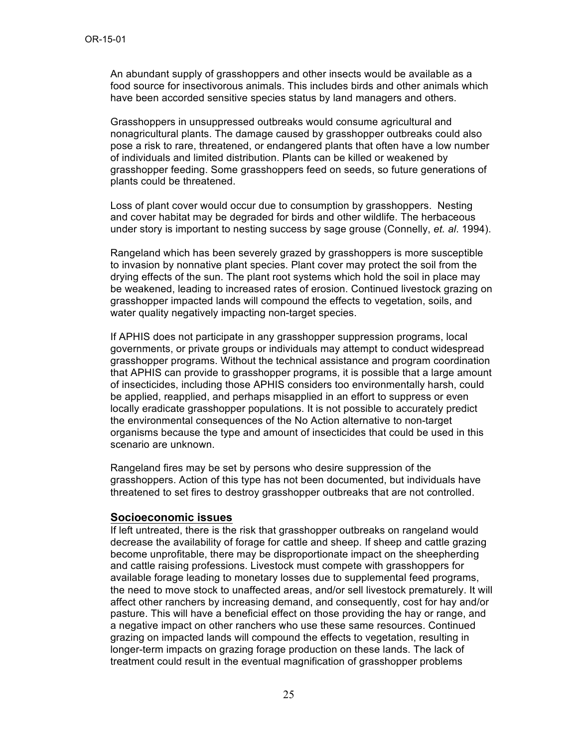An abundant supply of grasshoppers and other insects would be available as a food source for insectivorous animals. This includes birds and other animals which have been accorded sensitive species status by land managers and others.

Grasshoppers in unsuppressed outbreaks would consume agricultural and nonagricultural plants. The damage caused by grasshopper outbreaks could also pose a risk to rare, threatened, or endangered plants that often have a low number of individuals and limited distribution. Plants can be killed or weakened by grasshopper feeding. Some grasshoppers feed on seeds, so future generations of plants could be threatened.

Loss of plant cover would occur due to consumption by grasshoppers. Nesting and cover habitat may be degraded for birds and other wildlife. The herbaceous under story is important to nesting success by sage grouse (Connelly, *et. al*. 1994).

Rangeland which has been severely grazed by grasshoppers is more susceptible to invasion by nonnative plant species. Plant cover may protect the soil from the drying effects of the sun. The plant root systems which hold the soil in place may be weakened, leading to increased rates of erosion. Continued livestock grazing on grasshopper impacted lands will compound the effects to vegetation, soils, and water quality negatively impacting non-target species.

If APHIS does not participate in any grasshopper suppression programs, local governments, or private groups or individuals may attempt to conduct widespread grasshopper programs. Without the technical assistance and program coordination that APHIS can provide to grasshopper programs, it is possible that a large amount of insecticides, including those APHIS considers too environmentally harsh, could be applied, reapplied, and perhaps misapplied in an effort to suppress or even locally eradicate grasshopper populations. It is not possible to accurately predict the environmental consequences of the No Action alternative to non-target organisms because the type and amount of insecticides that could be used in this scenario are unknown.

Rangeland fires may be set by persons who desire suppression of the grasshoppers. Action of this type has not been documented, but individuals have threatened to set fires to destroy grasshopper outbreaks that are not controlled.

## Socioeconomic issues

If left untreated, there is the risk that grasshopper outbreaks on rangeland would decrease the availability of forage for cattle and sheep. If sheep and cattle grazing become unprofitable, there may be disproportionate impact on the sheepherding and cattle raising professions. Livestock must compete with grasshoppers for available forage leading to monetary losses due to supplemental feed programs, the need to move stock to unaffected areas, and/or sell livestock prematurely. It will affect other ranchers by increasing demand, and consequently, cost for hay and/or pasture. This will have a beneficial effect on those providing the hay or range, and a negative impact on other ranchers who use these same resources. Continued grazing on impacted lands will compound the effects to vegetation, resulting in longer-term impacts on grazing forage production on these lands. The lack of treatment could result in the eventual magnification of grasshopper problems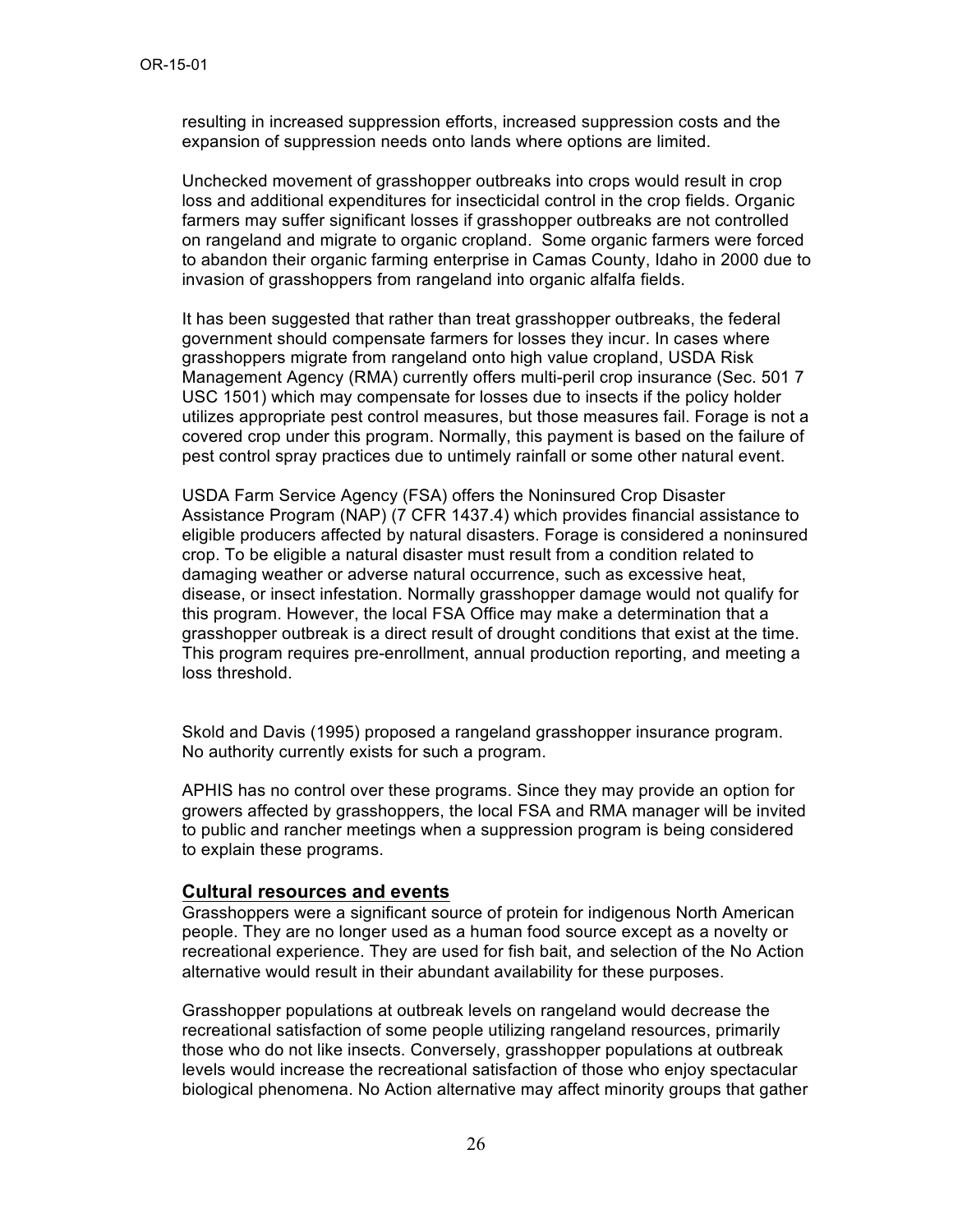resulting in increased suppression efforts, increased suppression costs and the expansion of suppression needs onto lands where options are limited.

Unchecked movement of grasshopper outbreaks into crops would result in crop loss and additional expenditures for insecticidal control in the crop fields. Organic farmers may suffer significant losses if grasshopper outbreaks are not controlled on rangeland and migrate to organic cropland. Some organic farmers were forced to abandon their organic farming enterprise in Camas County, Idaho in 2000 due to invasion of grasshoppers from rangeland into organic alfalfa fields.

It has been suggested that rather than treat grasshopper outbreaks, the federal government should compensate farmers for losses they incur. In cases where grasshoppers migrate from rangeland onto high value cropland, USDA Risk Management Agency (RMA) currently offers multi-peril crop insurance (Sec. 501 7 USC 1501) which may compensate for losses due to insects if the policy holder utilizes appropriate pest control measures, but those measures fail. Forage is not a covered crop under this program. Normally, this payment is based on the failure of pest control spray practices due to untimely rainfall or some other natural event.

USDA Farm Service Agency (FSA) offers the Noninsured Crop Disaster Assistance Program (NAP) (7 CFR 1437.4) which provides financial assistance to eligible producers affected by natural disasters. Forage is considered a noninsured crop. To be eligible a natural disaster must result from a condition related to damaging weather or adverse natural occurrence, such as excessive heat, disease, or insect infestation. Normally grasshopper damage would not qualify for this program. However, the local FSA Office may make a determination that a grasshopper outbreak is a direct result of drought conditions that exist at the time. This program requires pre-enrollment, annual production reporting, and meeting a loss threshold.

Skold and Davis (1995) proposed a rangeland grasshopper insurance program. No authority currently exists for such a program.

APHIS has no control over these programs. Since they may provide an option for growers affected by grasshoppers, the local FSA and RMA manager will be invited to public and rancher meetings when a suppression program is being considered to explain these programs.

## Cultural resources and events

Grasshoppers were a significant source of protein for indigenous North American people. They are no longer used as a human food source except as a novelty or recreational experience. They are used for fish bait, and selection of the No Action alternative would result in their abundant availability for these purposes.

Grasshopper populations at outbreak levels on rangeland would decrease the recreational satisfaction of some people utilizing rangeland resources, primarily those who do not like insects. Conversely, grasshopper populations at outbreak levels would increase the recreational satisfaction of those who enjoy spectacular biological phenomena. No Action alternative may affect minority groups that gather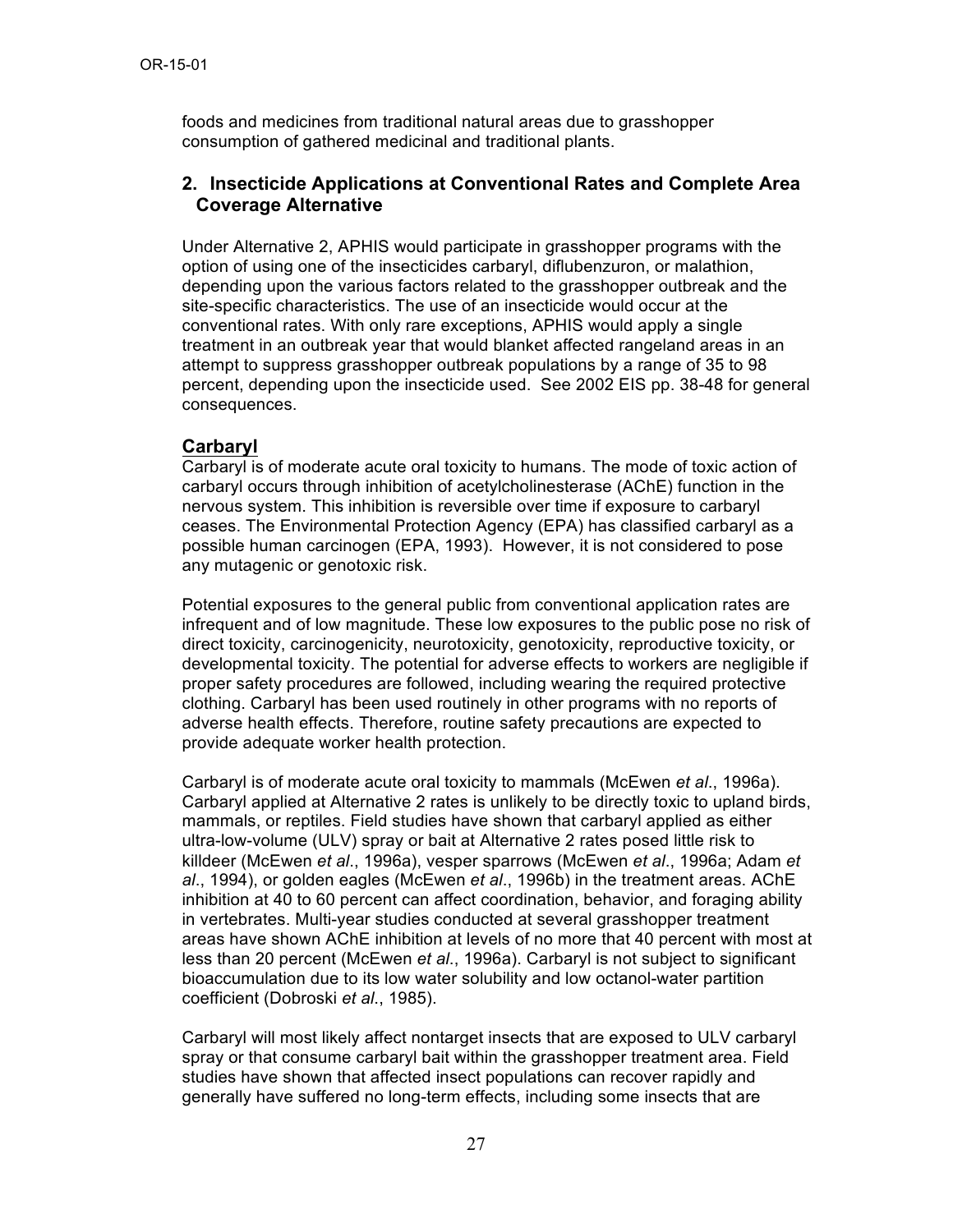foods and medicines from traditional natural areas due to grasshopper consumption of gathered medicinal and traditional plants.

## 2. Insecticide Applications at Conventional Rates and Complete Area Coverage Alternative

Under Alternative 2, APHIS would participate in grasshopper programs with the option of using one of the insecticides carbaryl, diflubenzuron, or malathion, depending upon the various factors related to the grasshopper outbreak and the site-specific characteristics. The use of an insecticide would occur at the conventional rates. With only rare exceptions, APHIS would apply a single treatment in an outbreak year that would blanket affected rangeland areas in an attempt to suppress grasshopper outbreak populations by a range of 35 to 98 percent, depending upon the insecticide used. See 2002 EIS pp. 38-48 for general consequences.

### Carbaryl

Carbaryl is of moderate acute oral toxicity to humans. The mode of toxic action of carbaryl occurs through inhibition of acetylcholinesterase (AChE) function in the nervous system. This inhibition is reversible over time if exposure to carbaryl ceases. The Environmental Protection Agency (EPA) has classified carbaryl as a possible human carcinogen (EPA, 1993). However, it is not considered to pose any mutagenic or genotoxic risk.

Potential exposures to the general public from conventional application rates are infrequent and of low magnitude. These low exposures to the public pose no risk of direct toxicity, carcinogenicity, neurotoxicity, genotoxicity, reproductive toxicity, or developmental toxicity. The potential for adverse effects to workers are negligible if proper safety procedures are followed, including wearing the required protective clothing. Carbaryl has been used routinely in other programs with no reports of adverse health effects. Therefore, routine safety precautions are expected to provide adequate worker health protection.

Carbaryl is of moderate acute oral toxicity to mammals (McEwen *et al*., 1996a). Carbaryl applied at Alternative 2 rates is unlikely to be directly toxic to upland birds, mammals, or reptiles. Field studies have shown that carbaryl applied as either ultra-low-volume (ULV) spray or bait at Alternative 2 rates posed little risk to killdeer (McEwen *et al*., 1996a), vesper sparrows (McEwen *et al*., 1996a; Adam *et al*., 1994), or golden eagles (McEwen *et al*., 1996b) in the treatment areas. AChE inhibition at 40 to 60 percent can affect coordination, behavior, and foraging ability in vertebrates. Multi-year studies conducted at several grasshopper treatment areas have shown AChE inhibition at levels of no more that 40 percent with most at less than 20 percent (McEwen *et al*., 1996a). Carbaryl is not subject to significant bioaccumulation due to its low water solubility and low octanol-water partition coefficient (Dobroski *et al*., 1985).

Carbaryl will most likely affect nontarget insects that are exposed to ULV carbaryl spray or that consume carbaryl bait within the grasshopper treatment area. Field studies have shown that affected insect populations can recover rapidly and generally have suffered no long-term effects, including some insects that are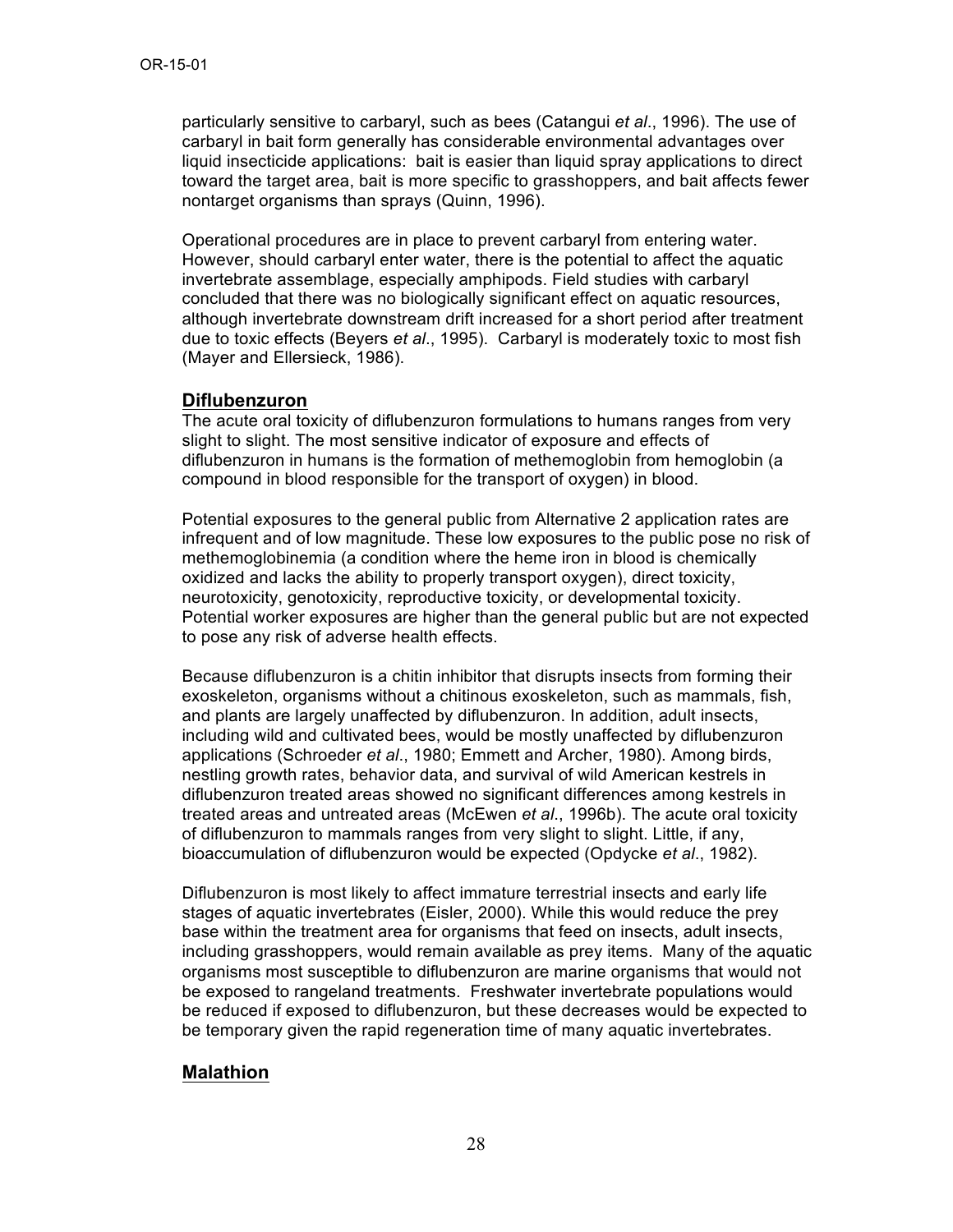particularly sensitive to carbaryl, such as bees (Catangui *et al*., 1996). The use of carbaryl in bait form generally has considerable environmental advantages over liquid insecticide applications: bait is easier than liquid spray applications to direct toward the target area, bait is more specific to grasshoppers, and bait affects fewer nontarget organisms than sprays (Quinn, 1996).

Operational procedures are in place to prevent carbaryl from entering water. However, should carbaryl enter water, there is the potential to affect the aquatic invertebrate assemblage, especially amphipods. Field studies with carbaryl concluded that there was no biologically significant effect on aquatic resources, although invertebrate downstream drift increased for a short period after treatment due to toxic effects (Beyers *et al*., 1995). Carbaryl is moderately toxic to most fish (Mayer and Ellersieck, 1986).

## Diflubenzuron

The acute oral toxicity of diflubenzuron formulations to humans ranges from very slight to slight. The most sensitive indicator of exposure and effects of diflubenzuron in humans is the formation of methemoglobin from hemoglobin (a compound in blood responsible for the transport of oxygen) in blood.

Potential exposures to the general public from Alternative 2 application rates are infrequent and of low magnitude. These low exposures to the public pose no risk of methemoglobinemia (a condition where the heme iron in blood is chemically oxidized and lacks the ability to properly transport oxygen), direct toxicity, neurotoxicity, genotoxicity, reproductive toxicity, or developmental toxicity. Potential worker exposures are higher than the general public but are not expected to pose any risk of adverse health effects.

Because diflubenzuron is a chitin inhibitor that disrupts insects from forming their exoskeleton, organisms without a chitinous exoskeleton, such as mammals, fish, and plants are largely unaffected by diflubenzuron. In addition, adult insects, including wild and cultivated bees, would be mostly unaffected by diflubenzuron applications (Schroeder *et al*., 1980; Emmett and Archer, 1980). Among birds, nestling growth rates, behavior data, and survival of wild American kestrels in diflubenzuron treated areas showed no significant differences among kestrels in treated areas and untreated areas (McEwen *et al*., 1996b). The acute oral toxicity of diflubenzuron to mammals ranges from very slight to slight. Little, if any, bioaccumulation of diflubenzuron would be expected (Opdycke *et al*., 1982).

Diflubenzuron is most likely to affect immature terrestrial insects and early life stages of aquatic invertebrates (Eisler, 2000). While this would reduce the prey base within the treatment area for organisms that feed on insects, adult insects, including grasshoppers, would remain available as prey items. Many of the aquatic organisms most susceptible to diflubenzuron are marine organisms that would not be exposed to rangeland treatments. Freshwater invertebrate populations would be reduced if exposed to diflubenzuron, but these decreases would be expected to be temporary given the rapid regeneration time of many aquatic invertebrates.

## Malathion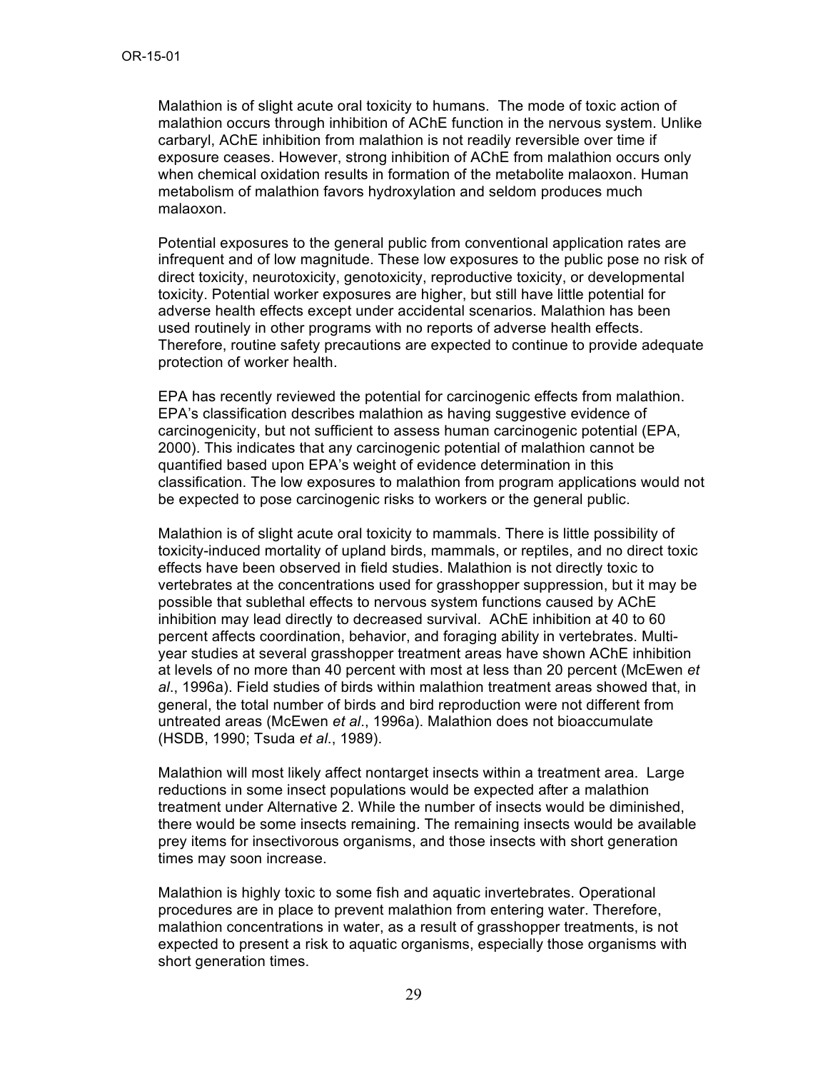Malathion is of slight acute oral toxicity to humans. The mode of toxic action of malathion occurs through inhibition of AChE function in the nervous system. Unlike carbaryl, AChE inhibition from malathion is not readily reversible over time if exposure ceases. However, strong inhibition of AChE from malathion occurs only when chemical oxidation results in formation of the metabolite malaoxon. Human metabolism of malathion favors hydroxylation and seldom produces much malaoxon.

Potential exposures to the general public from conventional application rates are infrequent and of low magnitude. These low exposures to the public pose no risk of direct toxicity, neurotoxicity, genotoxicity, reproductive toxicity, or developmental toxicity. Potential worker exposures are higher, but still have little potential for adverse health effects except under accidental scenarios. Malathion has been used routinely in other programs with no reports of adverse health effects. Therefore, routine safety precautions are expected to continue to provide adequate protection of worker health.

EPA has recently reviewed the potential for carcinogenic effects from malathion. EPA's classification describes malathion as having suggestive evidence of carcinogenicity, but not sufficient to assess human carcinogenic potential (EPA, 2000). This indicates that any carcinogenic potential of malathion cannot be quantified based upon EPA's weight of evidence determination in this classification. The low exposures to malathion from program applications would not be expected to pose carcinogenic risks to workers or the general public.

Malathion is of slight acute oral toxicity to mammals. There is little possibility of toxicity-induced mortality of upland birds, mammals, or reptiles, and no direct toxic effects have been observed in field studies. Malathion is not directly toxic to vertebrates at the concentrations used for grasshopper suppression, but it may be possible that sublethal effects to nervous system functions caused by AChE inhibition may lead directly to decreased survival. AChE inhibition at 40 to 60 percent affects coordination, behavior, and foraging ability in vertebrates. Multi-year studies at several grasshopper treatment areas have shown AChE inhibition at levels of no more than 40 percent with most at less than 20 percent (McEwen *et al*., 1996a). Field studies of birds within malathion treatment areas showed that, in general, the total number of birds and bird reproduction were not different from untreated areas (McEwen *et al*., 1996a). Malathion does not bioaccumulate (HSDB, 1990; Tsuda *et al*., 1989).

Malathion will most likely affect nontarget insects within a treatment area. Large reductions in some insect populations would be expected after a malathion treatment under Alternative 2. While the number of insects would be diminished, there would be some insects remaining. The remaining insects would be available prey items for insectivorous organisms, and those insects with short generation times may soon increase.

Malathion is highly toxic to some fish and aquatic invertebrates. Operational procedures are in place to prevent malathion from entering water. Therefore, malathion concentrations in water, as a result of grasshopper treatments, is not expected to present a risk to aquatic organisms, especially those organisms with short generation times.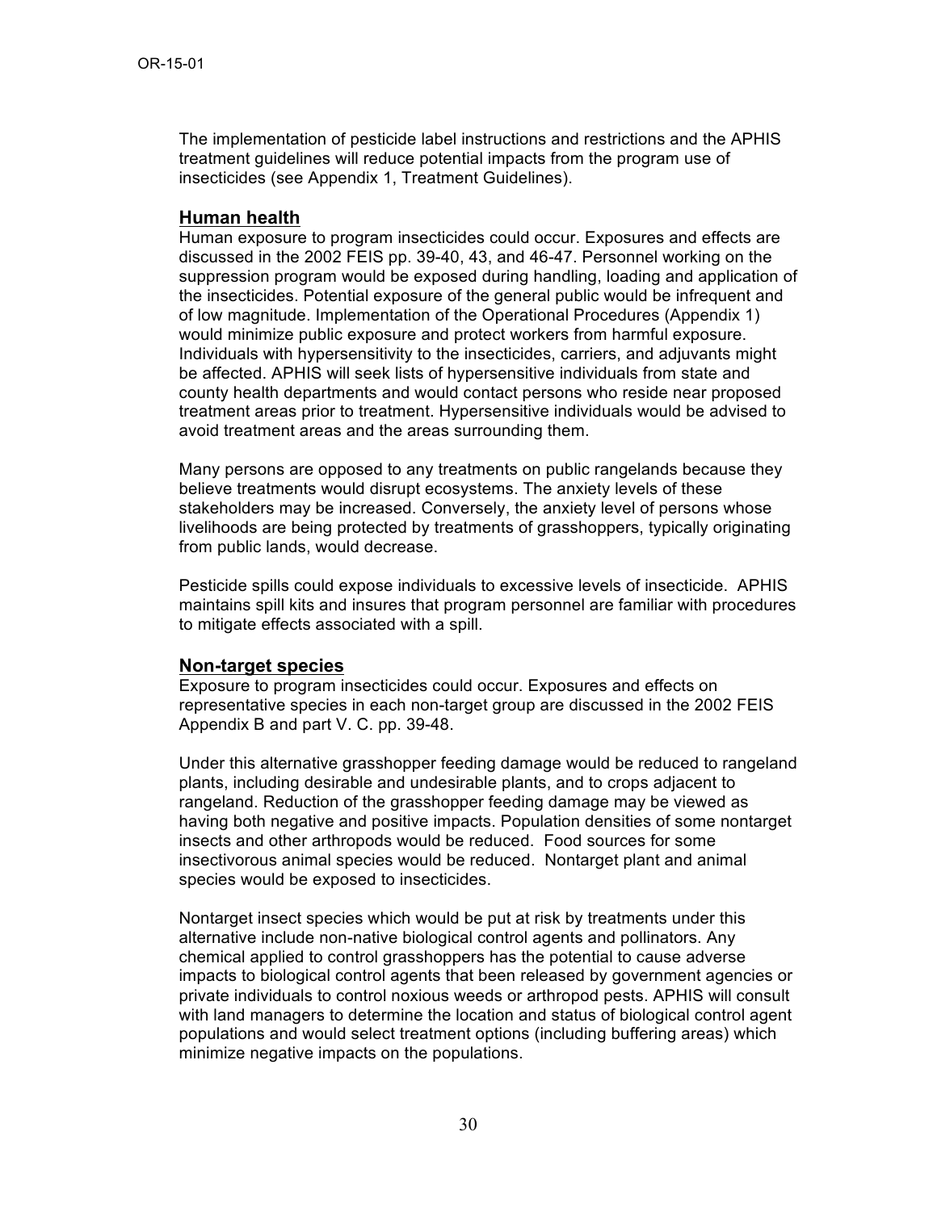The implementation of pesticide label instructions and restrictions and the APHIS treatment guidelines will reduce potential impacts from the program use of insecticides (see Appendix 1, Treatment Guidelines).

## Human health

Human exposure to program insecticides could occur. Exposures and effects are discussed in the 2002 FEIS pp. 39-40, 43, and 46-47. Personnel working on the suppression program would be exposed during handling, loading and application of the insecticides. Potential exposure of the general public would be infrequent and of low magnitude. Implementation of the Operational Procedures (Appendix 1) would minimize public exposure and protect workers from harmful exposure. Individuals with hypersensitivity to the insecticides, carriers, and adjuvants might be affected. APHIS will seek lists of hypersensitive individuals from state and county health departments and would contact persons who reside near proposed treatment areas prior to treatment. Hypersensitive individuals would be advised to avoid treatment areas and the areas surrounding them.

Many persons are opposed to any treatments on public rangelands because they believe treatments would disrupt ecosystems. The anxiety levels of these stakeholders may be increased. Conversely, the anxiety level of persons whose livelihoods are being protected by treatments of grasshoppers, typically originating from public lands, would decrease.

Pesticide spills could expose individuals to excessive levels of insecticide. APHIS maintains spill kits and insures that program personnel are familiar with procedures to mitigate effects associated with a spill.

## Non-target species

Exposure to program insecticides could occur. Exposures and effects on representative species in each non-target group are discussed in the 2002 FEIS Appendix B and part V. C. pp. 39-48.

Under this alternative grasshopper feeding damage would be reduced to rangeland plants, including desirable and undesirable plants, and to crops adjacent to rangeland. Reduction of the grasshopper feeding damage may be viewed as having both negative and positive impacts. Population densities of some nontarget insects and other arthropods would be reduced. Food sources for some insectivorous animal species would be reduced. Nontarget plant and animal species would be exposed to insecticides.

Nontarget insect species which would be put at risk by treatments under this alternative include non-native biological control agents and pollinators. Any chemical applied to control grasshoppers has the potential to cause adverse impacts to biological control agents that been released by government agencies or private individuals to control noxious weeds or arthropod pests. APHIS will consult with land managers to determine the location and status of biological control agent populations and would select treatment options (including buffering areas) which minimize negative impacts on the populations.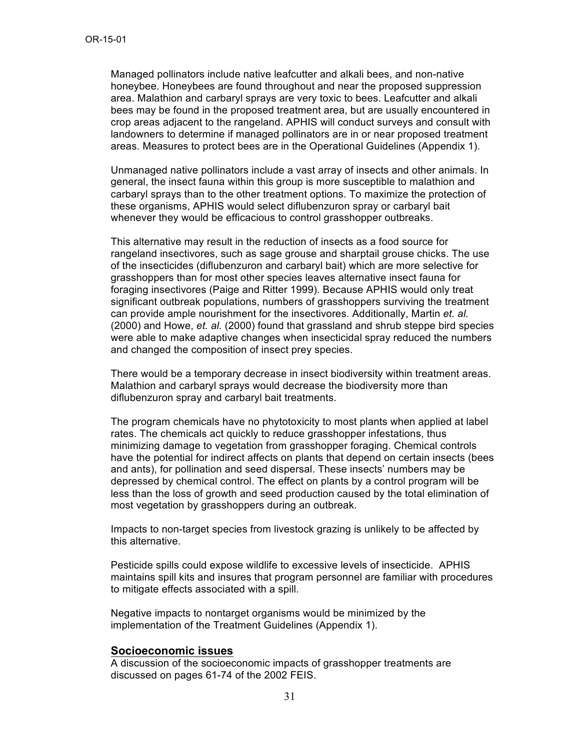Managed pollinators include native leafcutter and alkali bees, and non-native honeybee. Honeybees are found throughout and near the proposed suppression area. Malathion and carbaryl sprays are very toxic to bees. Leafcutter and alkali bees may be found in the proposed treatment area, but are usually encountered in crop areas adjacent to the rangeland. APHIS will conduct surveys and consult with landowners to determine if managed pollinators are in or near proposed treatment areas. Measures to protect bees are in the Operational Guidelines (Appendix 1).

Unmanaged native pollinators include a vast array of insects and other animals. In general, the insect fauna within this group is more susceptible to malathion and carbaryl sprays than to the other treatment options. To maximize the protection of these organisms, APHIS would select diflubenzuron spray or carbaryl bait whenever they would be efficacious to control grasshopper outbreaks.

This alternative may result in the reduction of insects as a food source for rangeland insectivores, such as sage grouse and sharptail grouse chicks. The use of the insecticides (diflubenzuron and carbaryl bait) which are more selective for grasshoppers than for most other species leaves alternative insect fauna for foraging insectivores (Paige and Ritter 1999). Because APHIS would only treat significant outbreak populations, numbers of grasshoppers surviving the treatment can provide ample nourishment for the insectivores. Additionally, Martin *et. al.* (2000) and Howe, *et. al.* (2000) found that grassland and shrub steppe bird species were able to make adaptive changes when insecticidal spray reduced the numbers and changed the composition of insect prey species.

There would be a temporary decrease in insect biodiversity within treatment areas. Malathion and carbaryl sprays would decrease the biodiversity more than diflubenzuron spray and carbaryl bait treatments.

The program chemicals have no phytotoxicity to most plants when applied at label rates. The chemicals act quickly to reduce grasshopper infestations, thus minimizing damage to vegetation from grasshopper foraging. Chemical controls have the potential for indirect affects on plants that depend on certain insects (bees and ants), for pollination and seed dispersal. These insects' numbers may be depressed by chemical control. The effect on plants by a control program will be less than the loss of growth and seed production caused by the total elimination of most vegetation by grasshoppers during an outbreak.

Impacts to non-target species from livestock grazing is unlikely to be affected by this alternative.

Pesticide spills could expose wildlife to excessive levels of insecticide. APHIS maintains spill kits and insures that program personnel are familiar with procedures to mitigate effects associated with a spill.

Negative impacts to nontarget organisms would be minimized by the implementation of the Treatment Guidelines (Appendix 1).

## Socioeconomic issues

A discussion of the socioeconomic impacts of grasshopper treatments are discussed on pages 61-74 of the 2002 FEIS.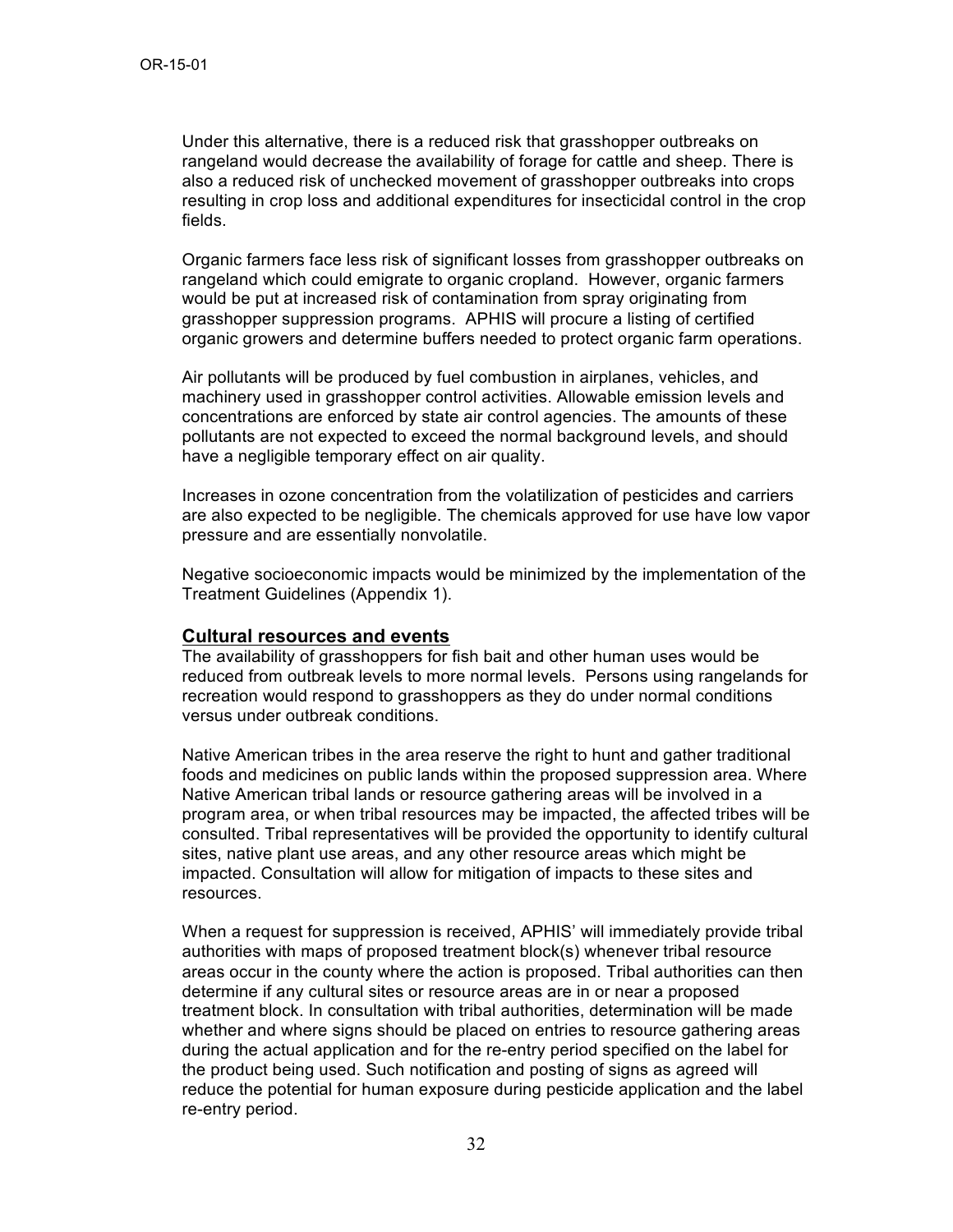Under this alternative, there is a reduced risk that grasshopper outbreaks on rangeland would decrease the availability of forage for cattle and sheep. There is also a reduced risk of unchecked movement of grasshopper outbreaks into crops resulting in crop loss and additional expenditures for insecticidal control in the crop fields.

Organic farmers face less risk of significant losses from grasshopper outbreaks on rangeland which could emigrate to organic cropland. However, organic farmers would be put at increased risk of contamination from spray originating from grasshopper suppression programs. APHIS will procure a listing of certified organic growers and determine buffers needed to protect organic farm operations.

Air pollutants will be produced by fuel combustion in airplanes, vehicles, and machinery used in grasshopper control activities. Allowable emission levels and concentrations are enforced by state air control agencies. The amounts of these pollutants are not expected to exceed the normal background levels, and should have a negligible temporary effect on air quality.

Increases in ozone concentration from the volatilization of pesticides and carriers are also expected to be negligible. The chemicals approved for use have low vapor pressure and are essentially nonvolatile.

Negative socioeconomic impacts would be minimized by the implementation of the Treatment Guidelines (Appendix 1).

## Cultural resources and events

The availability of grasshoppers for fish bait and other human uses would be reduced from outbreak levels to more normal levels. Persons using rangelands for recreation would respond to grasshoppers as they do under normal conditions versus under outbreak conditions.

Native American tribes in the area reserve the right to hunt and gather traditional foods and medicines on public lands within the proposed suppression area. Where Native American tribal lands or resource gathering areas will be involved in a program area, or when tribal resources may be impacted, the affected tribes will be consulted. Tribal representatives will be provided the opportunity to identify cultural sites, native plant use areas, and any other resource areas which might be impacted. Consultation will allow for mitigation of impacts to these sites and resources.

When a request for suppression is received, APHIS' will immediately provide tribal authorities with maps of proposed treatment block(s) whenever tribal resource areas occur in the county where the action is proposed. Tribal authorities can then determine if any cultural sites or resource areas are in or near a proposed treatment block. In consultation with tribal authorities, determination will be made whether and where signs should be placed on entries to resource gathering areas during the actual application and for the re-entry period specified on the label for the product being used. Such notification and posting of signs as agreed will reduce the potential for human exposure during pesticide application and the label re-entry period.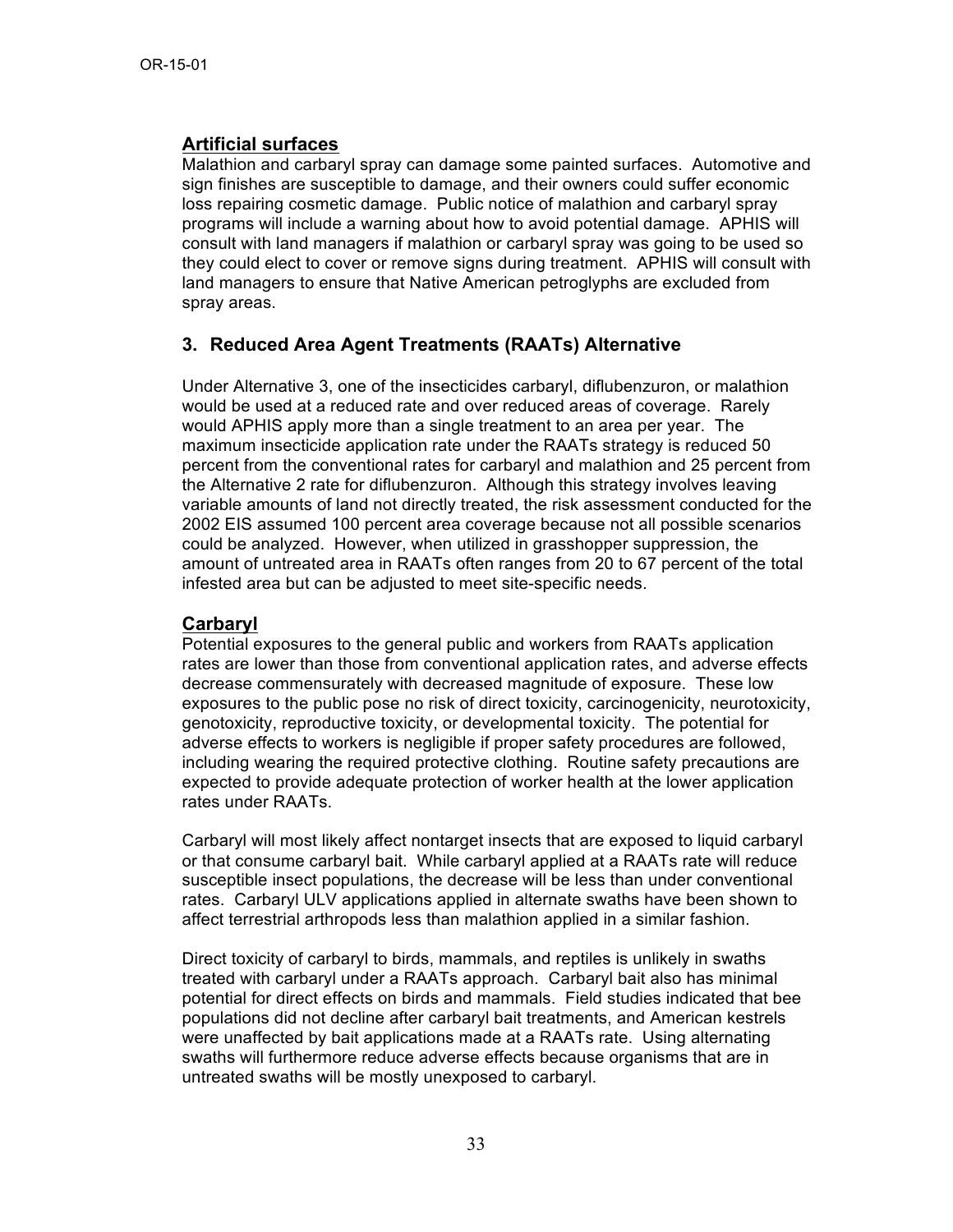**Artificial surfaces**

Malathion and carbaryl spray can damage some painted surfaces. Automotive and sign finishes are susceptible to damage, and their owners could suffer economic loss repairing cosmetic damage. Public notice of malathion and carbaryl spray programs will include a warning about how to avoid potential damage. APHIS will consult with land managers if malathion or carbaryl spray was going to be used so they could elect to cover or remove signs during treatment. APHIS will consult with land managers to ensure that Native American petroglyphs are excluded from spray areas.

## 3. Reduced Area Agent Treatments (RAATs) Alternative

Under Alternative 3, one of the insecticides carbaryl, diflubenzuron, or malathion would be used at a reduced rate and over reduced areas of coverage. Rarely would APHIS apply more than a single treatment to an area per year. The maximum insecticide application rate under the RAATs strategy is reduced 50 percent from the conventional rates for carbaryl and malathion and 25 percent from the Alternative 2 rate for diflubenzuron. Although this strategy involves leaving variable amounts of land not directly treated, the risk assessment conducted for the 2002 EIS assumed 100 percent area coverage because not all possible scenarios could be analyzed. However, when utilized in grasshopper suppression, the amount of untreated area in RAATs often ranges from 20 to 67 percent of the total infested area but can be adjusted to meet site-specific needs.

**Carbaryl**

Potential exposures to the general public and workers from RAATs application rates are lower than those from conventional application rates, and adverse effects decrease commensurately with decreased magnitude of exposure. These low exposures to the public pose no risk of direct toxicity, carcinogenicity, neurotoxicity, genotoxicity, reproductive toxicity, or developmental toxicity. The potential for adverse effects to workers is negligible if proper safety procedures are followed, including wearing the required protective clothing. Routine safety precautions are expected to provide adequate protection of worker health at the lower application rates under RAATs.

Carbaryl will most likely affect nontarget insects that are exposed to liquid carbaryl or that consume carbaryl bait. While carbaryl applied at a RAATs rate will reduce susceptible insect populations, the decrease will be less than under conventional rates. Carbaryl ULV applications applied in alternate swaths have been shown to affect terrestrial arthropods less than malathion applied in a similar fashion.

Direct toxicity of carbaryl to birds, mammals, and reptiles is unlikely in swaths treated with carbaryl under a RAATs approach. Carbaryl bait also has minimal potential for direct effects on birds and mammals. Field studies indicated that bee populations did not decline after carbaryl bait treatments, and American kestrels were unaffected by bait applications made at a RAATs rate. Using alternating swaths will furthermore reduce adverse effects because organisms that are in untreated swaths will be mostly unexposed to carbaryl.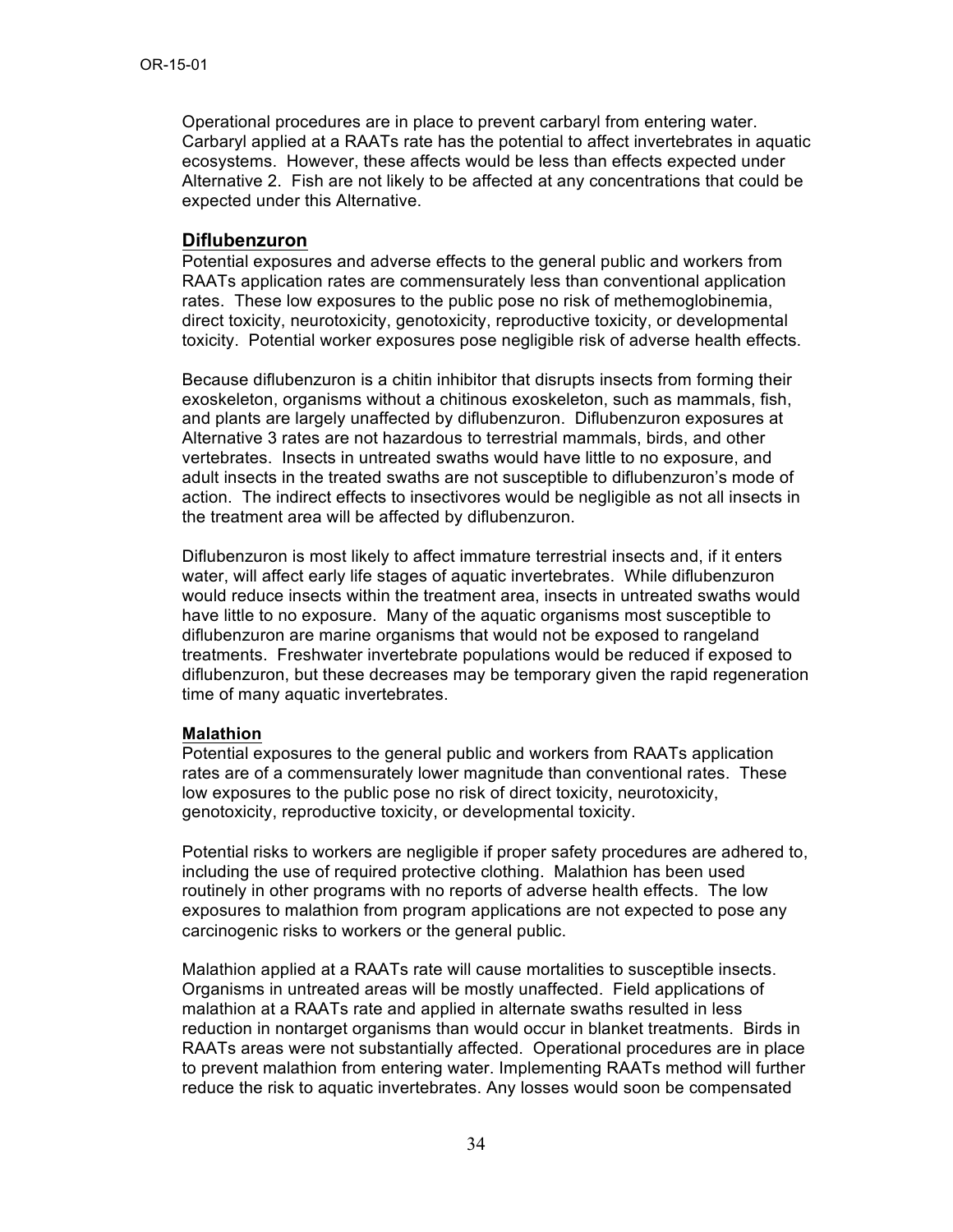Operational procedures are in place to prevent carbaryl from entering water. Carbaryl applied at a RAATs rate has the potential to affect invertebrates in aquatic ecosystems. However, these affects would be less than effects expected under Alternative 2. Fish are not likely to be affected at any concentrations that could be expected under this Alternative.

## Diflubenzuron

Potential exposures and adverse effects to the general public and workers from RAATs application rates are commensurately less than conventional application rates. These low exposures to the public pose no risk of methemoglobinemia, direct toxicity, neurotoxicity, genotoxicity, reproductive toxicity, or developmental toxicity. Potential worker exposures pose negligible risk of adverse health effects.

Because diflubenzuron is a chitin inhibitor that disrupts insects from forming their exoskeleton, organisms without a chitinous exoskeleton, such as mammals, fish, and plants are largely unaffected by diflubenzuron. Diflubenzuron exposures at Alternative 3 rates are not hazardous to terrestrial mammals, birds, and other vertebrates. Insects in untreated swaths would have little to no exposure, and adult insects in the treated swaths are not susceptible to diflubenzuron's mode of action. The indirect effects to insectivores would be negligible as not all insects in the treatment area will be affected by diflubenzuron.

Diflubenzuron is most likely to affect immature terrestrial insects and, if it enters water, will affect early life stages of aquatic invertebrates. While diflubenzuron would reduce insects within the treatment area, insects in untreated swaths would have little to no exposure. Many of the aquatic organisms most susceptible to diflubenzuron are marine organisms that would not be exposed to rangeland treatments. Freshwater invertebrate populations would be reduced if exposed to diflubenzuron, but these decreases may be temporary given the rapid regeneration time of many aquatic invertebrates.

### Malathion

Potential exposures to the general public and workers from RAATs application rates are of a commensurately lower magnitude than conventional rates. These low exposures to the public pose no risk of direct toxicity, neurotoxicity, genotoxicity, reproductive toxicity, or developmental toxicity.

Potential risks to workers are negligible if proper safety procedures are adhered to, including the use of required protective clothing. Malathion has been used routinely in other programs with no reports of adverse health effects. The low exposures to malathion from program applications are not expected to pose any carcinogenic risks to workers or the general public.

Malathion applied at a RAATs rate will cause mortalities to susceptible insects. Organisms in untreated areas will be mostly unaffected. Field applications of malathion at a RAATs rate and applied in alternate swaths resulted in less reduction in nontarget organisms than would occur in blanket treatments. Birds in RAATs areas were not substantially affected. Operational procedures are in place to prevent malathion from entering water. Implementing RAATs method will further reduce the risk to aquatic invertebrates. Any losses would soon be compensated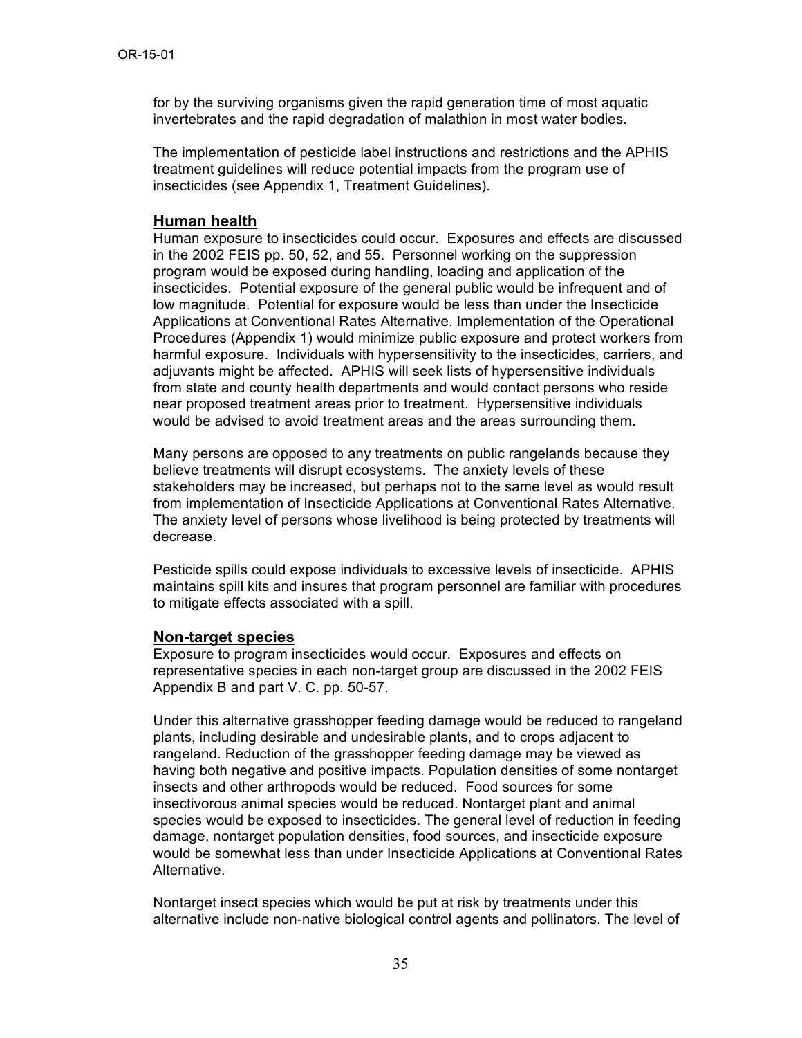for by the surviving organisms given the rapid generation time of most aquatic invertebrates and the rapid degradation of malathion in most water bodies.

The implementation of pesticide label instructions and restrictions and the APHIS treatment guidelines will reduce potential impacts from the program use of insecticides (see Appendix 1, Treatment Guidelines).

## Human health

Human exposure to insecticides could occur. Exposures and effects are discussed in the 2002 FEIS pp. 50, 52, and 55. Personnel working on the suppression program would be exposed during handling, loading and application of the insecticides. Potential exposure of the general public would be infrequent and of low magnitude. Potential for exposure would be less than under the Insecticide Applications at Conventional Rates Alternative. Implementation of the Operational Procedures (Appendix 1) would minimize public exposure and protect workers from harmful exposure. Individuals with hypersensitivity to the insecticides, carriers, and adjuvants might be affected. APHIS will seek lists of hypersensitive individuals from state and county health departments and would contact persons who reside near proposed treatment areas prior to treatment. Hypersensitive individuals would be advised to avoid treatment areas and the areas surrounding them.

Many persons are opposed to any treatments on public rangelands because they believe treatments will disrupt ecosystems. The anxiety levels of these stakeholders may be increased, but perhaps not to the same level as would result from implementation of Insecticide Applications at Conventional Rates Alternative. The anxiety level of persons whose livelihood is being protected by treatments will decrease.

Pesticide spills could expose individuals to excessive levels of insecticide. APHIS maintains spill kits and insures that program personnel are familiar with procedures to mitigate effects associated with a spill.

## Non-target species

Exposure to program insecticides would occur. Exposures and effects on representative species in each non-target group are discussed in the 2002 FEIS Appendix B and part V. C. pp. 50-57.

Under this alternative grasshopper feeding damage would be reduced to rangeland plants, including desirable and undesirable plants, and to crops adjacent to rangeland. Reduction of the grasshopper feeding damage may be viewed as having both negative and positive impacts. Population densities of some nontarget insects and other arthropods would be reduced. Food sources for some insectivorous animal species would be reduced. Nontarget plant and animal species would be exposed to insecticides. The general level of reduction in feeding damage, nontarget population densities, food sources, and insecticide exposure would be somewhat less than under Insecticide Applications at Conventional Rates Alternative.

Nontarget insect species which would be put at risk by treatments under this alternative include non-native biological control agents and pollinators. The level of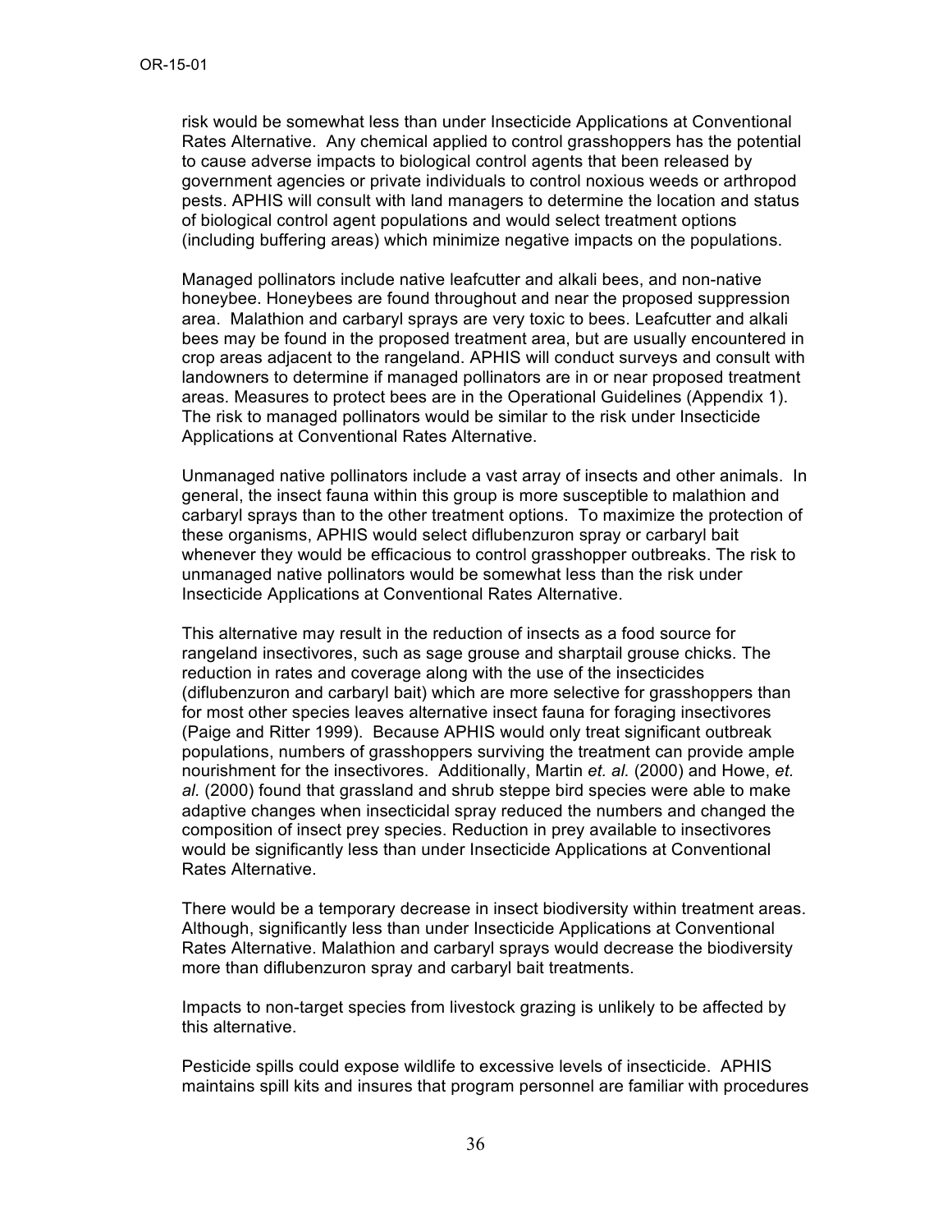risk would be somewhat less than under Insecticide Applications at Conventional Rates Alternative. Any chemical applied to control grasshoppers has the potential to cause adverse impacts to biological control agents that been released by government agencies or private individuals to control noxious weeds or arthropod pests. APHIS will consult with land managers to determine the location and status of biological control agent populations and would select treatment options (including buffering areas) which minimize negative impacts on the populations.

Managed pollinators include native leafcutter and alkali bees, and non-native honeybee. Honeybees are found throughout and near the proposed suppression area. Malathion and carbaryl sprays are very toxic to bees. Leafcutter and alkali bees may be found in the proposed treatment area, but are usually encountered in crop areas adjacent to the rangeland. APHIS will conduct surveys and consult with landowners to determine if managed pollinators are in or near proposed treatment areas. Measures to protect bees are in the Operational Guidelines (Appendix 1). The risk to managed pollinators would be similar to the risk under Insecticide Applications at Conventional Rates Alternative.

Unmanaged native pollinators include a vast array of insects and other animals. In general, the insect fauna within this group is more susceptible to malathion and carbaryl sprays than to the other treatment options. To maximize the protection of these organisms, APHIS would select diflubenzuron spray or carbaryl bait whenever they would be efficacious to control grasshopper outbreaks. The risk to unmanaged native pollinators would be somewhat less than the risk under Insecticide Applications at Conventional Rates Alternative.

This alternative may result in the reduction of insects as a food source for rangeland insectivores, such as sage grouse and sharptail grouse chicks. The reduction in rates and coverage along with the use of the insecticides (diflubenzuron and carbaryl bait) which are more selective for grasshoppers than for most other species leaves alternative insect fauna for foraging insectivores (Paige and Ritter 1999). Because APHIS would only treat significant outbreak populations, numbers of grasshoppers surviving the treatment can provide ample nourishment for the insectivores. Additionally, Martin *et. al.* (2000) and Howe, *et. al.* (2000) found that grassland and shrub steppe bird species were able to make adaptive changes when insecticidal spray reduced the numbers and changed the composition of insect prey species. Reduction in prey available to insectivores would be significantly less than under Insecticide Applications at Conventional Rates Alternative.

There would be a temporary decrease in insect biodiversity within treatment areas. Although, significantly less than under Insecticide Applications at Conventional Rates Alternative. Malathion and carbaryl sprays would decrease the biodiversity more than diflubenzuron spray and carbaryl bait treatments.

Impacts to non-target species from livestock grazing is unlikely to be affected by this alternative.

Pesticide spills could expose wildlife to excessive levels of insecticide. APHIS maintains spill kits and insures that program personnel are familiar with procedures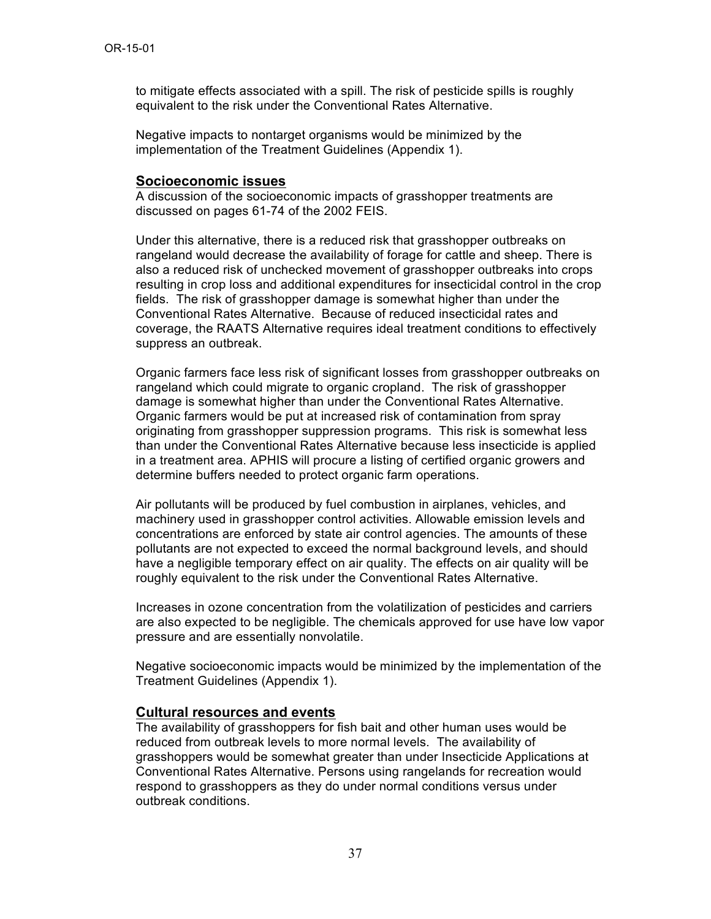to mitigate effects associated with a spill. The risk of pesticide spills is roughly equivalent to the risk under the Conventional Rates Alternative.

Negative impacts to nontarget organisms would be minimized by the implementation of the Treatment Guidelines (Appendix 1).

## Socioeconomic issues

A discussion of the socioeconomic impacts of grasshopper treatments are discussed on pages 61-74 of the 2002 FEIS.

Under this alternative, there is a reduced risk that grasshopper outbreaks on rangeland would decrease the availability of forage for cattle and sheep. There is also a reduced risk of unchecked movement of grasshopper outbreaks into crops resulting in crop loss and additional expenditures for insecticidal control in the crop fields. The risk of grasshopper damage is somewhat higher than under the Conventional Rates Alternative. Because of reduced insecticidal rates and coverage, the RAATS Alternative requires ideal treatment conditions to effectively suppress an outbreak.

Organic farmers face less risk of significant losses from grasshopper outbreaks on rangeland which could migrate to organic cropland. The risk of grasshopper damage is somewhat higher than under the Conventional Rates Alternative. Organic farmers would be put at increased risk of contamination from spray originating from grasshopper suppression programs. This risk is somewhat less than under the Conventional Rates Alternative because less insecticide is applied in a treatment area. APHIS will procure a listing of certified organic growers and determine buffers needed to protect organic farm operations.

Air pollutants will be produced by fuel combustion in airplanes, vehicles, and machinery used in grasshopper control activities. Allowable emission levels and concentrations are enforced by state air control agencies. The amounts of these pollutants are not expected to exceed the normal background levels, and should have a negligible temporary effect on air quality. The effects on air quality will be roughly equivalent to the risk under the Conventional Rates Alternative.

Increases in ozone concentration from the volatilization of pesticides and carriers are also expected to be negligible. The chemicals approved for use have low vapor pressure and are essentially nonvolatile.

Negative socioeconomic impacts would be minimized by the implementation of the Treatment Guidelines (Appendix 1).

## Cultural resources and events

The availability of grasshoppers for fish bait and other human uses would be reduced from outbreak levels to more normal levels. The availability of grasshoppers would be somewhat greater than under Insecticide Applications at Conventional Rates Alternative. Persons using rangelands for recreation would respond to grasshoppers as they do under normal conditions versus under outbreak conditions.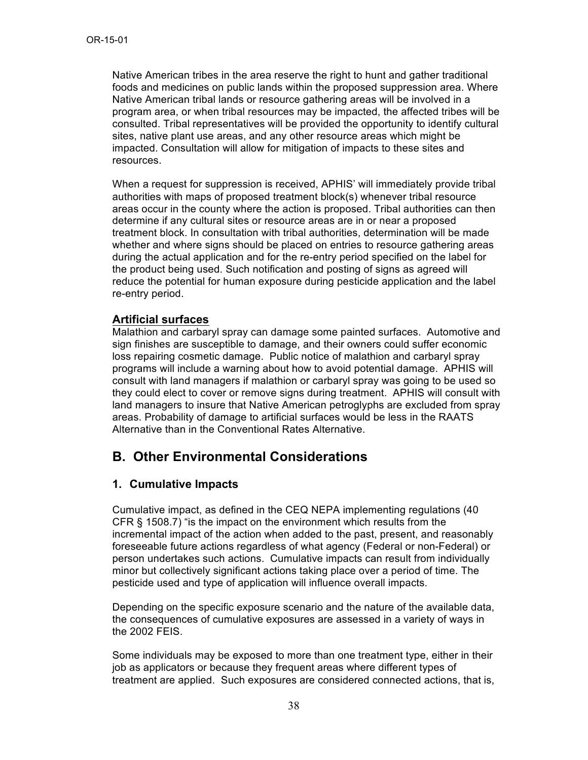Native American tribes in the area reserve the right to hunt and gather traditional foods and medicines on public lands within the proposed suppression area. Where Native American tribal lands or resource gathering areas will be involved in a program area, or when tribal resources may be impacted, the affected tribes will be consulted. Tribal representatives will be provided the opportunity to identify cultural sites, native plant use areas, and any other resource areas which might be impacted. Consultation will allow for mitigation of impacts to these sites and resources.

When a request for suppression is received, APHIS' will immediately provide tribal authorities with maps of proposed treatment block(s) whenever tribal resource areas occur in the county where the action is proposed. Tribal authorities can then determine if any cultural sites or resource areas are in or near a proposed treatment block. In consultation with tribal authorities, determination will be made whether and where signs should be placed on entries to resource gathering areas during the actual application and for the re-entry period specified on the label for the product being used. Such notification and posting of signs as agreed will reduce the potential for human exposure during pesticide application and the label re-entry period.

**Artificial surfaces**

Malathion and carbaryl spray can damage some painted surfaces. Automotive and sign finishes are susceptible to damage, and their owners could suffer economic loss repairing cosmetic damage. Public notice of malathion and carbaryl spray programs will include a warning about how to avoid potential damage. APHIS will consult with land managers if malathion or carbaryl spray was going to be used so they could elect to cover or remove signs during treatment. APHIS will consult with land managers to insure that Native American petroglyphs are excluded from spray areas. Probability of damage to artificial surfaces would be less in the RAATS Alternative than in the Conventional Rates Alternative.

## B. Other Environmental Considerations

### 1. Cumulative Impacts

Cumulative impact, as defined in the CEQ NEPA implementing regulations (40 CFR § 1508.7) "is the impact on the environment which results from the incremental impact of the action when added to the past, present, and reasonably foreseeable future actions regardless of what agency (Federal or non-Federal) or person undertakes such actions. Cumulative impacts can result from individually minor but collectively significant actions taking place over a period of time. The pesticide used and type of application will influence overall impacts.

Depending on the specific exposure scenario and the nature of the available data, the consequences of cumulative exposures are assessed in a variety of ways in the 2002 FEIS.

Some individuals may be exposed to more than one treatment type, either in their job as applicators or because they frequent areas where different types of treatment are applied. Such exposures are considered connected actions, that is,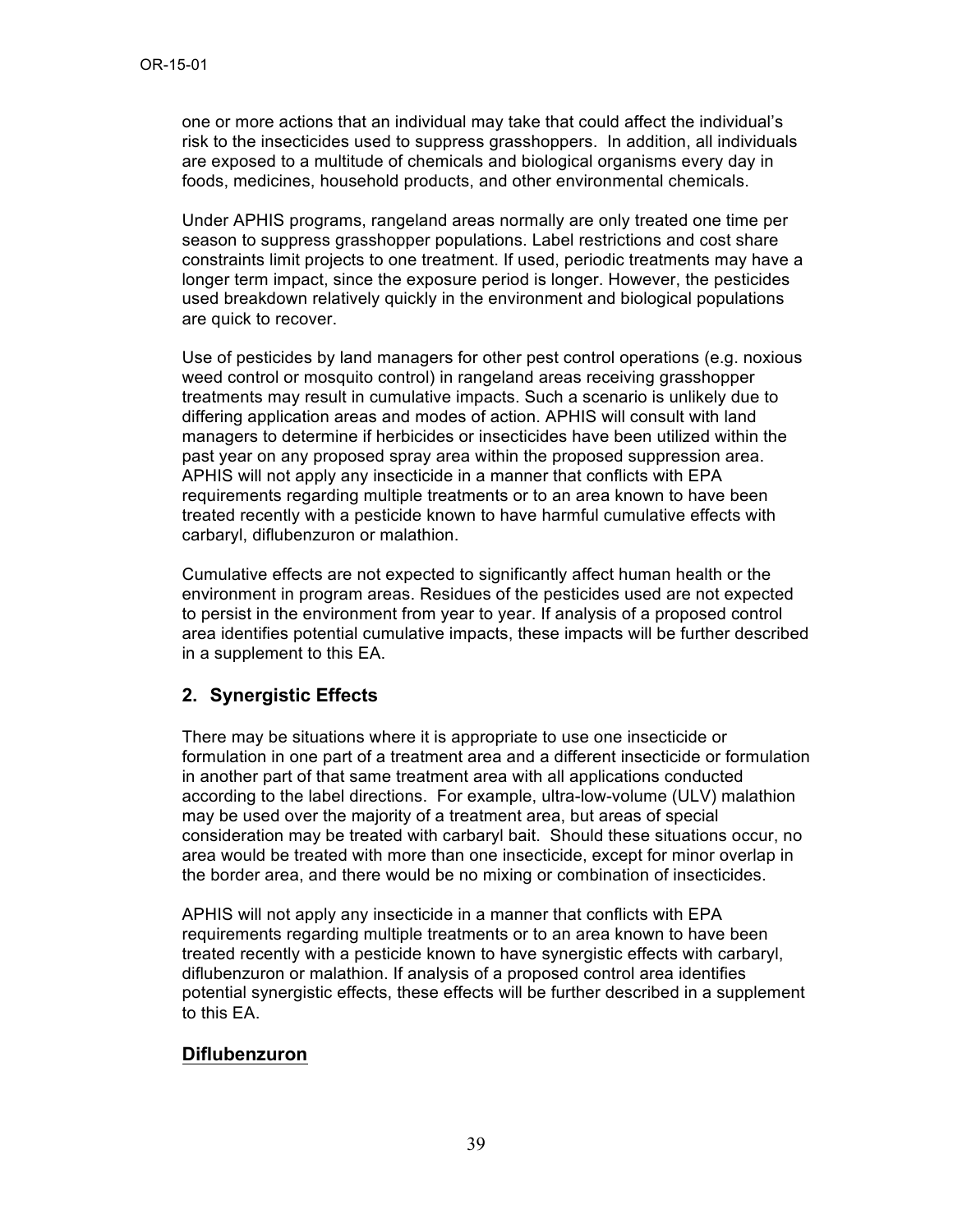one or more actions that an individual may take that could affect the individual's risk to the insecticides used to suppress grasshoppers. In addition, all individuals are exposed to a multitude of chemicals and biological organisms every day in foods, medicines, household products, and other environmental chemicals.

Under APHIS programs, rangeland areas normally are only treated one time per season to suppress grasshopper populations. Label restrictions and cost share constraints limit projects to one treatment. If used, periodic treatments may have a longer term impact, since the exposure period is longer. However, the pesticides used breakdown relatively quickly in the environment and biological populations are quick to recover.

Use of pesticides by land managers for other pest control operations (e.g. noxious weed control or mosquito control) in rangeland areas receiving grasshopper treatments may result in cumulative impacts. Such a scenario is unlikely due to differing application areas and modes of action. APHIS will consult with land managers to determine if herbicides or insecticides have been utilized within the past year on any proposed spray area within the proposed suppression area. APHIS will not apply any insecticide in a manner that conflicts with EPA requirements regarding multiple treatments or to an area known to have been treated recently with a pesticide known to have harmful cumulative effects with carbaryl, diflubenzuron or malathion.

Cumulative effects are not expected to significantly affect human health or the environment in program areas. Residues of the pesticides used are not expected to persist in the environment from year to year. If analysis of a proposed control area identifies potential cumulative impacts, these impacts will be further described in a supplement to this EA.

## 2. Synergistic Effects

There may be situations where it is appropriate to use one insecticide or formulation in one part of a treatment area and a different insecticide or formulation in another part of that same treatment area with all applications conducted according to the label directions. For example, ultra-low-volume (ULV) malathion may be used over the majority of a treatment area, but areas of special consideration may be treated with carbaryl bait. Should these situations occur, no area would be treated with more than one insecticide, except for minor overlap in the border area, and there would be no mixing or combination of insecticides.

APHIS will not apply any insecticide in a manner that conflicts with EPA requirements regarding multiple treatments or to an area known to have been treated recently with a pesticide known to have synergistic effects with carbaryl, diflubenzuron or malathion. If analysis of a proposed control area identifies potential synergistic effects, these effects will be further described in a supplement to this EA.

## <u>Diflubenzuron</u>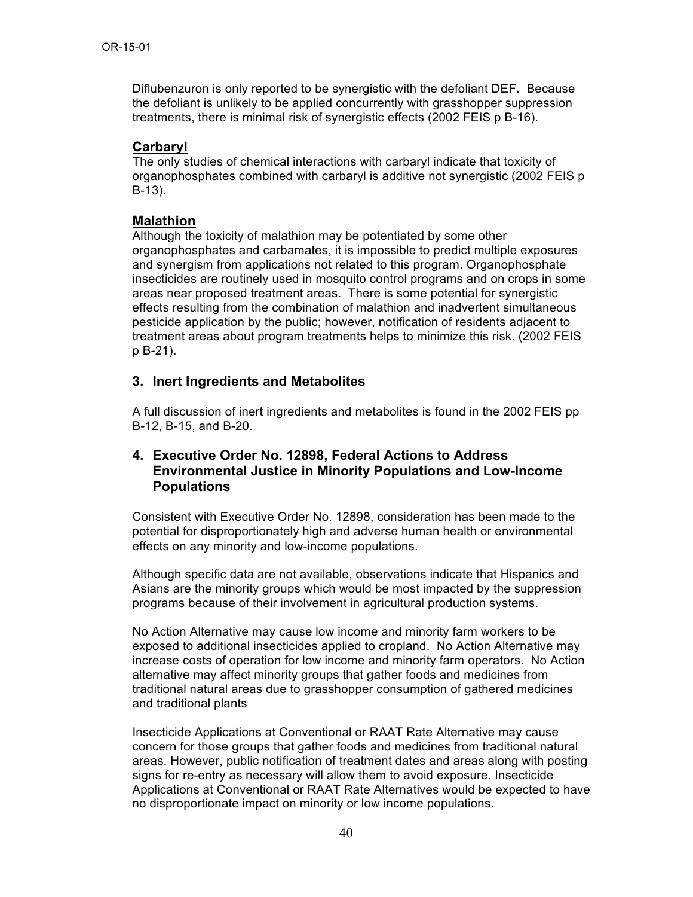Diflubenzuron is only reported to be synergistic with the defoliant DEF. Because the defoliant is unlikely to be applied concurrently with grasshopper suppression treatments, there is minimal risk of synergistic effects (2002 FEIS p B-16).

### <u>Carbaryl</u>

The only studies of chemical interactions with carbaryl indicate that toxicity of organophosphates combined with carbaryl is additive not synergistic (2002 FEIS p B-13).

### <u>Malathion</u>

Although the toxicity of malathion may be potentiated by some other organophosphates and carbamates, it is impossible to predict multiple exposures and synergism from applications not related to this program. Organophosphate insecticides are routinely used in mosquito control programs and on crops in some areas near proposed treatment areas. There is some potential for synergistic effects resulting from the combination of malathion and inadvertent simultaneous pesticide application by the public; however, notification of residents adjacent to treatment areas about program treatments helps to minimize this risk. (2002 FEIS p B-21).

## 3. Inert Ingredients and Metabolites

A full discussion of inert ingredients and metabolites is found in the 2002 FEIS pp B-12, B-15, and B-20.

## 4. Executive Order No. 12898, Federal Actions to Address Environmental Justice in Minority Populations and Low-Income Populations

Consistent with Executive Order No. 12898, consideration has been made to the potential for disproportionately high and adverse human health or environmental effects on any minority and low-income populations.

Although specific data are not available, observations indicate that Hispanics and Asians are the minority groups which would be most impacted by the suppression programs because of their involvement in agricultural production systems.

No Action Alternative may cause low income and minority farm workers to be exposed to additional insecticides applied to cropland. No Action Alternative may increase costs of operation for low income and minority farm operators. No Action alternative may affect minority groups that gather foods and medicines from traditional natural areas due to grasshopper consumption of gathered medicines and traditional plants

Insecticide Applications at Conventional or RAAT Rate Alternative may cause concern for those groups that gather foods and medicines from traditional natural areas. However, public notification of treatment dates and areas along with posting signs for re-entry as necessary will allow them to avoid exposure. Insecticide Applications at Conventional or RAAT Rate Alternatives would be expected to have no disproportionate impact on minority or low income populations.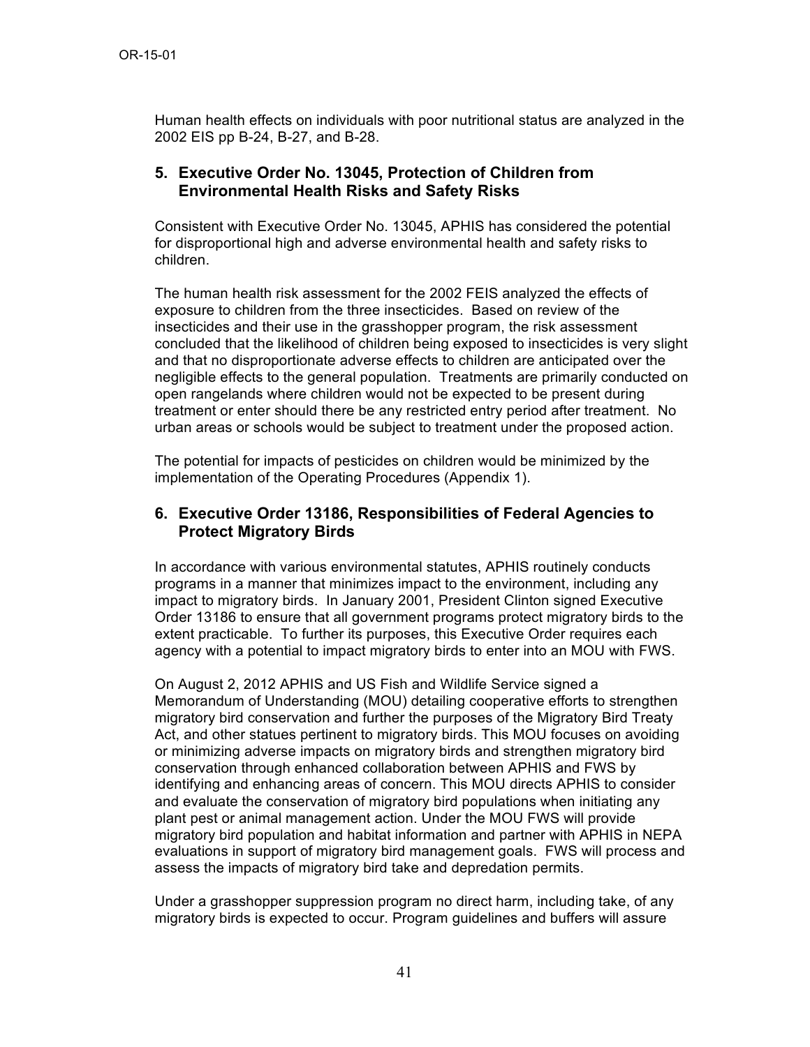Human health effects on individuals with poor nutritional status are analyzed in the 2002 EIS pp B-24, B-27, and B-28.

## 5. Executive Order No. 13045, Protection of Children from Environmental Health Risks and Safety Risks

Consistent with Executive Order No. 13045, APHIS has considered the potential for disproportional high and adverse environmental health and safety risks to children.

The human health risk assessment for the 2002 FEIS analyzed the effects of exposure to children from the three insecticides. Based on review of the insecticides and their use in the grasshopper program, the risk assessment concluded that the likelihood of children being exposed to insecticides is very slight and that no disproportionate adverse effects to children are anticipated over the negligible effects to the general population. Treatments are primarily conducted on open rangelands where children would not be expected to be present during treatment or enter should there be any restricted entry period after treatment. No urban areas or schools would be subject to treatment under the proposed action.

The potential for impacts of pesticides on children would be minimized by the implementation of the Operating Procedures (Appendix 1).

## 6. Executive Order 13186, Responsibilities of Federal Agencies to Protect Migratory Birds

In accordance with various environmental statutes, APHIS routinely conducts programs in a manner that minimizes impact to the environment, including any impact to migratory birds. In January 2001, President Clinton signed Executive Order 13186 to ensure that all government programs protect migratory birds to the extent practicable. To further its purposes, this Executive Order requires each agency with a potential to impact migratory birds to enter into an MOU with FWS.

On August 2, 2012 APHIS and US Fish and Wildlife Service signed a Memorandum of Understanding (MOU) detailing cooperative efforts to strengthen migratory bird conservation and further the purposes of the Migratory Bird Treaty Act, and other statues pertinent to migratory birds. This MOU focuses on avoiding or minimizing adverse impacts on migratory birds and strengthen migratory bird conservation through enhanced collaboration between APHIS and FWS by identifying and enhancing areas of concern. This MOU directs APHIS to consider and evaluate the conservation of migratory bird populations when initiating any plant pest or animal management action. Under the MOU FWS will provide migratory bird population and habitat information and partner with APHIS in NEPA evaluations in support of migratory bird management goals. FWS will process and assess the impacts of migratory bird take and depredation permits.

Under a grasshopper suppression program no direct harm, including take, of any migratory birds is expected to occur. Program guidelines and buffers will assure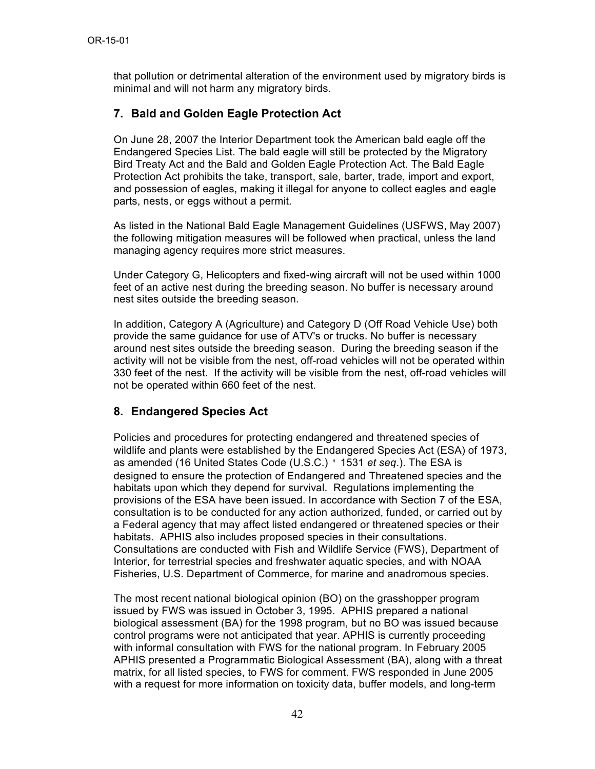that pollution or detrimental alteration of the environment used by migratory birds is minimal and will not harm any migratory birds.

## 7. Bald and Golden Eagle Protection Act

On June 28, 2007 the Interior Department took the American bald eagle off the Endangered Species List. The bald eagle will still be protected by the Migratory Bird Treaty Act and the Bald and Golden Eagle Protection Act. The Bald Eagle Protection Act prohibits the take, transport, sale, barter, trade, import and export, and possession of eagles, making it illegal for anyone to collect eagles and eagle parts, nests, or eggs without a permit.

As listed in the National Bald Eagle Management Guidelines (USFWS, May 2007) the following mitigation measures will be followed when practical, unless the land managing agency requires more strict measures.

Under Category G, Helicopters and fixed-wing aircraft will not be used within 1000 feet of an active nest during the breeding season. No buffer is necessary around nest sites outside the breeding season.

In addition, Category A (Agriculture) and Category D (Off Road Vehicle Use) both provide the same guidance for use of ATV's or trucks. No buffer is necessary around nest sites outside the breeding season. During the breeding season if the activity will not be visible from the nest, off-road vehicles will not be operated within 330 feet of the nest. If the activity will be visible from the nest, off-road vehicles will not be operated within 660 feet of the nest.

## 8. Endangered Species Act

Policies and procedures for protecting endangered and threatened species of wildlife and plants were established by the Endangered Species Act (ESA) of 1973, as amended (16 United States Code (U.S.C.) ' 1531 *et seq*.). The ESA is designed to ensure the protection of Endangered and Threatened species and the habitats upon which they depend for survival. Regulations implementing the provisions of the ESA have been issued. In accordance with Section 7 of the ESA, consultation is to be conducted for any action authorized, funded, or carried out by a Federal agency that may affect listed endangered or threatened species or their habitats. APHIS also includes proposed species in their consultations. Consultations are conducted with Fish and Wildlife Service (FWS), Department of Interior, for terrestrial species and freshwater aquatic species, and with NOAA Fisheries, U.S. Department of Commerce, for marine and anadromous species.

The most recent national biological opinion (BO) on the grasshopper program issued by FWS was issued in October 3, 1995. APHIS prepared a national biological assessment (BA) for the 1998 program, but no BO was issued because control programs were not anticipated that year. APHIS is currently proceeding with informal consultation with FWS for the national program. In February 2005 APHIS presented a Programmatic Biological Assessment (BA), along with a threat matrix, for all listed species, to FWS for comment. FWS responded in June 2005 with a request for more information on toxicity data, buffer models, and long-term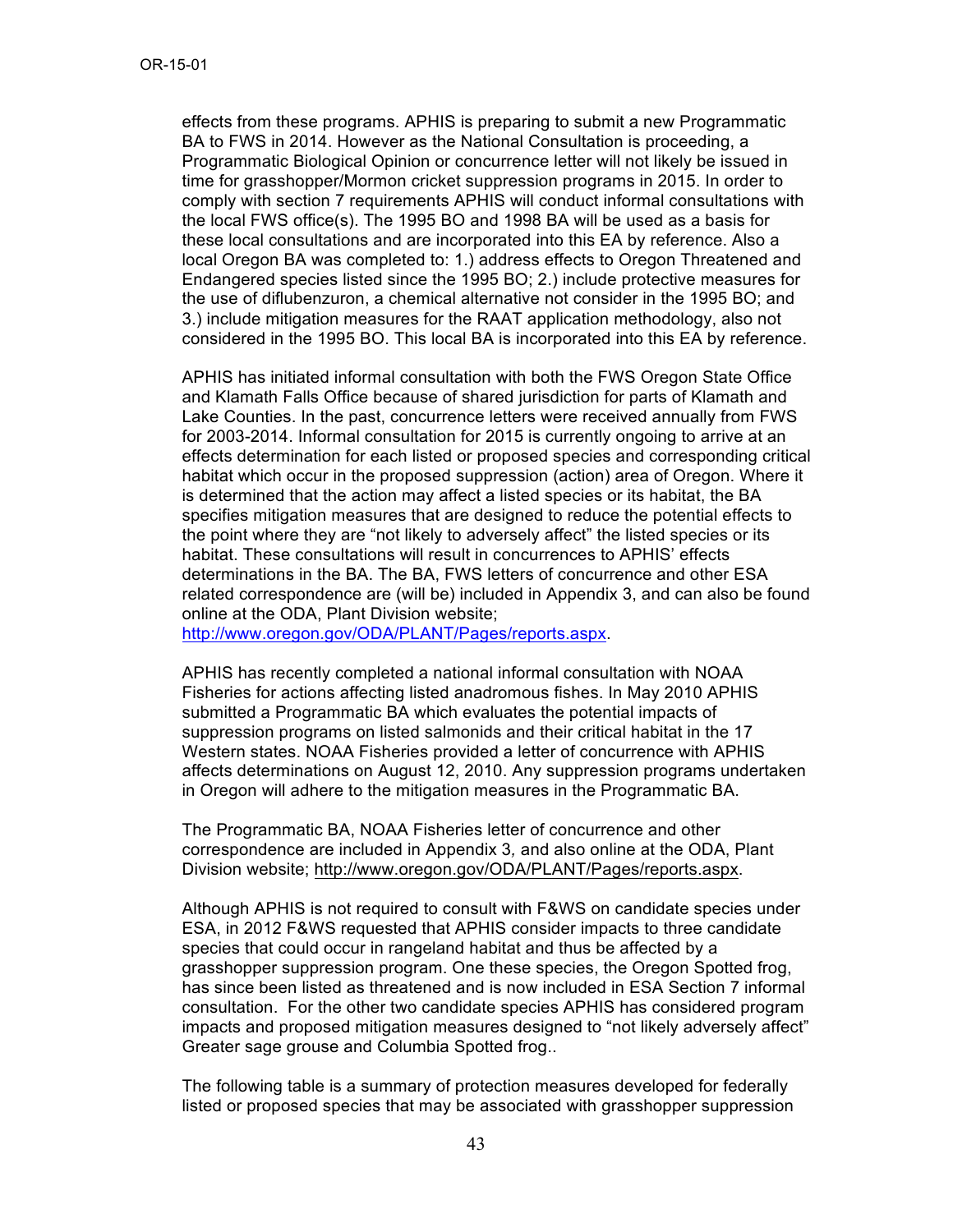effects from these programs. APHIS is preparing to submit a new Programmatic BA to FWS in 2014. However as the National Consultation is proceeding, a Programmatic Biological Opinion or concurrence letter will not likely be issued in time for grasshopper/Mormon cricket suppression programs in 2015. In order to comply with section 7 requirements APHIS will conduct informal consultations with the local FWS office(s). The 1995 BO and 1998 BA will be used as a basis for these local consultations and are incorporated into this EA by reference. Also a local Oregon BA was completed to: 1.) address effects to Oregon Threatened and Endangered species listed since the 1995 BO; 2.) include protective measures for the use of diflubenzuron, a chemical alternative not consider in the 1995 BO; and 3.) include mitigation measures for the RAAT application methodology, also not considered in the 1995 BO. This local BA is incorporated into this EA by reference.

APHIS has initiated informal consultation with both the FWS Oregon State Office and Klamath Falls Office because of shared jurisdiction for parts of Klamath and Lake Counties. In the past, concurrence letters were received annually from FWS for 2003-2014. Informal consultation for 2015 is currently ongoing to arrive at an effects determination for each listed or proposed species and corresponding critical habitat which occur in the proposed suppression (action) area of Oregon. Where it is determined that the action may affect a listed species or its habitat, the BA specifies mitigation measures that are designed to reduce the potential effects to the point where they are "not likely to adversely affect" the listed species or its habitat. These consultations will result in concurrences to APHIS' effects determinations in the BA. The BA, FWS letters of concurrence and other ESA related correspondence are (will be) included in Appendix 3, and can also be found online at the ODA, Plant Division website; http://www.oregon.gov/ODA/PLANT/Pages/reports.aspx.

APHIS has recently completed a national informal consultation with NOAA Fisheries for actions affecting listed anadromous fishes. In May 2010 APHIS submitted a Programmatic BA which evaluates the potential impacts of suppression programs on listed salmonids and their critical habitat in the 17 Western states. NOAA Fisheries provided a letter of concurrence with APHIS affects determinations on August 12, 2010. Any suppression programs undertaken in Oregon will adhere to the mitigation measures in the Programmatic BA.

The Programmatic BA, NOAA Fisheries letter of concurrence and other correspondence are included in Appendix 3*,* and also online at the ODA, Plant Division website; http://www.oregon.gov/ODA/PLANT/Pages/reports.aspx.

Although APHIS is not required to consult with F&WS on candidate species under ESA, in 2012 F&WS requested that APHIS consider impacts to three candidate species that could occur in rangeland habitat and thus be affected by a grasshopper suppression program. One these species, the Oregon Spotted frog, has since been listed as threatened and is now included in ESA Section 7 informal consultation. For the other two candidate species APHIS has considered program impacts and proposed mitigation measures designed to "not likely adversely affect" Greater sage grouse and Columbia Spotted frog..

The following table is a summary of protection measures developed for federally listed or proposed species that may be associated with grasshopper suppression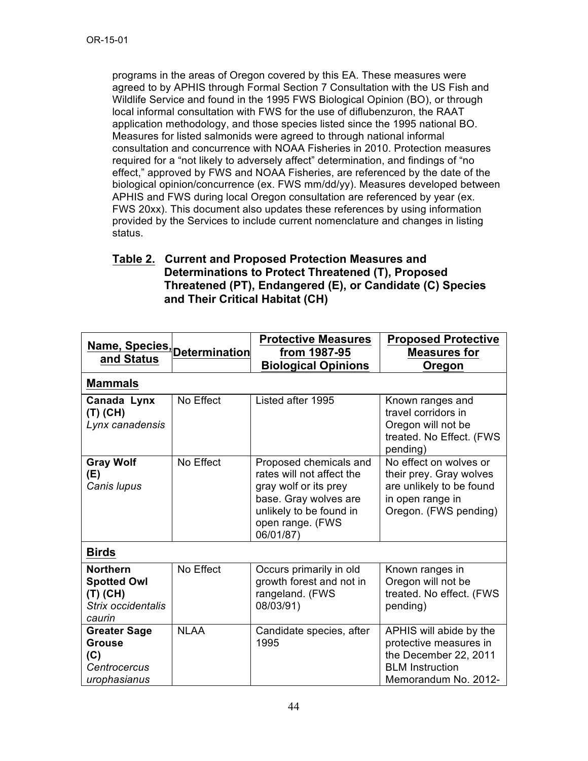programs in the areas of Oregon covered by this EA. These measures were agreed to by APHIS through Formal Section 7 Consultation with the US Fish and Wildlife Service and found in the 1995 FWS Biological Opinion (BO), or through local informal consultation with FWS for the use of diflubenzuron, the RAAT application methodology, and those species listed since the 1995 national BO. Measures for listed salmonids were agreed to through national informal consultation and concurrence with NOAA Fisheries in 2010. Protection measures required for a "not likely to adversely affect" determination, and findings of "no effect," approved by FWS and NOAA Fisheries, are referenced by the date of the biological opinion/concurrence (ex. FWS mm/dd/yy). Measures developed between APHIS and FWS during local Oregon consultation are referenced by year (ex. FWS 20xx). This document also updates these references by using information provided by the Services to include current nomenclature and changes in listing status.

**Table 2. Current and Proposed Protection Measures and Determinations to Protect Threatened (T), Proposed Threatened (PT), Endangered (E), or Candidate (C) Species and Their Critical Habitat (CH)**

| Name, Species, and Status | Determination | Protective Measures from 1987-95 Biological Opinions | Proposed Protective Measures for Oregon |
|---|---|---|---|
| **Mammals** | | | |
| **Canada Lynx (T) (CH)** *Lynx canadensis* | No Effect | Listed after 1995 | Known ranges and travel corridors in Oregon will not be treated. No Effect. (FWS pending) |
| **Gray Wolf (E)** *Canis lupus* | No Effect | Proposed chemicals and rates will not affect the gray wolf or its prey base. Gray wolves are unlikely to be found in open range. (FWS 06/01/87) | No effect on wolves or their prey. Gray wolves are unlikely to be found in open range in Oregon. (FWS pending) |
| **Birds** | | | |
| **Northern Spotted Owl (T) (CH)** *Strix occidentalis caurin* | No Effect | Occurs primarily in old growth forest and not in rangeland. (FWS 08/03/91) | Known ranges in Oregon will not be treated. No effect. (FWS pending) |
| **Greater Sage Grouse (C)** *Centrocercus urophasianus* | NLAA | Candidate species, after 1995 | APHIS will abide by the protective measures in the December 22, 2011 BLM Instruction Memorandum No. 2012- |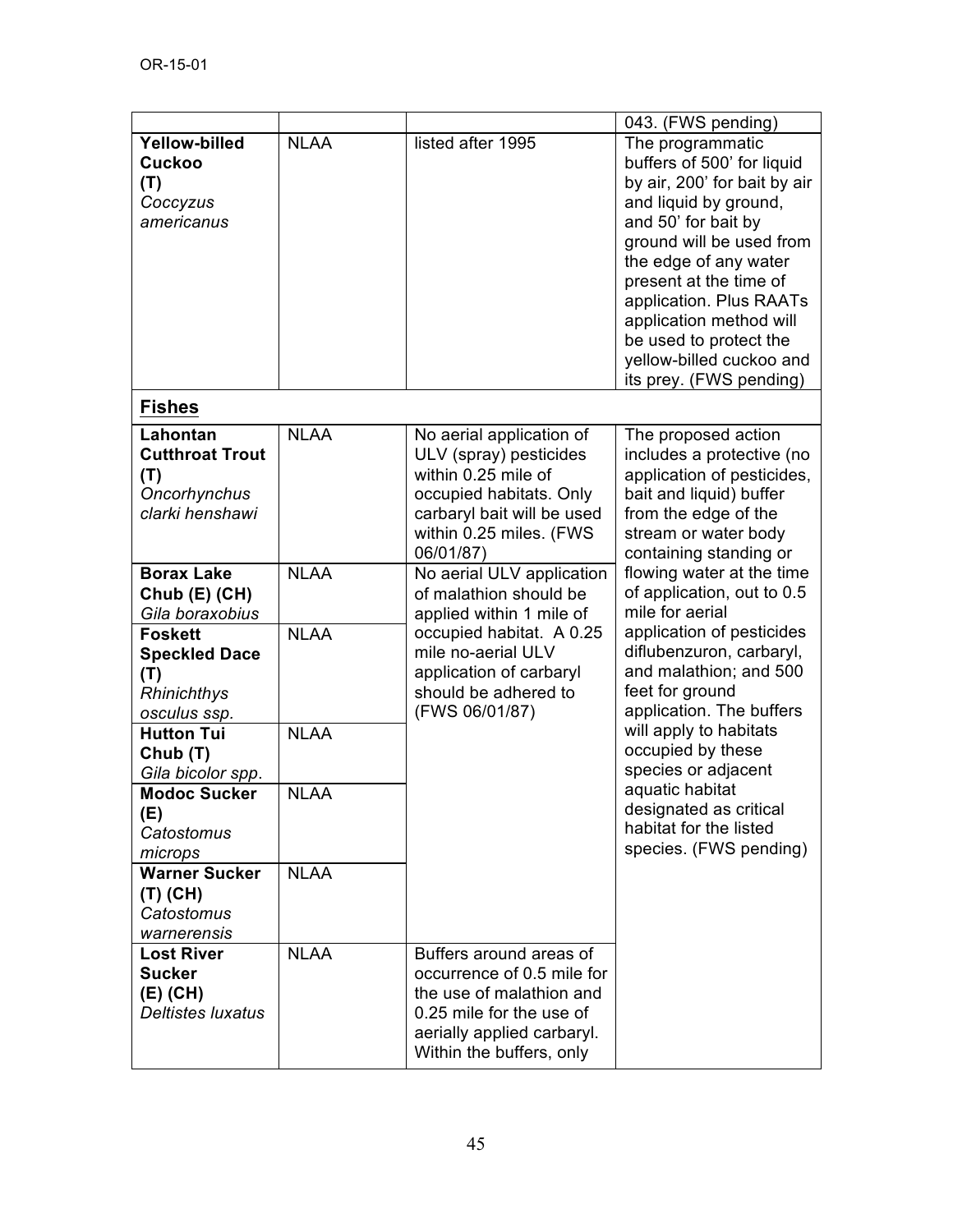| | | | 043. (FWS pending) |
|---|---|---|---|
| **Yellow-billed Cuckoo (T)** *Coccyzus americanus* | NLAA | listed after 1995 | The programmatic buffers of 500' for liquid by air, 200' for bait by air and liquid by ground, and 50' for bait by ground will be used from the edge of any water present at the time of application. Plus RAATs application method will be used to protect the yellow-billed cuckoo and its prey. (FWS pending) |
| **<u>Fishes</u>** | | | |
| **Lahontan Cutthroat Trout (T)** *Oncorhynchus clarki henshawi* | NLAA | No aerial application of ULV (spray) pesticides within 0.25 mile of occupied habitats. Only carbaryl bait will be used within 0.25 miles. (FWS 06/01/87) | The proposed action includes a protective (no application of pesticides, bait and liquid) buffer from the edge of the stream or water body containing standing or flowing water at the time of application, out to 0.5 mile for aerial application of pesticides diflubenzuron, carbaryl, and malathion; and 500 feet for ground application. The buffers will apply to habitats occupied by these species or adjacent aquatic habitat designated as critical habitat for the listed species. (FWS pending) |
| **Borax Lake Chub (E) (CH)** *Gila boraxobius* | NLAA | No aerial ULV application of malathion should be applied within 1 mile of occupied habitat. A 0.25 mile no-aerial ULV application of carbaryl should be adhered to (FWS 06/01/87) | |
| **Foskett Speckled Dace (T)** *Rhinichthys osculus ssp.* | NLAA | | |
| **Hutton Tui Chub (T)** *Gila bicolor spp.* | NLAA | | |
| **Modoc Sucker (E)** *Catostomus microps* | NLAA | | |
| **Warner Sucker (T) (CH)** *Catostomus warnerensis* | NLAA | | |
| **Lost River Sucker (E) (CH)** *Deltistes luxatus* | NLAA | Buffers around areas of occurrence of 0.5 mile for the use of malathion and 0.25 mile for the use of aerially applied carbaryl. Within the buffers, only | |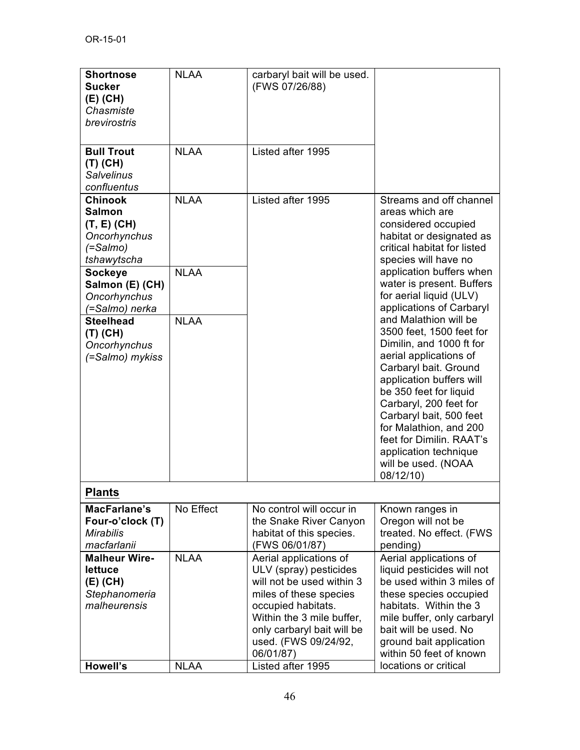| | | | |
|---|---|---|---|
| **Shortnose Sucker (E) (CH)** *Chasmiste brevirostris* | NLAA | carbaryl bait will be used. (FWS 07/26/88) | |
| **Bull Trout (T) (CH)** *Salvelinus confluentus* | NLAA | Listed after 1995 | |
| **Chinook Salmon (T, E) (CH)** *Oncorhynchus (=Salmo) tshawytscha* | NLAA | Listed after 1995 | Streams and off channel areas which are considered occupied habitat or designated as critical habitat for listed species will have no application buffers when water is present. Buffers for aerial liquid (ULV) applications of Carbaryl and Malathion will be 3500 feet, 1500 feet for Dimilin, and 1000 ft for aerial applications of Carbaryl bait. Ground application buffers will be 350 feet for liquid Carbaryl, 200 feet for Carbaryl bait, 500 feet for Malathion, and 200 feet for Dimilin. RAAT's application technique will be used. (NOAA 08/12/10) |
| **Sockeye Salmon (E) (CH)** *Oncorhynchus (=Salmo) nerka* | NLAA | | |
| **Steelhead (T) (CH)** *Oncorhynchus (=Salmo) mykiss* | NLAA | | |
| **<u>Plants</u>** | | | |
| **MacFarlane's Four-o'clock (T)** *Mirabilis macfarlanii* | No Effect | No control will occur in the Snake River Canyon habitat of this species. (FWS 06/01/87) | Known ranges in Oregon will not be treated. No effect. (FWS pending) |
| **Malheur Wire-lettuce (E) (CH)** *Stephanomeria malheurensis* | NLAA | Aerial applications of ULV (spray) pesticides will not be used within 3 miles of these species occupied habitats. Within the 3 mile buffer, only carbaryl bait will be used. (FWS 09/24/92, 06/01/87) | Aerial applications of liquid pesticides will not be used within 3 miles of these species occupied habitats. Within the 3 mile buffer, only carbaryl bait will be used. No ground bait application within 50 feet of known locations or critical |
| **Howell's** | NLAA | Listed after 1995 | |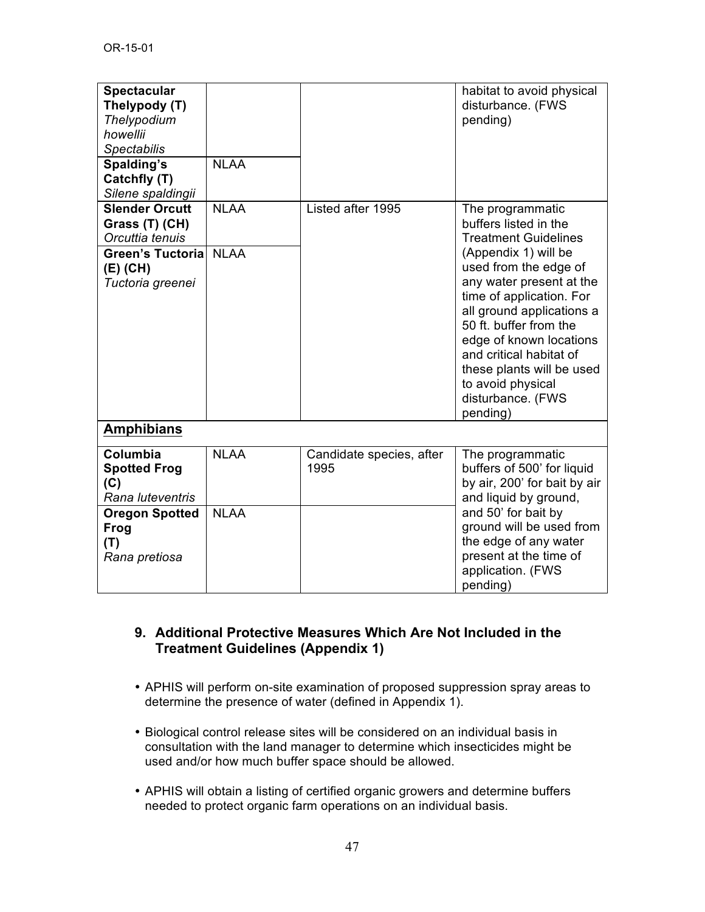| | | | |
|---|---|---|---|
| **Spectacular Thelypody (T)** *Thelypodium howellii Spectabilis* | | | habitat to avoid physical disturbance. (FWS pending) |
| **Spalding's Catchfly (T)** *Silene spaldingii* | NLAA | | |
| **Slender Orcutt Grass (T) (CH)** *Orcuttia tenuis* | NLAA | Listed after 1995 | The programmatic buffers listed in the Treatment Guidelines (Appendix 1) will be used from the edge of any water present at the time of application. For all ground applications a 50 ft. buffer from the edge of known locations and critical habitat of these plants will be used to avoid physical disturbance. (FWS pending) |
| **Green's Tuctoria (E) (CH)** *Tuctoria greenei* | NLAA | | |
| **Amphibians** | | | |
| **Columbia Spotted Frog (C)** *Rana luteventris* | NLAA | Candidate species, after 1995 | The programmatic buffers of 500' for liquid by air, 200' for bait by air and liquid by ground, and 50' for bait by ground will be used from the edge of any water present at the time of application. (FWS pending) |
| **Oregon Spotted Frog (T)** *Rana pretiosa* | NLAA | | |

## 9. Additional Protective Measures Which Are Not Included in the Treatment Guidelines (Appendix 1)

- APHIS will perform on-site examination of proposed suppression spray areas to determine the presence of water (defined in Appendix 1).
- Biological control release sites will be considered on an individual basis in consultation with the land manager to determine which insecticides might be used and/or how much buffer space should be allowed.
- APHIS will obtain a listing of certified organic growers and determine buffers needed to protect organic farm operations on an individual basis.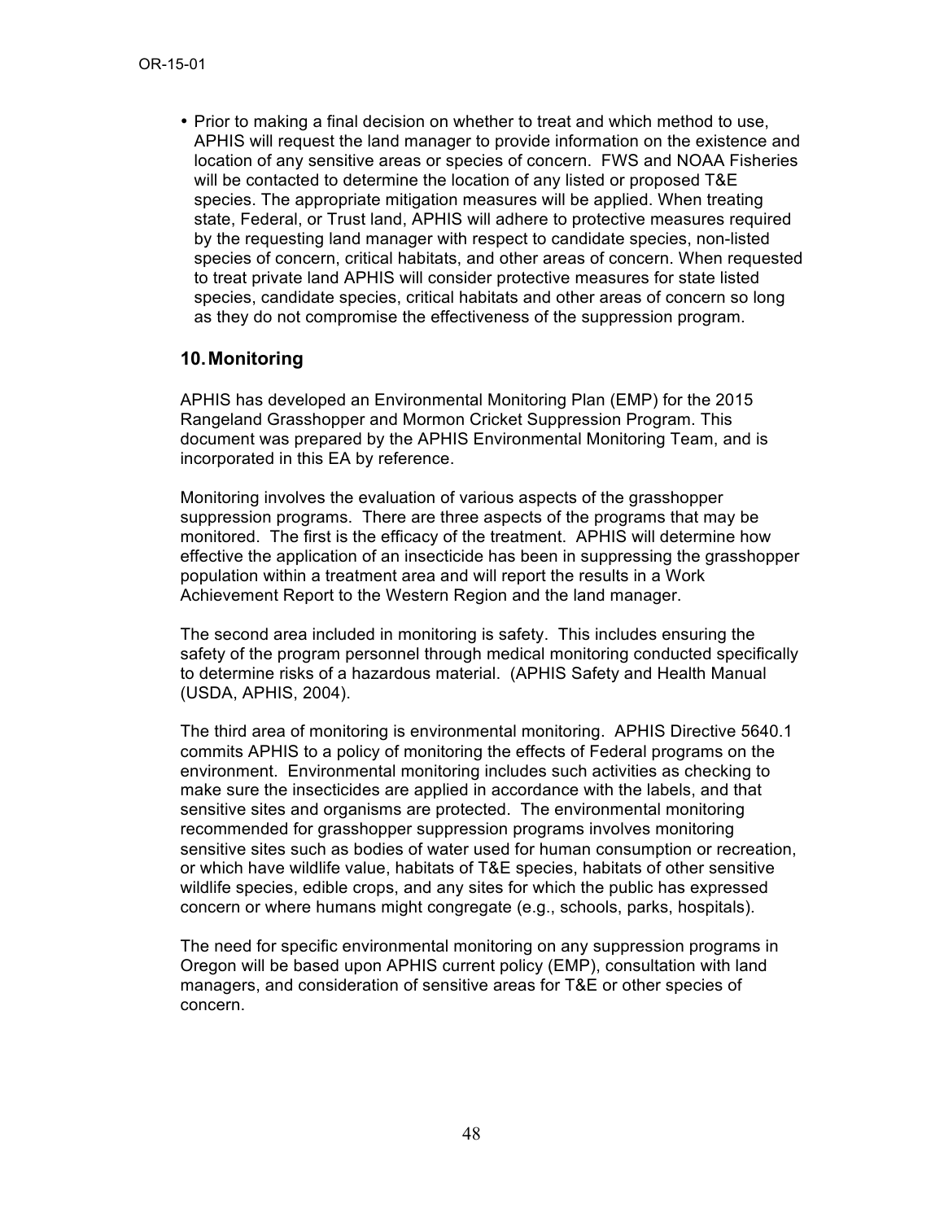- Prior to making a final decision on whether to treat and which method to use, APHIS will request the land manager to provide information on the existence and location of any sensitive areas or species of concern. FWS and NOAA Fisheries will be contacted to determine the location of any listed or proposed T&E species. The appropriate mitigation measures will be applied. When treating state, Federal, or Trust land, APHIS will adhere to protective measures required by the requesting land manager with respect to candidate species, non-listed species of concern, critical habitats, and other areas of concern. When requested to treat private land APHIS will consider protective measures for state listed species, candidate species, critical habitats and other areas of concern so long as they do not compromise the effectiveness of the suppression program.

## 10. Monitoring

APHIS has developed an Environmental Monitoring Plan (EMP) for the 2015 Rangeland Grasshopper and Mormon Cricket Suppression Program. This document was prepared by the APHIS Environmental Monitoring Team, and is incorporated in this EA by reference.

Monitoring involves the evaluation of various aspects of the grasshopper suppression programs. There are three aspects of the programs that may be monitored. The first is the efficacy of the treatment. APHIS will determine how effective the application of an insecticide has been in suppressing the grasshopper population within a treatment area and will report the results in a Work Achievement Report to the Western Region and the land manager.

The second area included in monitoring is safety. This includes ensuring the safety of the program personnel through medical monitoring conducted specifically to determine risks of a hazardous material. (APHIS Safety and Health Manual (USDA, APHIS, 2004).

The third area of monitoring is environmental monitoring. APHIS Directive 5640.1 commits APHIS to a policy of monitoring the effects of Federal programs on the environment. Environmental monitoring includes such activities as checking to make sure the insecticides are applied in accordance with the labels, and that sensitive sites and organisms are protected. The environmental monitoring recommended for grasshopper suppression programs involves monitoring sensitive sites such as bodies of water used for human consumption or recreation, or which have wildlife value, habitats of T&E species, habitats of other sensitive wildlife species, edible crops, and any sites for which the public has expressed concern or where humans might congregate (e.g., schools, parks, hospitals).

The need for specific environmental monitoring on any suppression programs in Oregon will be based upon APHIS current policy (EMP), consultation with land managers, and consideration of sensitive areas for T&E or other species of concern.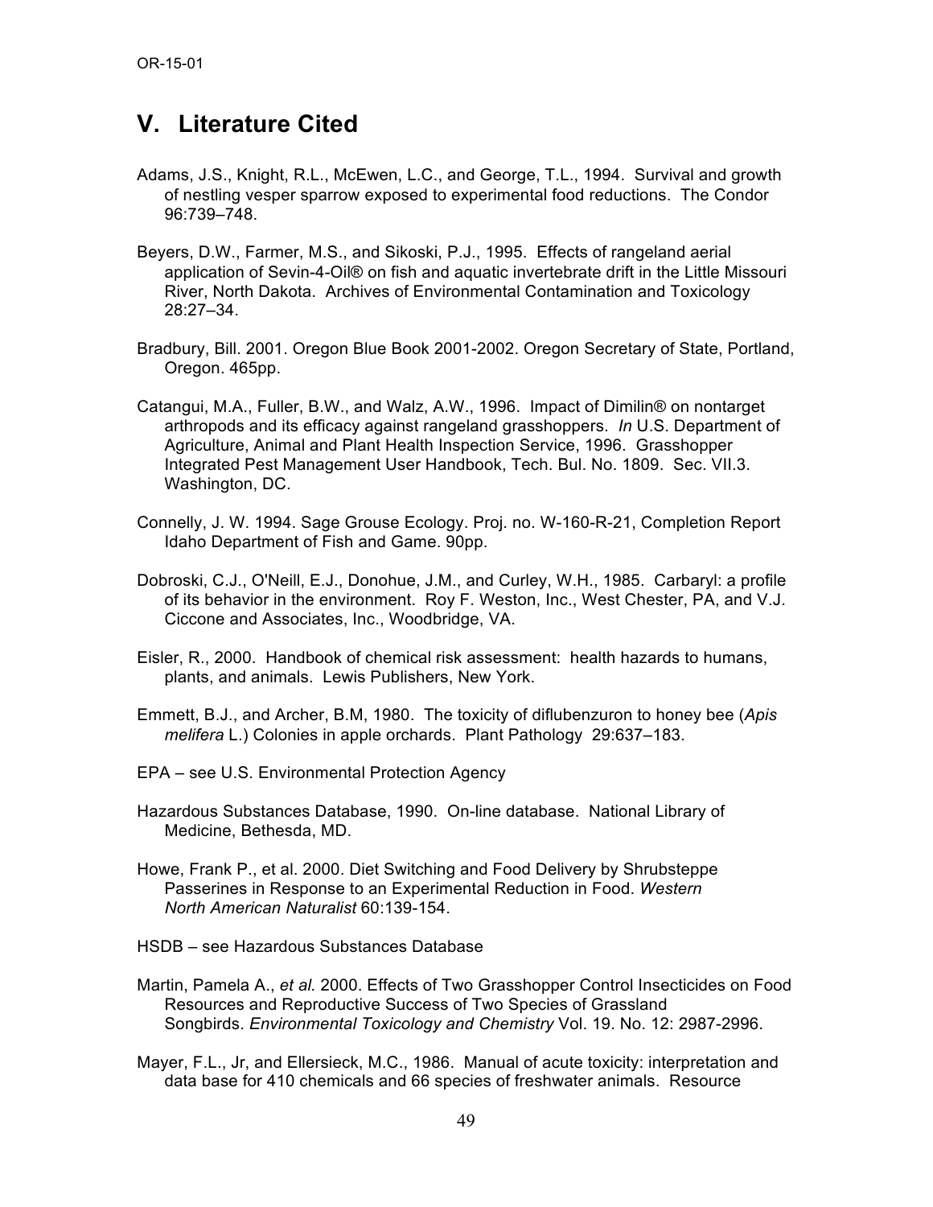# V. Literature Cited

Adams, J.S., Knight, R.L., McEwen, L.C., and George, T.L., 1994. Survival and growth of nestling vesper sparrow exposed to experimental food reductions. The Condor 96:739–748.

Beyers, D.W., Farmer, M.S., and Sikoski, P.J., 1995. Effects of rangeland aerial application of Sevin-4-Oil® on fish and aquatic invertebrate drift in the Little Missouri River, North Dakota. Archives of Environmental Contamination and Toxicology 28:27–34.

Bradbury, Bill. 2001. Oregon Blue Book 2001-2002. Oregon Secretary of State, Portland, Oregon. 465pp.

Catangui, M.A., Fuller, B.W., and Walz, A.W., 1996. Impact of Dimilin® on nontarget arthropods and its efficacy against rangeland grasshoppers. *In* U.S. Department of Agriculture, Animal and Plant Health Inspection Service, 1996. Grasshopper Integrated Pest Management User Handbook, Tech. Bul. No. 1809. Sec. VII.3. Washington, DC.

Connelly, J. W. 1994. Sage Grouse Ecology. Proj. no. W-160-R-21, Completion Report Idaho Department of Fish and Game. 90pp.

Dobroski, C.J., O'Neill, E.J., Donohue, J.M., and Curley, W.H., 1985. Carbaryl: a profile of its behavior in the environment. Roy F. Weston, Inc., West Chester, PA, and V.J. Ciccone and Associates, Inc., Woodbridge, VA.

Eisler, R., 2000. Handbook of chemical risk assessment: health hazards to humans, plants, and animals. Lewis Publishers, New York.

Emmett, B.J., and Archer, B.M, 1980. The toxicity of diflubenzuron to honey bee (*Apis melifera* L.) Colonies in apple orchards. Plant Pathology 29:637–183.

EPA – see U.S. Environmental Protection Agency

Hazardous Substances Database, 1990. On-line database. National Library of Medicine, Bethesda, MD.

Howe, Frank P., et al. 2000. Diet Switching and Food Delivery by Shrubsteppe Passerines in Response to an Experimental Reduction in Food. *Western North American Naturalist* 60:139-154.

HSDB – see Hazardous Substances Database

Martin, Pamela A., *et al.* 2000. Effects of Two Grasshopper Control Insecticides on Food Resources and Reproductive Success of Two Species of Grassland Songbirds. *Environmental Toxicology and Chemistry* Vol. 19. No. 12: 2987-2996.

Mayer, F.L., Jr, and Ellersieck, M.C., 1986. Manual of acute toxicity: interpretation and data base for 410 chemicals and 66 species of freshwater animals. Resource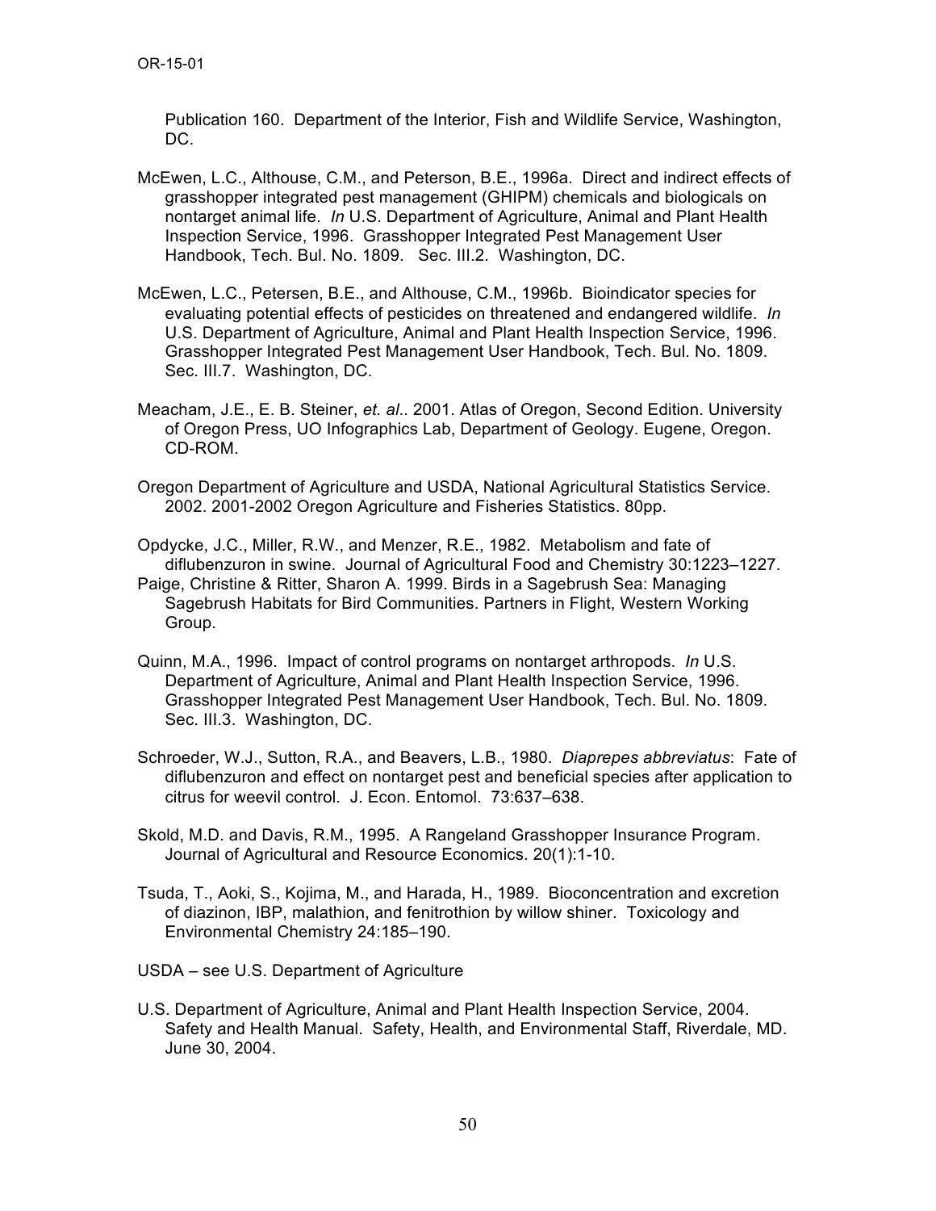Publication 160. Department of the Interior, Fish and Wildlife Service, Washington, DC.

McEwen, L.C., Althouse, C.M., and Peterson, B.E., 1996a. Direct and indirect effects of grasshopper integrated pest management (GHIPM) chemicals and biologicals on nontarget animal life. *In* U.S. Department of Agriculture, Animal and Plant Health Inspection Service, 1996. Grasshopper Integrated Pest Management User Handbook, Tech. Bul. No. 1809. Sec. III.2. Washington, DC.

McEwen, L.C., Petersen, B.E., and Althouse, C.M., 1996b. Bioindicator species for evaluating potential effects of pesticides on threatened and endangered wildlife. *In* U.S. Department of Agriculture, Animal and Plant Health Inspection Service, 1996. Grasshopper Integrated Pest Management User Handbook, Tech. Bul. No. 1809. Sec. III.7. Washington, DC.

Meacham, J.E., E. B. Steiner, *et. al*.. 2001. Atlas of Oregon, Second Edition. University of Oregon Press, UO Infographics Lab, Department of Geology. Eugene, Oregon. CD-ROM.

Oregon Department of Agriculture and USDA, National Agricultural Statistics Service. 2002. 2001-2002 Oregon Agriculture and Fisheries Statistics. 80pp.

Opdycke, J.C., Miller, R.W., and Menzer, R.E., 1982. Metabolism and fate of diflubenzuron in swine. Journal of Agricultural Food and Chemistry 30:1223–1227.

Paige, Christine & Ritter, Sharon A. 1999. Birds in a Sagebrush Sea: Managing Sagebrush Habitats for Bird Communities. Partners in Flight, Western Working Group.

Quinn, M.A., 1996. Impact of control programs on nontarget arthropods. *In* U.S. Department of Agriculture, Animal and Plant Health Inspection Service, 1996. Grasshopper Integrated Pest Management User Handbook, Tech. Bul. No. 1809. Sec. III.3. Washington, DC.

Schroeder, W.J., Sutton, R.A., and Beavers, L.B., 1980. *Diaprepes abbreviatus*: Fate of diflubenzuron and effect on nontarget pest and beneficial species after application to citrus for weevil control. J. Econ. Entomol. 73:637–638.

Skold, M.D. and Davis, R.M., 1995. A Rangeland Grasshopper Insurance Program. Journal of Agricultural and Resource Economics. 20(1):1-10.

Tsuda, T., Aoki, S., Kojima, M., and Harada, H., 1989. Bioconcentration and excretion of diazinon, IBP, malathion, and fenitrothion by willow shiner. Toxicology and Environmental Chemistry 24:185–190.

USDA – see U.S. Department of Agriculture

U.S. Department of Agriculture, Animal and Plant Health Inspection Service, 2004. Safety and Health Manual. Safety, Health, and Environmental Staff, Riverdale, MD. June 30, 2004.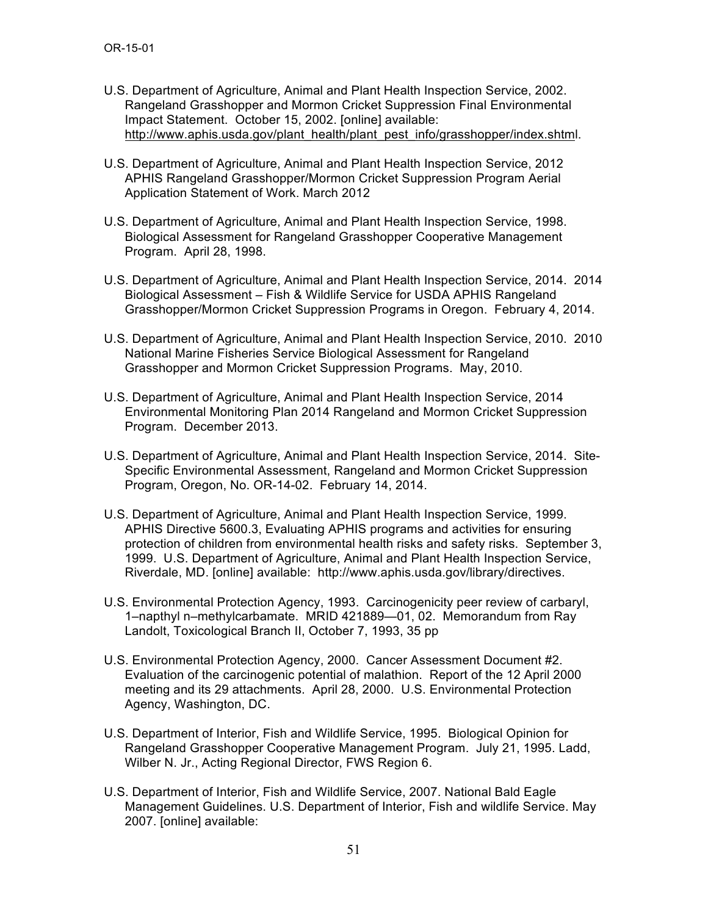U.S. Department of Agriculture, Animal and Plant Health Inspection Service, 2002. Rangeland Grasshopper and Mormon Cricket Suppression Final Environmental Impact Statement. October 15, 2002. [online] available: http://www.aphis.usda.gov/plant_health/plant_pest_info/grasshopper/index.shtml.

U.S. Department of Agriculture, Animal and Plant Health Inspection Service, 2012 APHIS Rangeland Grasshopper/Mormon Cricket Suppression Program Aerial Application Statement of Work. March 2012

U.S. Department of Agriculture, Animal and Plant Health Inspection Service, 1998. Biological Assessment for Rangeland Grasshopper Cooperative Management Program. April 28, 1998.

U.S. Department of Agriculture, Animal and Plant Health Inspection Service, 2014. 2014 Biological Assessment – Fish & Wildlife Service for USDA APHIS Rangeland Grasshopper/Mormon Cricket Suppression Programs in Oregon. February 4, 2014.

U.S. Department of Agriculture, Animal and Plant Health Inspection Service, 2010. 2010 National Marine Fisheries Service Biological Assessment for Rangeland Grasshopper and Mormon Cricket Suppression Programs. May, 2010.

U.S. Department of Agriculture, Animal and Plant Health Inspection Service, 2014 Environmental Monitoring Plan 2014 Rangeland and Mormon Cricket Suppression Program. December 2013.

U.S. Department of Agriculture, Animal and Plant Health Inspection Service, 2014. Site-Specific Environmental Assessment, Rangeland and Mormon Cricket Suppression Program, Oregon, No. OR-14-02. February 14, 2014.

U.S. Department of Agriculture, Animal and Plant Health Inspection Service, 1999. APHIS Directive 5600.3, Evaluating APHIS programs and activities for ensuring protection of children from environmental health risks and safety risks. September 3, 1999. U.S. Department of Agriculture, Animal and Plant Health Inspection Service, Riverdale, MD. [online] available: http://www.aphis.usda.gov/library/directives.

U.S. Environmental Protection Agency, 1993. Carcinogenicity peer review of carbaryl, 1–napthyl n–methylcarbamate. MRID 421889—01, 02. Memorandum from Ray Landolt, Toxicological Branch II, October 7, 1993, 35 pp

U.S. Environmental Protection Agency, 2000. Cancer Assessment Document #2. Evaluation of the carcinogenic potential of malathion. Report of the 12 April 2000 meeting and its 29 attachments. April 28, 2000. U.S. Environmental Protection Agency, Washington, DC.

U.S. Department of Interior, Fish and Wildlife Service, 1995. Biological Opinion for Rangeland Grasshopper Cooperative Management Program. July 21, 1995. Ladd, Wilber N. Jr., Acting Regional Director, FWS Region 6.

U.S. Department of Interior, Fish and Wildlife Service, 2007. National Bald Eagle Management Guidelines. U.S. Department of Interior, Fish and wildlife Service. May 2007. [online] available: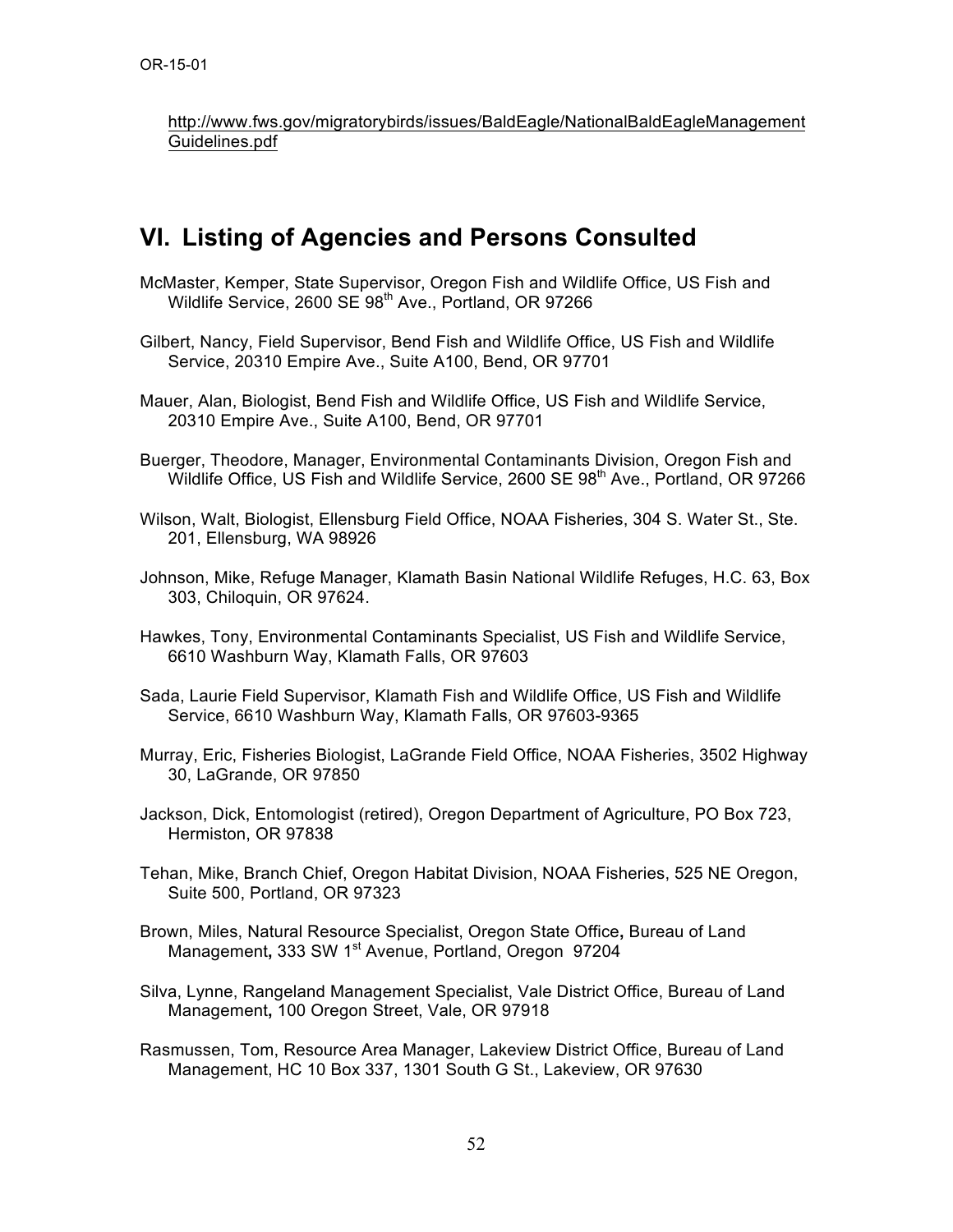http://www.fws.gov/migratorybirds/issues/BaldEagle/NationalBaldEagleManagementGuidelines.pdf

## VI. Listing of Agencies and Persons Consulted

McMaster, Kemper, State Supervisor, Oregon Fish and Wildlife Office, US Fish and Wildlife Service, 2600 SE 98th Ave., Portland, OR 97266

Gilbert, Nancy, Field Supervisor, Bend Fish and Wildlife Office, US Fish and Wildlife Service, 20310 Empire Ave., Suite A100, Bend, OR 97701

Mauer, Alan, Biologist, Bend Fish and Wildlife Office, US Fish and Wildlife Service, 20310 Empire Ave., Suite A100, Bend, OR 97701

Buerger, Theodore, Manager, Environmental Contaminants Division, Oregon Fish and Wildlife Office, US Fish and Wildlife Service, 2600 SE 98th Ave., Portland, OR 97266

Wilson, Walt, Biologist, Ellensburg Field Office, NOAA Fisheries, 304 S. Water St., Ste. 201, Ellensburg, WA 98926

Johnson, Mike, Refuge Manager, Klamath Basin National Wildlife Refuges, H.C. 63, Box 303, Chiloquin, OR 97624.

Hawkes, Tony, Environmental Contaminants Specialist, US Fish and Wildlife Service, 6610 Washburn Way, Klamath Falls, OR 97603

Sada, Laurie Field Supervisor, Klamath Fish and Wildlife Office, US Fish and Wildlife Service, 6610 Washburn Way, Klamath Falls, OR 97603-9365

Murray, Eric, Fisheries Biologist, LaGrande Field Office, NOAA Fisheries, 3502 Highway 30, LaGrande, OR 97850

Jackson, Dick, Entomologist (retired), Oregon Department of Agriculture, PO Box 723, Hermiston, OR 97838

Tehan, Mike, Branch Chief, Oregon Habitat Division, NOAA Fisheries, 525 NE Oregon, Suite 500, Portland, OR 97323

Brown, Miles, Natural Resource Specialist, Oregon State Office**,** Bureau of Land Management**,** 333 SW 1st Avenue, Portland, Oregon 97204

Silva, Lynne, Rangeland Management Specialist, Vale District Office, Bureau of Land Management**,** 100 Oregon Street, Vale, OR 97918

Rasmussen, Tom, Resource Area Manager, Lakeview District Office, Bureau of Land Management, HC 10 Box 337, 1301 South G St., Lakeview, OR 97630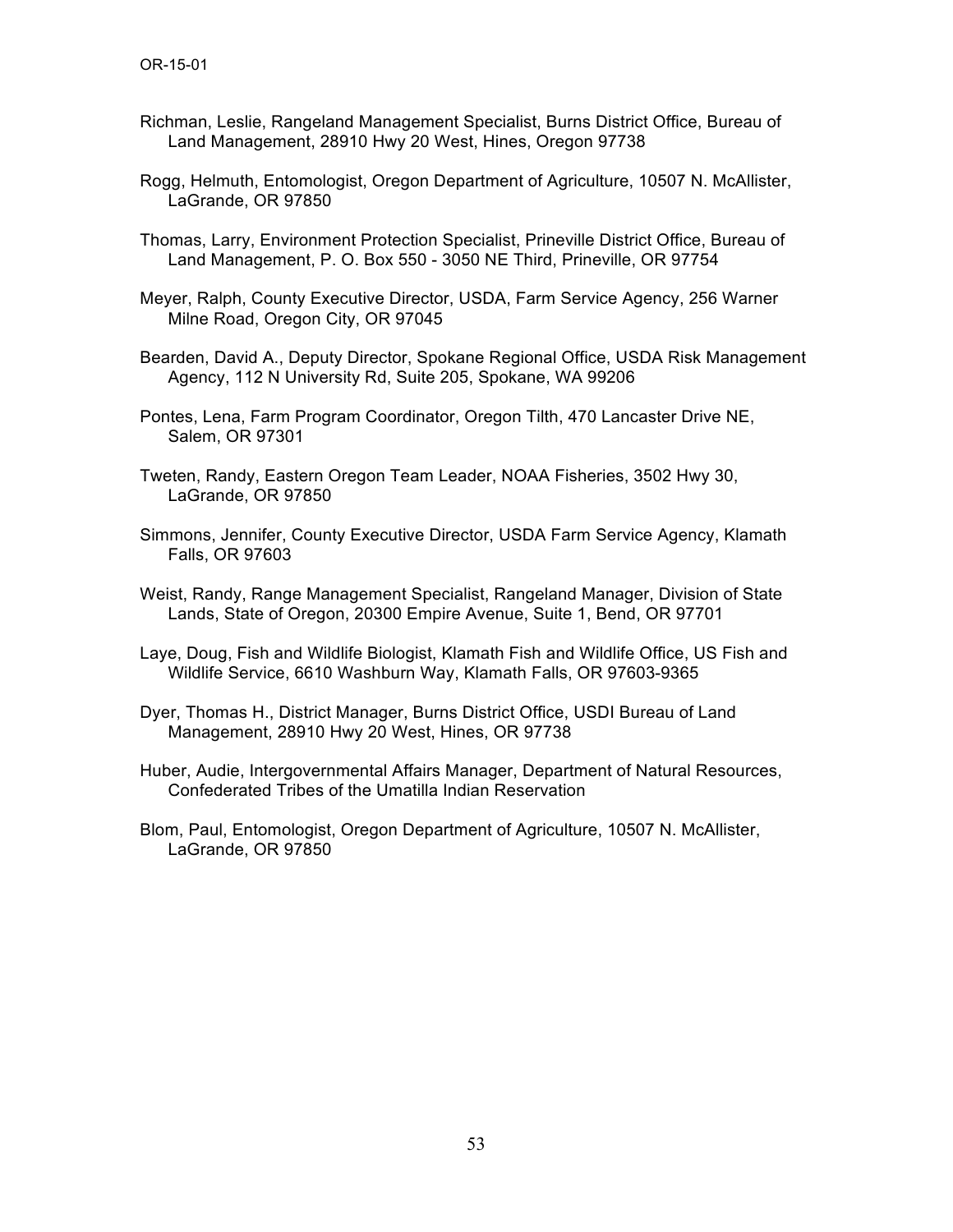Richman, Leslie, Rangeland Management Specialist, Burns District Office, Bureau of Land Management, 28910 Hwy 20 West, Hines, Oregon 97738

Rogg, Helmuth, Entomologist, Oregon Department of Agriculture, 10507 N. McAllister, LaGrande, OR 97850

Thomas, Larry, Environment Protection Specialist, Prineville District Office, Bureau of Land Management, P. O. Box 550 - 3050 NE Third, Prineville, OR 97754

Meyer, Ralph, County Executive Director, USDA, Farm Service Agency, 256 Warner Milne Road, Oregon City, OR 97045

Bearden, David A., Deputy Director, Spokane Regional Office, USDA Risk Management Agency, 112 N University Rd, Suite 205, Spokane, WA 99206

Pontes, Lena, Farm Program Coordinator, Oregon Tilth, 470 Lancaster Drive NE, Salem, OR 97301

Tweten, Randy, Eastern Oregon Team Leader, NOAA Fisheries, 3502 Hwy 30, LaGrande, OR 97850

Simmons, Jennifer, County Executive Director, USDA Farm Service Agency, Klamath Falls, OR 97603

Weist, Randy, Range Management Specialist, Rangeland Manager, Division of State Lands, State of Oregon, 20300 Empire Avenue, Suite 1, Bend, OR 97701

Laye, Doug, Fish and Wildlife Biologist, Klamath Fish and Wildlife Office, US Fish and Wildlife Service, 6610 Washburn Way, Klamath Falls, OR 97603-9365

Dyer, Thomas H., District Manager, Burns District Office, USDI Bureau of Land Management, 28910 Hwy 20 West, Hines, OR 97738

Huber, Audie, Intergovernmental Affairs Manager, Department of Natural Resources, Confederated Tribes of the Umatilla Indian Reservation

Blom, Paul, Entomologist, Oregon Department of Agriculture, 10507 N. McAllister, LaGrande, OR 97850